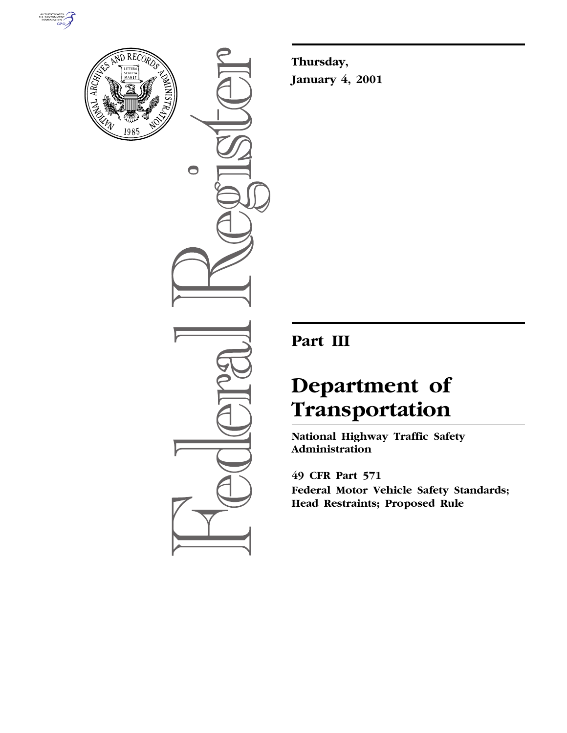**Thursday,**
**January 4, 2001**

# Part III

# Department of Transportation

## National Highway Traffic Safety Administration

**49 CFR Part 571**
**Federal Motor Vehicle Safety Standards; Head Restraints; Proposed Rule**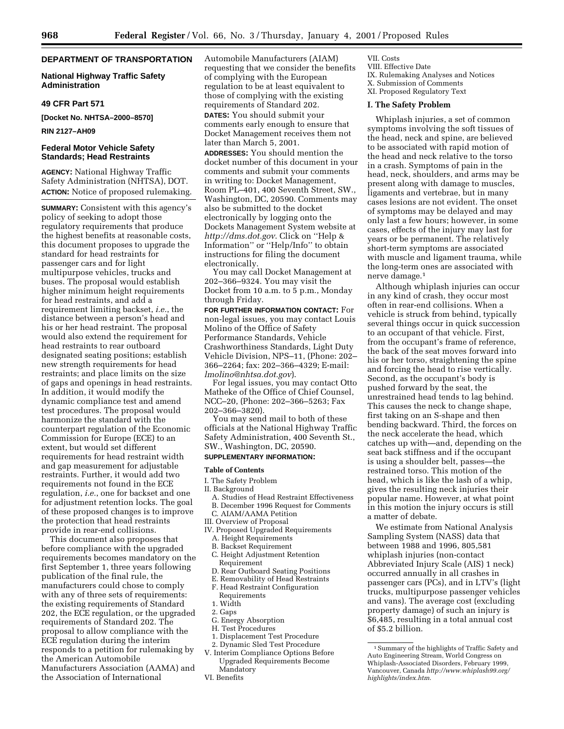## DEPARTMENT OF TRANSPORTATION

### National Highway Traffic Safety Administration

### 49 CFR Part 571

**[Docket No. NHTSA–2000–8570]**

**RIN 2127–AH09**

### Federal Motor Vehicle Safety Standards; Head Restraints

**AGENCY:** National Highway Traffic Safety Administration (NHTSA), DOT.

**ACTION:** Notice of proposed rulemaking.

**SUMMARY:** Consistent with this agency's policy of seeking to adopt those regulatory requirements that produce the highest benefits at reasonable costs, this document proposes to upgrade the standard for head restraints for passenger cars and for light multipurpose vehicles, trucks and buses. The proposal would establish higher minimum height requirements for head restraints, and add a requirement limiting backset, *i.e.*, the distance between a person's head and his or her head restraint. The proposal would also extend the requirement for head restraints to rear outboard designated seating positions; establish new strength requirements for head restraints; and place limits on the size of gaps and openings in head restraints. In addition, it would modify the dynamic compliance test and amend test procedures. The proposal would harmonize the standard with the counterpart regulation of the Economic Commission for Europe (ECE) to an extent, but would set different requirements for head restraint width and gap measurement for adjustable restraints. Further, it would add two requirements not found in the ECE regulation, *i.e.*, one for backset and one for adjustment retention locks. The goal of these proposed changes is to improve the protection that head restraints provide in rear-end collisions.

This document also proposes that before compliance with the upgraded requirements becomes mandatory on the first September 1, three years following publication of the final rule, the manufacturers could chose to comply with any of three sets of requirements: the existing requirements of Standard 202, the ECE regulation, or the upgraded requirements of Standard 202. The proposal to allow compliance with the ECE regulation during the interim responds to a petition for rulemaking by the American Automobile Manufacturers Association (AAMA) and the Association of International Automobile Manufacturers (AIAM) requesting that we consider the benefits of complying with the European regulation to be at least equivalent to those of complying with the existing requirements of Standard 202.

**DATES:** You should submit your comments early enough to ensure that Docket Management receives them not later than March 5, 2001.

**ADDRESSES:** You should mention the docket number of this document in your comments and submit your comments in writing to: Docket Management, Room PL–401, 400 Seventh Street, SW., Washington, DC, 20590. Comments may also be submitted to the docket electronically by logging onto the Dockets Management System website at *http://dms.dot.gov*. Click on ''Help & Information'' or ''Help/Info'' to obtain instructions for filing the document electronically.

You may call Docket Management at 202–366–9324. You may visit the Docket from 10 a.m. to 5 p.m., Monday through Friday.

**FOR FURTHER INFORMATION CONTACT:** For non-legal issues, you may contact Louis Molino of the Office of Safety Performance Standards, Vehicle Crashworthiness Standards, Light Duty Vehicle Division, NPS–11, (Phone: 202–366–2264; fax: 202–366–4329; E-mail: *lmolino@nhtsa.dot.gov*).

For legal issues, you may contact Otto Matheke of the Office of Chief Counsel, NCC–20, (Phone: 202–366–5263; Fax 202–366–3820).

You may send mail to both of these officials at the National Highway Traffic Safety Administration, 400 Seventh St., SW., Washington, DC, 20590.

**SUPPLEMENTARY INFORMATION:**

**Table of Contents**

- I. The Safety Problem
- II. Background
  - A. Studies of Head Restraint Effectiveness
  - B. December 1996 Request for Comments
  - C. AIAM/AAMA Petition
- III. Overview of Proposal
- IV. Proposed Upgraded Requirements
  - A. Height Requirements
  - B. Backset Requirement
  - C. Height Adjustment Retention Requirement
  - D. Rear Outboard Seating Positions
  - E. Removability of Head Restraints
  - F. Head Restraint Configuration Requirements
    1. Width
    2. Gaps
  - G. Energy Absorption
  - H. Test Procedures
    1. Displacement Test Procedure
    2. Dynamic Sled Test Procedure
- V. Interim Compliance Options Before Upgraded Requirements Become Mandatory
- VI. Benefits
- VII. Costs
- VIII. Effective Date
- IX. Rulemaking Analyses and Notices
- X. Submission of Comments
- XI. Proposed Regulatory Text

## I. The Safety Problem

Whiplash injuries, a set of common symptoms involving the soft tissues of the head, neck and spine, are believed to be associated with rapid motion of the head and neck relative to the torso in a crash. Symptoms of pain in the head, neck, shoulders, and arms may be present along with damage to muscles, ligaments and vertebrae, but in many cases lesions are not evident. The onset of symptoms may be delayed and may only last a few hours; however, in some cases, effects of the injury may last for years or be permanent. The relatively short-term symptoms are associated with muscle and ligament trauma, while the long-term ones are associated with nerve damage.[1]

Although whiplash injuries can occur in any kind of crash, they occur most often in rear-end collisions. When a vehicle is struck from behind, typically several things occur in quick succession to an occupant of that vehicle. First, from the occupant's frame of reference, the back of the seat moves forward into his or her torso, straightening the spine and forcing the head to rise vertically. Second, as the occupant's body is pushed forward by the seat, the unrestrained head tends to lag behind. This causes the neck to change shape, first taking on an S-shape and then bending backward. Third, the forces on the neck accelerate the head, which catches up with—and, depending on the seat back stiffness and if the occupant is using a shoulder belt, passes—the restrained torso. This motion of the head, which is like the lash of a whip, gives the resulting neck injuries their popular name. However, at what point in this motion the injury occurs is still a matter of debate.

We estimate from National Analysis Sampling System (NASS) data that between 1988 and 1996, 805,581 whiplash injuries (non-contact Abbreviated Injury Scale (AIS) 1 neck) occurred annually in all crashes in passenger cars (PCs), and in LTV's (light trucks, multipurpose passenger vehicles and vans). The average cost (excluding property damage) of such an injury is $6,485, resulting in a total annual cost of $5.2 billion.

[1] Summary of the highlights of Traffic Safety and Auto Engineering Stream, World Congress on Whiplash-Associated Disorders, February 1999, Vancouver, Canada *http://www.whiplash99.org/highlights/index.htm.*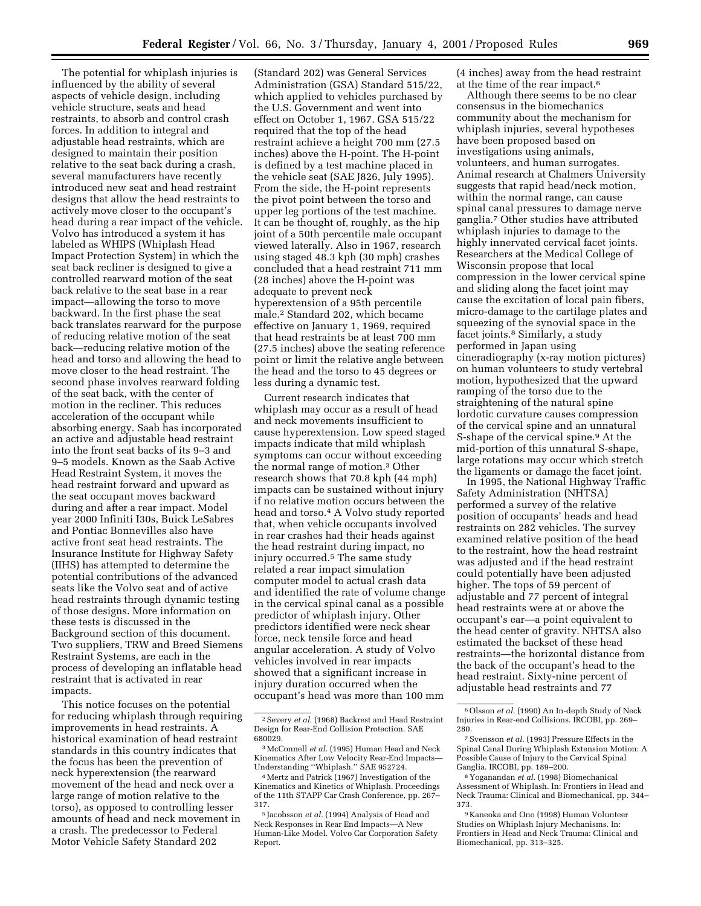The potential for whiplash injuries is influenced by the ability of several aspects of vehicle design, including vehicle structure, seats and head restraints, to absorb and control crash forces. In addition to integral and adjustable head restraints, which are designed to maintain their position relative to the seat back during a crash, several manufacturers have recently introduced new seat and head restraint designs that allow the head restraints to actively move closer to the occupant's head during a rear impact of the vehicle. Volvo has introduced a system it has labeled as WHIPS (Whiplash Head Impact Protection System) in which the seat back recliner is designed to give a controlled rearward motion of the seat back relative to the seat base in a rear impact—allowing the torso to move backward. In the first phase the seat back translates rearward for the purpose of reducing relative motion of the seat back—reducing relative motion of the head and torso and allowing the head to move closer to the head restraint. The second phase involves rearward folding of the seat back, with the center of motion in the recliner. This reduces acceleration of the occupant while absorbing energy. Saab has incorporated an active and adjustable head restraint into the front seat backs of its 9–3 and 9–5 models. Known as the Saab Active Head Restraint System, it moves the head restraint forward and upward as the seat occupant moves backward during and after a rear impact. Model year 2000 Infiniti I30s, Buick LeSabres and Pontiac Bonnevilles also have active front seat head restraints. The Insurance Institute for Highway Safety (IIHS) has attempted to determine the potential contributions of the advanced seats like the Volvo seat and of active head restraints through dynamic testing of those designs. More information on these tests is discussed in the Background section of this document. Two suppliers, TRW and Breed Siemens Restraint Systems, are each in the process of developing an inflatable head restraint that is activated in rear impacts.

This notice focuses on the potential for reducing whiplash through requiring improvements in head restraints. A historical examination of head restraint standards in this country indicates that the focus has been the prevention of neck hyperextension (the rearward movement of the head and neck over a large range of motion relative to the torso), as opposed to controlling lesser amounts of head and neck movement in a crash. The predecessor to Federal Motor Vehicle Safety Standard 202 (Standard 202) was General Services Administration (GSA) Standard 515/22, which applied to vehicles purchased by the U.S. Government and went into effect on October 1, 1967. GSA 515/22 required that the top of the head restraint achieve a height 700 mm (27.5 inches) above the H-point. The H-point is defined by a test machine placed in the vehicle seat (SAE J826, July 1995). From the side, the H-point represents the pivot point between the torso and upper leg portions of the test machine. It can be thought of, roughly, as the hip joint of a 50th percentile male occupant viewed laterally. Also in 1967, research using staged 48.3 kph (30 mph) crashes concluded that a head restraint 711 mm (28 inches) above the H-point was adequate to prevent neck hyperextension of a 95th percentile male.[2] Standard 202, which became effective on January 1, 1969, required that head restraints be at least 700 mm (27.5 inches) above the seating reference point or limit the relative angle between the head and the torso to 45 degrees or less during a dynamic test.

Current research indicates that whiplash may occur as a result of head and neck movements insufficient to cause hyperextension. Low speed staged impacts indicate that mild whiplash symptoms can occur without exceeding the normal range of motion.[3] Other research shows that 70.8 kph (44 mph) impacts can be sustained without injury if no relative motion occurs between the head and torso.[4] A Volvo study reported that, when vehicle occupants involved in rear crashes had their heads against the head restraint during impact, no injury occurred.[5] The same study related a rear impact simulation computer model to actual crash data and identified the rate of volume change in the cervical spinal canal as a possible predictor of whiplash injury. Other predictors identified were neck shear force, neck tensile force and head angular acceleration. A study of Volvo vehicles involved in rear impacts showed that a significant increase in injury duration occurred when the occupant's head was more than 100 mm (4 inches) away from the head restraint at the time of the rear impact.[6]

Although there seems to be no clear consensus in the biomechanics community about the mechanism for whiplash injuries, several hypotheses have been proposed based on investigations using animals, volunteers, and human surrogates. Animal research at Chalmers University suggests that rapid head/neck motion, within the normal range, can cause spinal canal pressures to damage nerve ganglia.[7] Other studies have attributed whiplash injuries to damage to the highly innervated cervical facet joints. Researchers at the Medical College of Wisconsin propose that local compression in the lower cervical spine and sliding along the facet joint may cause the excitation of local pain fibers, micro-damage to the cartilage plates and squeezing of the synovial space in the facet joints.[8] Similarly, a study performed in Japan using cineradiography (x-ray motion pictures) on human volunteers to study vertebral motion, hypothesized that the upward ramping of the torso due to the straightening of the natural spine lordotic curvature causes compression of the cervical spine and an unnatural S-shape of the cervical spine.[9] At the mid-portion of this unnatural S-shape, large rotations may occur which stretch the ligaments or damage the facet joint.

In 1995, the National Highway Traffic Safety Administration (NHTSA) performed a survey of the relative position of occupants' heads and head restraints on 282 vehicles. The survey examined relative position of the head to the restraint, how the head restraint was adjusted and if the head restraint could potentially have been adjusted higher. The tops of 59 percent of adjustable and 77 percent of integral head restraints were at or above the occupant's ear—a point equivalent to the head center of gravity. NHTSA also estimated the backset of these head restraints—the horizontal distance from the back of the occupant's head to the head restraint. Sixty-nine percent of adjustable head restraints and 77

---

[2] Severy *et al.* (1968) Backrest and Head Restraint Design for Rear-End Collision Protection. SAE 680029.

[3] McConnell *et al.* (1995) Human Head and Neck Kinematics After Low Velocity Rear-End Impacts—Understanding "Whiplash." SAE 952724.

[4] Mertz and Patrick (1967) Investigation of the Kinematics and Kinetics of Whiplash. Proceedings of the 11th STAPP Car Crash Conference, pp. 267–317.

[5] Jacobsson *et al.* (1994) Analysis of Head and Neck Responses in Rear End Impacts—A New Human-Like Model. Volvo Car Corporation Safety Report.

[6] Olsson *et al.* (1990) An In-depth Study of Neck Injuries in Rear-end Collisions. IRCOBI, pp. 269–280.

[7] Svensson *et al.* (1993) Pressure Effects in the Spinal Canal During Whiplash Extension Motion: A Possible Cause of Injury to the Cervical Spinal Ganglia. IRCOBI, pp. 189–200.

[8] Yoganandan *et al.* (1998) Biomechanical Assessment of Whiplash. In: Frontiers in Head and Neck Trauma: Clinical and Biomechanical, pp. 344–373.

[9] Kaneoka and Ono (1998) Human Volunteer Studies on Whiplash Injury Mechanisms. In: Frontiers in Head and Neck Trauma: Clinical and Biomechanical, pp. 313–325.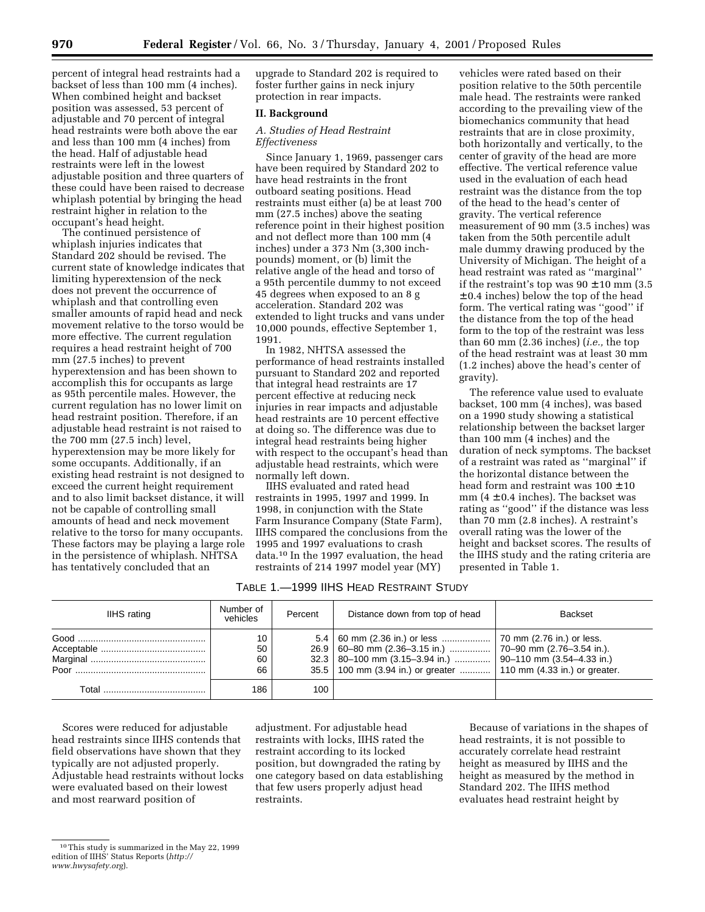percent of integral head restraints had a backset of less than 100 mm (4 inches). When combined height and backset position was assessed, 53 percent of adjustable and 70 percent of integral head restraints were both above the ear and less than 100 mm (4 inches) from the head. Half of adjustable head restraints were left in the lowest adjustable position and three quarters of these could have been raised to decrease whiplash potential by bringing the head restraint higher in relation to the occupant's head height.

The continued persistence of whiplash injuries indicates that Standard 202 should be revised. The current state of knowledge indicates that limiting hyperextension of the neck does not prevent the occurrence of whiplash and that controlling even smaller amounts of rapid head and neck movement relative to the torso would be more effective. The current regulation requires a head restraint height of 700 mm (27.5 inches) to prevent hyperextension and has been shown to accomplish this for occupants as large as 95th percentile males. However, the current regulation has no lower limit on head restraint position. Therefore, if an adjustable head restraint is not raised to the 700 mm (27.5 inch) level, hyperextension may be more likely for some occupants. Additionally, if an existing head restraint is not designed to exceed the current height requirement and to also limit backset distance, it will not be capable of controlling small amounts of head and neck movement relative to the torso for many occupants. These factors may be playing a large role in the persistence of whiplash. NHTSA has tentatively concluded that an upgrade to Standard 202 is required to foster further gains in neck injury protection in rear impacts.

## II. Background

### A. Studies of Head Restraint Effectiveness

Since January 1, 1969, passenger cars have been required by Standard 202 to have head restraints in the front outboard seating positions. Head restraints must either (a) be at least 700 mm (27.5 inches) above the seating reference point in their highest position and not deflect more than 100 mm (4 inches) under a 373 Nm (3,300 inch-pounds) moment, or (b) limit the relative angle of the head and torso of a 95th percentile dummy to not exceed 45 degrees when exposed to an 8 g acceleration. Standard 202 was extended to light trucks and vans under 10,000 pounds, effective September 1, 1991.

In 1982, NHTSA assessed the performance of head restraints installed pursuant to Standard 202 and reported that integral head restraints are 17 percent effective at reducing neck injuries in rear impacts and adjustable head restraints are 10 percent effective at doing so. The difference was due to integral head restraints being higher with respect to the occupant's head than adjustable head restraints, which were normally left down.

IIHS evaluated and rated head restraints in 1995, 1997 and 1999. In 1998, in conjunction with the State Farm Insurance Company (State Farm), IIHS compared the conclusions from the 1995 and 1997 evaluations to crash data.[10] In the 1997 evaluation, the head restraints of 214 1997 model year (MY) vehicles were rated based on their position relative to the 50th percentile male head. The restraints were ranked according to the prevailing view of the biomechanics community that head restraints that are in close proximity, both horizontally and vertically, to the center of gravity of the head are more effective. The vertical reference value used in the evaluation of each head restraint was the distance from the top of the head to the head's center of gravity. The vertical reference measurement of 90 mm (3.5 inches) was taken from the 50th percentile adult male dummy drawing produced by the University of Michigan. The height of a head restraint was rated as ''marginal'' if the restraint's top was 90 ±10 mm (3.5 ±0.4 inches) below the top of the head form. The vertical rating was ''good'' if the distance from the top of the head form to the top of the restraint was less than 60 mm (2.36 inches) (*i.e.,* the top of the head restraint was at least 30 mm (1.2 inches) above the head's center of gravity).

The reference value used to evaluate backset, 100 mm (4 inches), was based on a 1990 study showing a statistical relationship between the backset larger than 100 mm (4 inches) and the duration of neck symptoms. The backset of a restraint was rated as ''marginal'' if the horizontal distance between the head form and restraint was 100 ±10 mm (4 ±0.4 inches). The backset was rating as ''good'' if the distance was less than 70 mm (2.8 inches). A restraint's overall rating was the lower of the height and backset scores. The results of the IIHS study and the rating criteria are presented in Table 1.

TABLE 1.—1999 IIHS HEAD RESTRAINT STUDY

| IIHS rating | Number of vehicles | Percent | Distance down from top of head | Backset |
|---|---|---|---|---|
| Good | 10 | 5.4 | 60 mm (2.36 in.) or less | 70 mm (2.76 in.) or less. |
| Acceptable | 50 | 26.9 | 60–80 mm (2.36–3.15 in.) | 70–90 mm (2.76–3.54 in.). |
| Marginal | 60 | 32.3 | 80–100 mm (3.15–3.94 in.) | 90–110 mm (3.54–4.33 in.) |
| Poor | 66 | 35.5 | 100 mm (3.94 in.) or greater | 110 mm (4.33 in.) or greater. |
| Total | 186 | 100 | | |

Scores were reduced for adjustable head restraints since IIHS contends that field observations have shown that they typically are not adjusted properly. Adjustable head restraints without locks were evaluated based on their lowest and most rearward position of adjustment. For adjustable head restraints with locks, IIHS rated the restraint according to its locked position, but downgraded the rating by one category based on data establishing that few users properly adjust head restraints.

Because of variations in the shapes of head restraints, it is not possible to accurately correlate head restraint height as measured by IIHS and the height as measured by the method in Standard 202. The IIHS method evaluates head restraint height by

[10] This study is summarized in the May 22, 1999 edition of IIHS' Status Reports (*http://www.hwysafety.org*).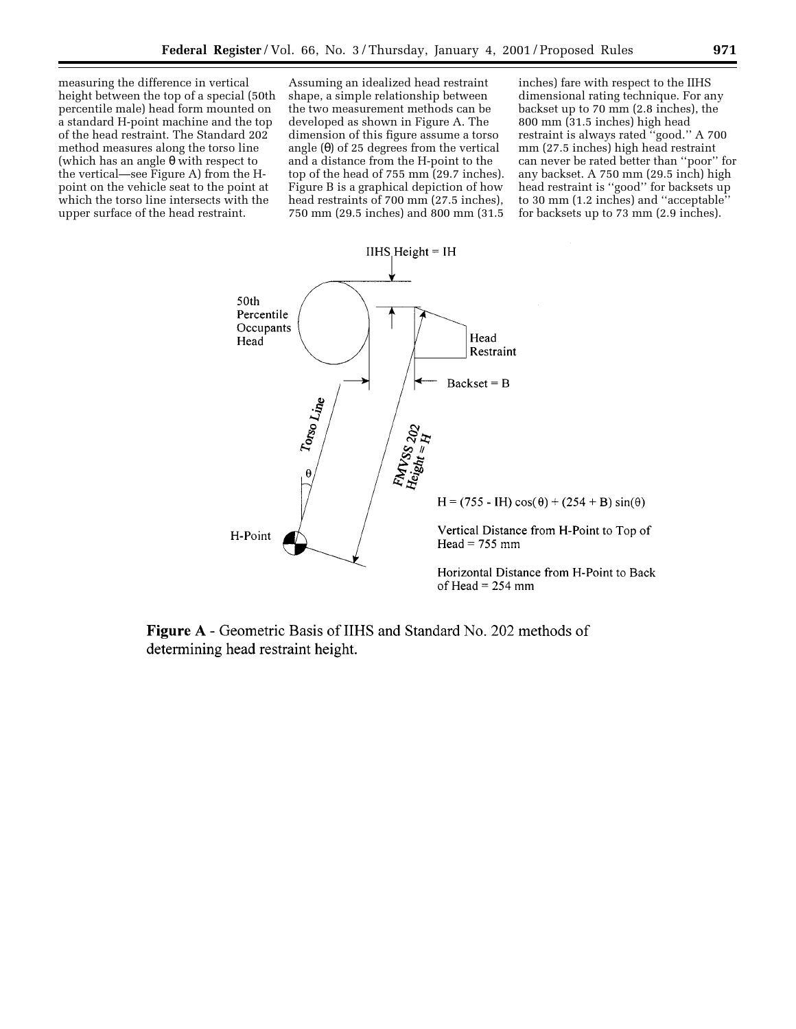measuring the difference in vertical height between the top of a special (50th percentile male) head form mounted on a standard H-point machine and the top of the head restraint. The Standard 202 method measures along the torso line (which has an angle θ with respect to the vertical—see Figure A) from the H-point on the vehicle seat to the point at which the torso line intersects with the upper surface of the head restraint.

Assuming an idealized head restraint shape, a simple relationship between the two measurement methods can be developed as shown in Figure A. The dimension of this figure assume a torso angle (θ) of 25 degrees from the vertical and a distance from the H-point to the top of the head of 755 mm (29.7 inches). Figure B is a graphical depiction of how head restraints of 700 mm (27.5 inches), 750 mm (29.5 inches) and 800 mm (31.5 inches) fare with respect to the IIHS dimensional rating technique. For any backset up to 70 mm (2.8 inches), the 800 mm (31.5 inches) high head restraint is always rated "good." A 700 mm (27.5 inches) high head restraint can never be rated better than "poor" for any backset. A 750 mm (29.5 inch) high head restraint is "good" for backsets up to 30 mm (1.2 inches) and "acceptable" for backsets up to 73 mm (2.9 inches).

IIHS Height = IH

50th Percentile Occupants Head

Head Restraint

Backset = B

Torso Line

θ

FMVSS 202 Height = H

H-Point

$$H = (755 - IH)\cos(\theta) + (254 + B)\sin(\theta)$$

Vertical Distance from H-Point to Top of Head = 755 mm

Horizontal Distance from H-Point to Back of Head = 254 mm

**Figure A** - Geometric Basis of IIHS and Standard No. 202 methods of determining head restraint height.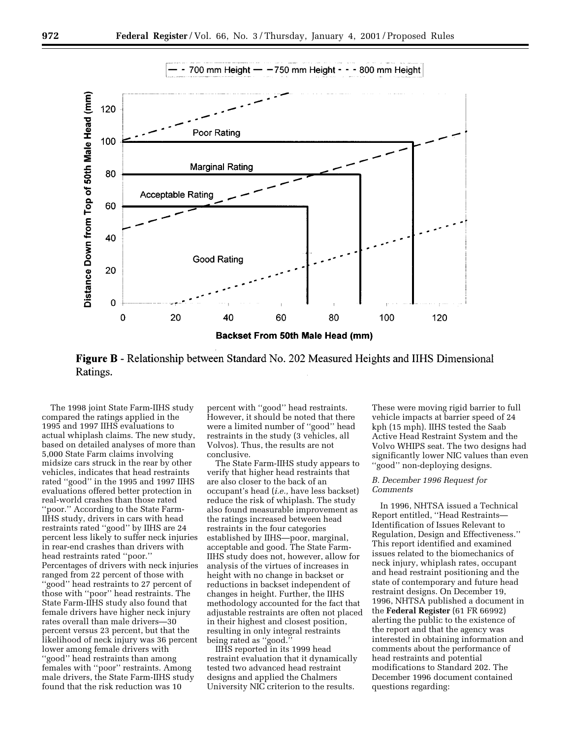**Figure B** - Relationship between Standard No. 202 Measured Heights and IIHS Dimensional Ratings.

The 1998 joint State Farm-IIHS study compared the ratings applied in the 1995 and 1997 IIHS evaluations to actual whiplash claims. The new study, based on detailed analyses of more than 5,000 State Farm claims involving midsize cars struck in the rear by other vehicles, indicates that head restraints rated ''good'' in the 1995 and 1997 IIHS evaluations offered better protection in real-world crashes than those rated ''poor.'' According to the State Farm-IIHS study, drivers in cars with head restraints rated ''good'' by IIHS are 24 percent less likely to suffer neck injuries in rear-end crashes than drivers with head restraints rated ''poor.'' Percentages of drivers with neck injuries ranged from 22 percent of those with ''good'' head restraints to 27 percent of those with ''poor'' head restraints. The State Farm-IIHS study also found that female drivers have higher neck injury rates overall than male drivers—30 percent versus 23 percent, but that the likelihood of neck injury was 36 percent lower among female drivers with ''good'' head restraints than among females with ''poor'' restraints. Among male drivers, the State Farm-IIHS study found that the risk reduction was 10 percent with ''good'' head restraints. However, it should be noted that there were a limited number of ''good'' head restraints in the study (3 vehicles, all Volvos). Thus, the results are not conclusive.

The State Farm-IIHS study appears to verify that higher head restraints that are also closer to the back of an occupant's head (*i.e.,* have less backset) reduce the risk of whiplash. The study also found measurable improvement as the ratings increased between head restraints in the four categories established by IIHS—poor, marginal, acceptable and good. The State Farm-IIHS study does not, however, allow for analysis of the virtues of increases in height with no change in backset or reductions in backset independent of changes in height. Further, the IIHS methodology accounted for the fact that adjustable restraints are often not placed in their highest and closest position, resulting in only integral restraints being rated as ''good.''

IIHS reported in its 1999 head restraint evaluation that it dynamically tested two advanced head restraint designs and applied the Chalmers University NIC criterion to the results. These were moving rigid barrier to full vehicle impacts at barrier speed of 24 kph (15 mph). IIHS tested the Saab Active Head Restraint System and the Volvo WHIPS seat. The two designs had significantly lower NIC values than even ''good'' non-deploying designs.

### *B. December 1996 Request for Comments*

In 1996, NHTSA issued a Technical Report entitled, ''Head Restraints—Identification of Issues Relevant to Regulation, Design and Effectiveness.'' This report identified and examined issues related to the biomechanics of neck injury, whiplash rates, occupant and head restraint positioning and the state of contemporary and future head restraint designs. On December 19, 1996, NHTSA published a document in the **Federal Register** (61 FR 66992) alerting the public to the existence of the report and that the agency was interested in obtaining information and comments about the performance of head restraints and potential modifications to Standard 202. The December 1996 document contained questions regarding: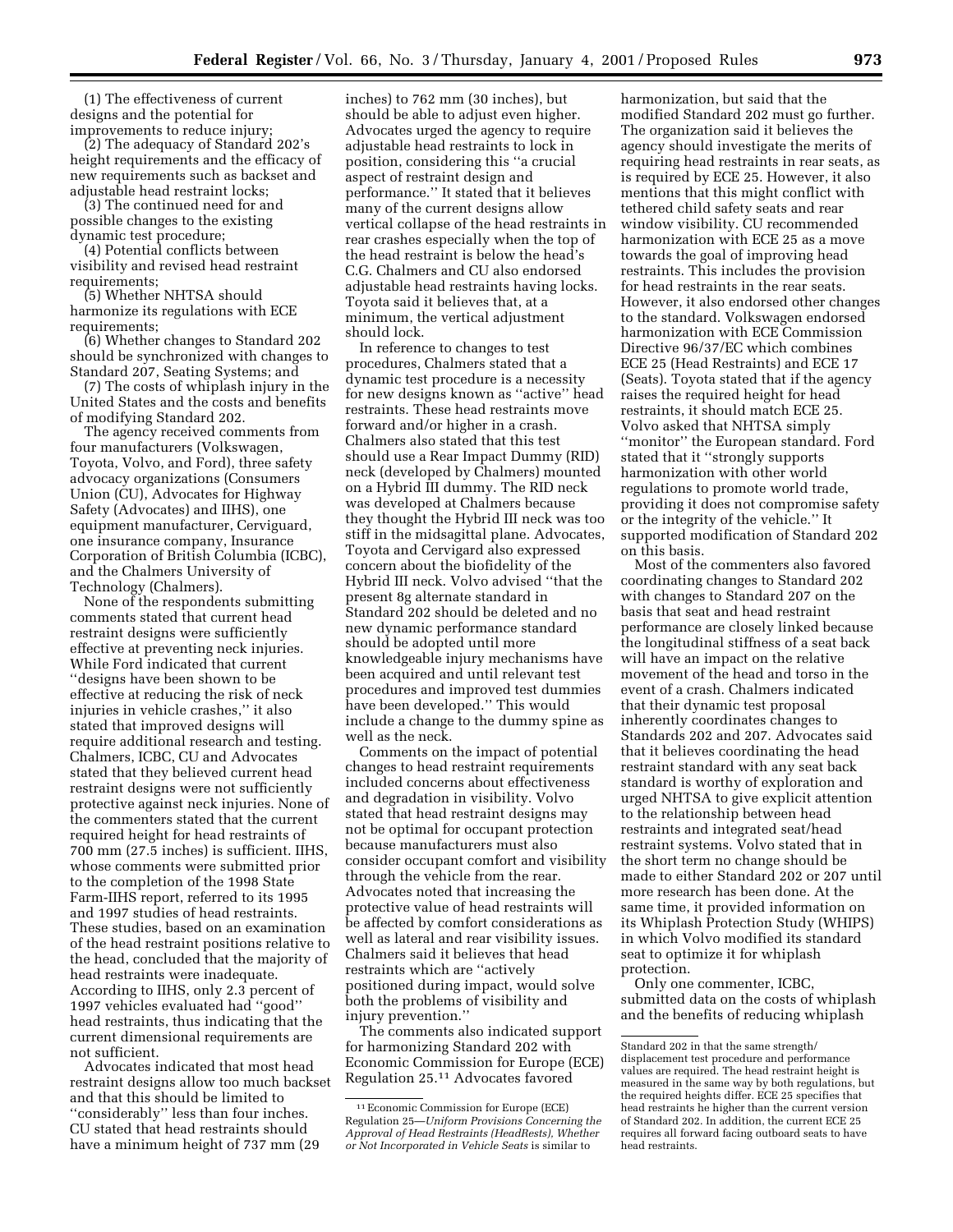(1) The effectiveness of current designs and the potential for improvements to reduce injury;

(2) The adequacy of Standard 202's height requirements and the efficacy of new requirements such as backset and adjustable head restraint locks;

(3) The continued need for and possible changes to the existing dynamic test procedure;

(4) Potential conflicts between visibility and revised head restraint requirements;

(5) Whether NHTSA should harmonize its regulations with ECE requirements;

(6) Whether changes to Standard 202 should be synchronized with changes to Standard 207, Seating Systems; and

(7) The costs of whiplash injury in the United States and the costs and benefits of modifying Standard 202.

The agency received comments from four manufacturers (Volkswagen, Toyota, Volvo, and Ford), three safety advocacy organizations (Consumers Union (CU), Advocates for Highway Safety (Advocates) and IIHS), one equipment manufacturer, Cerviguard, one insurance company, Insurance Corporation of British Columbia (ICBC), and the Chalmers University of Technology (Chalmers).

None of the respondents submitting comments stated that current head restraint designs were sufficiently effective at preventing neck injuries. While Ford indicated that current ''designs have been shown to be effective at reducing the risk of neck injuries in vehicle crashes,'' it also stated that improved designs will require additional research and testing. Chalmers, ICBC, CU and Advocates stated that they believed current head restraint designs were not sufficiently protective against neck injuries. None of the commenters stated that the current required height for head restraints of 700 mm (27.5 inches) is sufficient. IIHS, whose comments were submitted prior to the completion of the 1998 State Farm-IIHS report, referred to its 1995 and 1997 studies of head restraints. These studies, based on an examination of the head restraint positions relative to the head, concluded that the majority of head restraints were inadequate. According to IIHS, only 2.3 percent of 1997 vehicles evaluated had ''good'' head restraints, thus indicating that the current dimensional requirements are not sufficient.

Advocates indicated that most head restraint designs allow too much backset and that this should be limited to ''considerably'' less than four inches. CU stated that head restraints should have a minimum height of 737 mm (29 inches) to 762 mm (30 inches), but should be able to adjust even higher. Advocates urged the agency to require adjustable head restraints to lock in position, considering this ''a crucial aspect of restraint design and performance.'' It stated that it believes many of the current designs allow vertical collapse of the head restraints in rear crashes especially when the top of the head restraint is below the head's C.G. Chalmers and CU also endorsed adjustable head restraints having locks. Toyota said it believes that, at a minimum, the vertical adjustment should lock.

In reference to changes to test procedures, Chalmers stated that a dynamic test procedure is a necessity for new designs known as ''active'' head restraints. These head restraints move forward and/or higher in a crash. Chalmers also stated that this test should use a Rear Impact Dummy (RID) neck (developed by Chalmers) mounted on a Hybrid III dummy. The RID neck was developed at Chalmers because they thought the Hybrid III neck was too stiff in the midsagittal plane. Advocates, Toyota and Cervigard also expressed concern about the biofidelity of the Hybrid III neck. Volvo advised ''that the present 8g alternate standard in Standard 202 should be deleted and no new dynamic performance standard should be adopted until more knowledgeable injury mechanisms have been acquired and until relevant test procedures and improved test dummies have been developed.'' This would include a change to the dummy spine as well as the neck.

Comments on the impact of potential changes to head restraint requirements included concerns about effectiveness and degradation in visibility. Volvo stated that head restraint designs may not be optimal for occupant protection because manufacturers must also consider occupant comfort and visibility through the vehicle from the rear. Advocates noted that increasing the protective value of head restraints will be affected by comfort considerations as well as lateral and rear visibility issues. Chalmers said it believes that head restraints which are ''actively positioned during impact, would solve both the problems of visibility and injury prevention.''

The comments also indicated support for harmonizing Standard 202 with Economic Commission for Europe (ECE) Regulation 25.[11] Advocates favored harmonization, but said that the modified Standard 202 must go further. The organization said it believes the agency should investigate the merits of requiring head restraints in rear seats, as is required by ECE 25. However, it also mentions that this might conflict with tethered child safety seats and rear window visibility. CU recommended harmonization with ECE 25 as a move towards the goal of improving head restraints. This includes the provision for head restraints in the rear seats. However, it also endorsed other changes to the standard. Volkswagen endorsed harmonization with ECE Commission Directive 96/37/EC which combines ECE 25 (Head Restraints) and ECE 17 (Seats). Toyota stated that if the agency raises the required height for head restraints, it should match ECE 25. Volvo asked that NHTSA simply ''monitor'' the European standard. Ford stated that it ''strongly supports harmonization with other world regulations to promote world trade, providing it does not compromise safety or the integrity of the vehicle.'' It supported modification of Standard 202 on this basis.

Most of the commenters also favored coordinating changes to Standard 202 with changes to Standard 207 on the basis that seat and head restraint performance are closely linked because the longitudinal stiffness of a seat back will have an impact on the relative movement of the head and torso in the event of a crash. Chalmers indicated that their dynamic test proposal inherently coordinates changes to Standards 202 and 207. Advocates said that it believes coordinating the head restraint standard with any seat back standard is worthy of exploration and urged NHTSA to give explicit attention to the relationship between head restraints and integrated seat/head restraint systems. Volvo stated that in the short term no change should be made to either Standard 202 or 207 until more research has been done. At the same time, it provided information on its Whiplash Protection Study (WHIPS) in which Volvo modified its standard seat to optimize it for whiplash protection.

Only one commenter, ICBC, submitted data on the costs of whiplash and the benefits of reducing whiplash

[11] Economic Commission for Europe (ECE) Regulation 25—*Uniform Provisions Concerning the Approval of Head Restraints (HeadRests), Whether or Not Incorporated in Vehicle Seats* is similar to Standard 202 in that the same strength/displacement test procedure and performance values are required. The head restraint height is measured in the same way by both regulations, but the required heights differ. ECE 25 specifies that head restraints be higher than the current version of Standard 202. In addition, the current ECE 25 requires all forward facing outboard seats to have head restraints.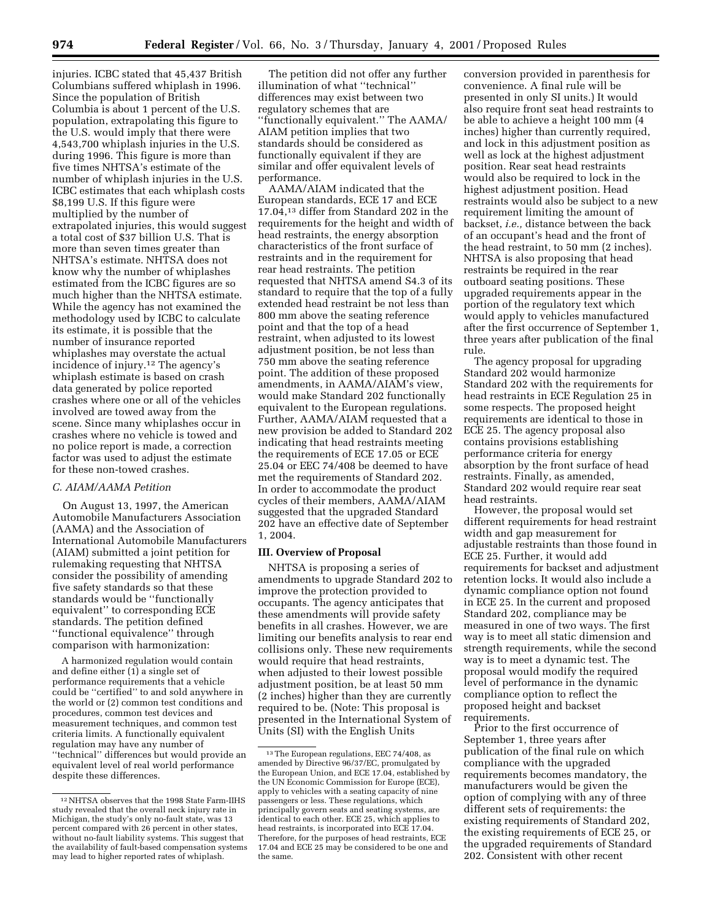injuries. ICBC stated that 45,437 British Columbians suffered whiplash in 1996. Since the population of British Columbia is about 1 percent of the U.S. population, extrapolating this figure to the U.S. would imply that there were 4,543,700 whiplash injuries in the U.S. during 1996. This figure is more than five times NHTSA's estimate of the number of whiplash injuries in the U.S. ICBC estimates that each whiplash costs $8,199 U.S. If this figure were multiplied by the number of extrapolated injuries, this would suggest a total cost of $37 billion U.S. That is more than seven times greater than NHTSA's estimate. NHTSA does not know why the number of whiplashes estimated from the ICBC figures are so much higher than the NHTSA estimate. While the agency has not examined the methodology used by ICBC to calculate its estimate, it is possible that the number of insurance reported whiplashes may overstate the actual incidence of injury.[12] The agency's whiplash estimate is based on crash data generated by police reported crashes where one or all of the vehicles involved are towed away from the scene. Since many whiplashes occur in crashes where no vehicle is towed and no police report is made, a correction factor was used to adjust the estimate for these non-towed crashes.

### C. AIAM/AAMA Petition

On August 13, 1997, the American Automobile Manufacturers Association (AAMA) and the Association of International Automobile Manufacturers (AIAM) submitted a joint petition for rulemaking requesting that NHTSA consider the possibility of amending five safety standards so that these standards would be ''functionally equivalent'' to corresponding ECE standards. The petition defined ''functional equivalence'' through comparison with harmonization:

> A harmonized regulation would contain and define either (1) a single set of performance requirements that a vehicle could be ''certified'' to and sold anywhere in the world or (2) common test conditions and procedures, common test devices and measurement techniques, and common test criteria limits. A functionally equivalent regulation may have any number of ''technical'' differences but would provide an equivalent level of real world performance despite these differences.

The petition did not offer any further illumination of what ''technical'' differences may exist between two regulatory schemes that are ''functionally equivalent.'' The AAMA/AIAM petition implies that two standards should be considered as functionally equivalent if they are similar and offer equivalent levels of performance.

AAMA/AIAM indicated that the European standards, ECE 17 and ECE 17.04,[13] differ from Standard 202 in the requirements for the height and width of head restraints, the energy absorption characteristics of the front surface of restraints and in the requirement for rear head restraints. The petition requested that NHTSA amend S4.3 of its standard to require that the top of a fully extended head restraint be not less than 800 mm above the seating reference point and that the top of a head restraint, when adjusted to its lowest adjustment position, be not less than 750 mm above the seating reference point. The addition of these proposed amendments, in AAMA/AIAM's view, would make Standard 202 functionally equivalent to the European regulations. Further, AAMA/AIAM requested that a new provision be added to Standard 202 indicating that head restraints meeting the requirements of ECE 17.05 or ECE 25.04 or EEC 74/408 be deemed to have met the requirements of Standard 202. In order to accommodate the product cycles of their members, AAMA/AIAM suggested that the upgraded Standard 202 have an effective date of September 1, 2004.

## III. Overview of Proposal

NHTSA is proposing a series of amendments to upgrade Standard 202 to improve the protection provided to occupants. The agency anticipates that these amendments will provide safety benefits in all crashes. However, we are limiting our benefits analysis to rear end collisions only. These new requirements would require that head restraints, when adjusted to their lowest possible adjustment position, be at least 50 mm (2 inches) higher than they are currently required to be. (Note: This proposal is presented in the International System of Units (SI) with the English Units conversion provided in parenthesis for convenience. A final rule will be presented in only SI units.) It would also require front seat head restraints to be able to achieve a height 100 mm (4 inches) higher than currently required, and lock in this adjustment position as well as lock at the highest adjustment position. Rear seat head restraints would also be required to lock in the highest adjustment position. Head restraints would also be subject to a new requirement limiting the amount of backset, *i.e.,* distance between the back of an occupant's head and the front of the head restraint, to 50 mm (2 inches). NHTSA is also proposing that head restraints be required in the rear outboard seating positions. These upgraded requirements appear in the portion of the regulatory text which would apply to vehicles manufactured after the first occurrence of September 1, three years after publication of the final rule.

The agency proposal for upgrading Standard 202 would harmonize Standard 202 with the requirements for head restraints in ECE Regulation 25 in some respects. The proposed height requirements are identical to those in ECE 25. The agency proposal also contains provisions establishing performance criteria for energy absorption by the front surface of head restraints. Finally, as amended, Standard 202 would require rear seat head restraints.

However, the proposal would set different requirements for head restraint width and gap measurement for adjustable restraints than those found in ECE 25. Further, it would add requirements for backset and adjustment retention locks. It would also include a dynamic compliance option not found in ECE 25. In the current and proposed Standard 202, compliance may be measured in one of two ways. The first way is to meet all static dimension and strength requirements, while the second way is to meet a dynamic test. The proposal would modify the required level of performance in the dynamic compliance option to reflect the proposed height and backset requirements.

Prior to the first occurrence of September 1, three years after publication of the final rule on which compliance with the upgraded requirements becomes mandatory, the manufacturers would be given the option of complying with any of three different sets of requirements: the existing requirements of Standard 202, the existing requirements of ECE 25, or the upgraded requirements of Standard 202. Consistent with other recent

---

[12] NHTSA observes that the 1998 State Farm-IIHS study revealed that the overall neck injury rate in Michigan, the study's only no-fault state, was 13 percent compared with 26 percent in other states, without no-fault liability systems. This suggest that the availability of fault-based compensation systems may lead to higher reported rates of whiplash.

[13] The European regulations, EEC 74/408, as amended by Directive 96/37/EC, promulgated by the European Union, and ECE 17.04, established by the UN Economic Commission for Europe (ECE), apply to vehicles with a seating capacity of nine passengers or less. These regulations, which principally govern seats and seating systems, are identical to each other. ECE 25, which applies to head restraints, is incorporated into ECE 17.04. Therefore, for the purposes of head restraints, ECE 17.04 and ECE 25 may be considered to be one and the same.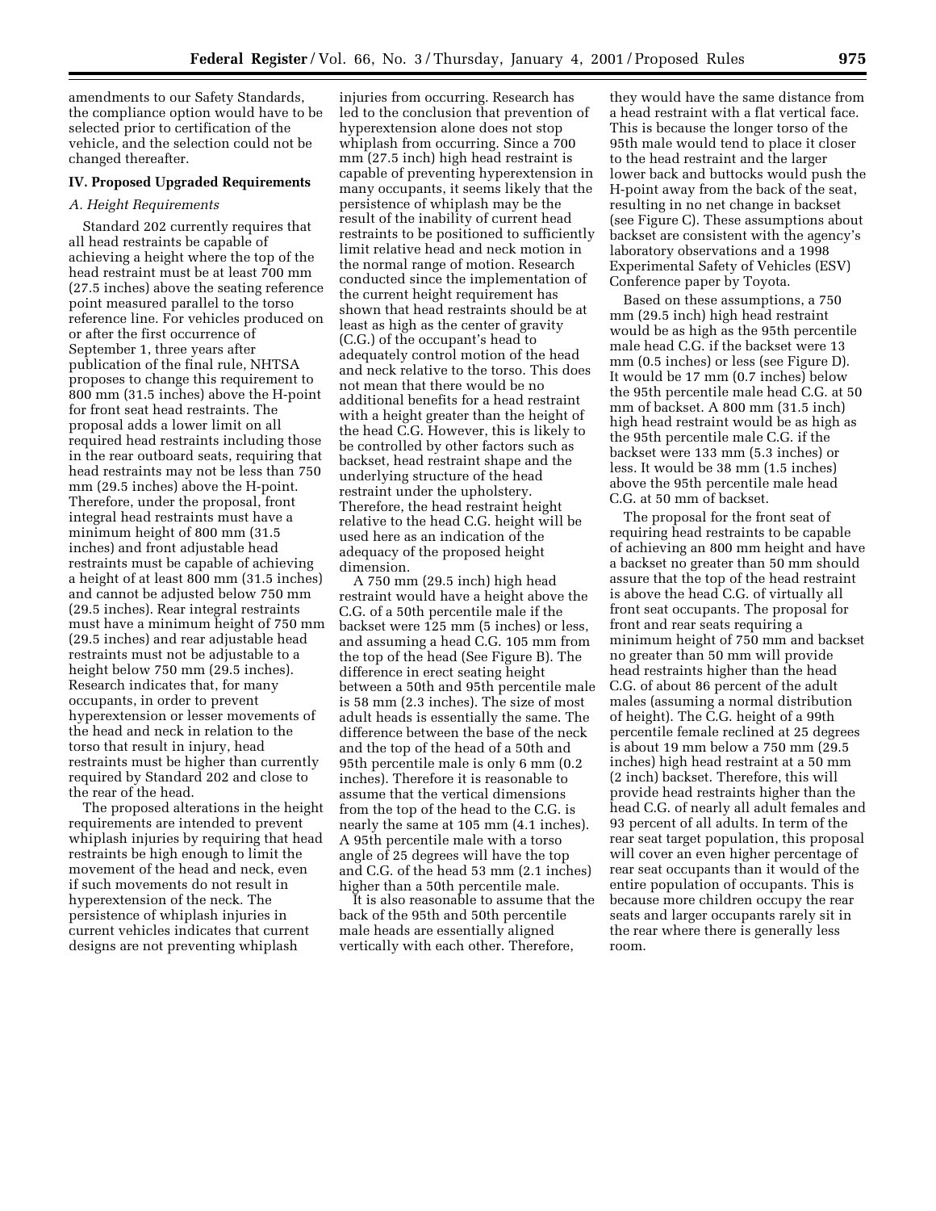amendments to our Safety Standards, the compliance option would have to be selected prior to certification of the vehicle, and the selection could not be changed thereafter.

## IV. Proposed Upgraded Requirements

### *A. Height Requirements*

Standard 202 currently requires that all head restraints be capable of achieving a height where the top of the head restraint must be at least 700 mm (27.5 inches) above the seating reference point measured parallel to the torso reference line. For vehicles produced on or after the first occurrence of September 1, three years after publication of the final rule, NHTSA proposes to change this requirement to 800 mm (31.5 inches) above the H-point for front seat head restraints. The proposal adds a lower limit on all required head restraints including those in the rear outboard seats, requiring that head restraints may not be less than 750 mm (29.5 inches) above the H-point. Therefore, under the proposal, front integral head restraints must have a minimum height of 800 mm (31.5 inches) and front adjustable head restraints must be capable of achieving a height of at least 800 mm (31.5 inches) and cannot be adjusted below 750 mm (29.5 inches). Rear integral restraints must have a minimum height of 750 mm (29.5 inches) and rear adjustable head restraints must not be adjustable to a height below 750 mm (29.5 inches). Research indicates that, for many occupants, in order to prevent hyperextension or lesser movements of the head and neck in relation to the torso that result in injury, head restraints must be higher than currently required by Standard 202 and close to the rear of the head.

The proposed alterations in the height requirements are intended to prevent whiplash injuries by requiring that head restraints be high enough to limit the movement of the head and neck, even if such movements do not result in hyperextension of the neck. The persistence of whiplash injuries in current vehicles indicates that current designs are not preventing whiplash injuries from occurring. Research has led to the conclusion that prevention of hyperextension alone does not stop whiplash from occurring. Since a 700 mm (27.5 inch) high head restraint is capable of preventing hyperextension in many occupants, it seems likely that the persistence of whiplash may be the result of the inability of current head restraints to be positioned to sufficiently limit relative head and neck motion in the normal range of motion. Research conducted since the implementation of the current height requirement has shown that head restraints should be at least as high as the center of gravity (C.G.) of the occupant's head to adequately control motion of the head and neck relative to the torso. This does not mean that there would be no additional benefits for a head restraint with a height greater than the height of the head C.G. However, this is likely to be controlled by other factors such as backset, head restraint shape and the underlying structure of the head restraint under the upholstery. Therefore, the head restraint height relative to the head C.G. height will be used here as an indication of the adequacy of the proposed height dimension.

A 750 mm (29.5 inch) high head restraint would have a height above the C.G. of a 50th percentile male if the backset were 125 mm (5 inches) or less, and assuming a head C.G. 105 mm from the top of the head (See Figure B). The difference in erect seating height between a 50th and 95th percentile male is 58 mm (2.3 inches). The size of most adult heads is essentially the same. The difference between the base of the neck and the top of the head of a 50th and 95th percentile male is only 6 mm (0.2 inches). Therefore it is reasonable to assume that the vertical dimensions from the top of the head to the C.G. is nearly the same at 105 mm (4.1 inches). A 95th percentile male with a torso angle of 25 degrees will have the top and C.G. of the head 53 mm (2.1 inches) higher than a 50th percentile male.

It is also reasonable to assume that the back of the 95th and 50th percentile male heads are essentially aligned vertically with each other. Therefore, they would have the same distance from a head restraint with a flat vertical face. This is because the longer torso of the 95th male would tend to place it closer to the head restraint and the larger lower back and buttocks would push the H-point away from the back of the seat, resulting in no net change in backset (see Figure C). These assumptions about backset are consistent with the agency's laboratory observations and a 1998 Experimental Safety of Vehicles (ESV) Conference paper by Toyota.

Based on these assumptions, a 750 mm (29.5 inch) high head restraint would be as high as the 95th percentile male head C.G. if the backset were 13 mm (0.5 inches) or less (see Figure D). It would be 17 mm (0.7 inches) below the 95th percentile male head C.G. at 50 mm of backset. A 800 mm (31.5 inch) high head restraint would be as high as the 95th percentile male C.G. if the backset were 133 mm (5.3 inches) or less. It would be 38 mm (1.5 inches) above the 95th percentile male head C.G. at 50 mm of backset.

The proposal for the front seat of requiring head restraints to be capable of achieving an 800 mm height and have a backset no greater than 50 mm should assure that the top of the head restraint is above the head C.G. of virtually all front seat occupants. The proposal for front and rear seats requiring a minimum height of 750 mm and backset no greater than 50 mm will provide head restraints higher than the head C.G. of about 86 percent of the adult males (assuming a normal distribution of height). The C.G. height of a 99th percentile female reclined at 25 degrees is about 19 mm below a 750 mm (29.5 inches) high head restraint at a 50 mm (2 inch) backset. Therefore, this will provide head restraints higher than the head C.G. of nearly all adult females and 93 percent of all adults. In term of the rear seat target population, this proposal will cover an even higher percentage of rear seat occupants than it would of the entire population of occupants. This is because more children occupy the rear seats and larger occupants rarely sit in the rear where there is generally less room.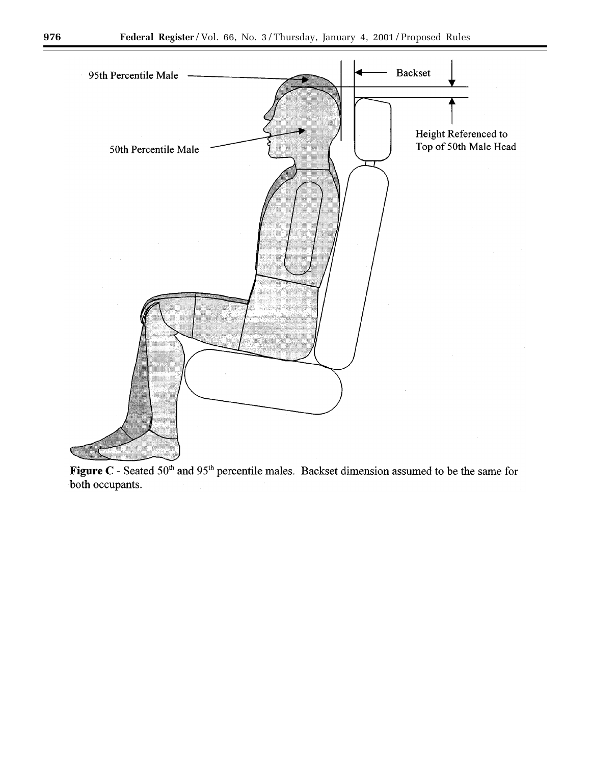**Figure C** - Seated 50[th] and 95[th] percentile males. Backset dimension assumed to be the same for both occupants.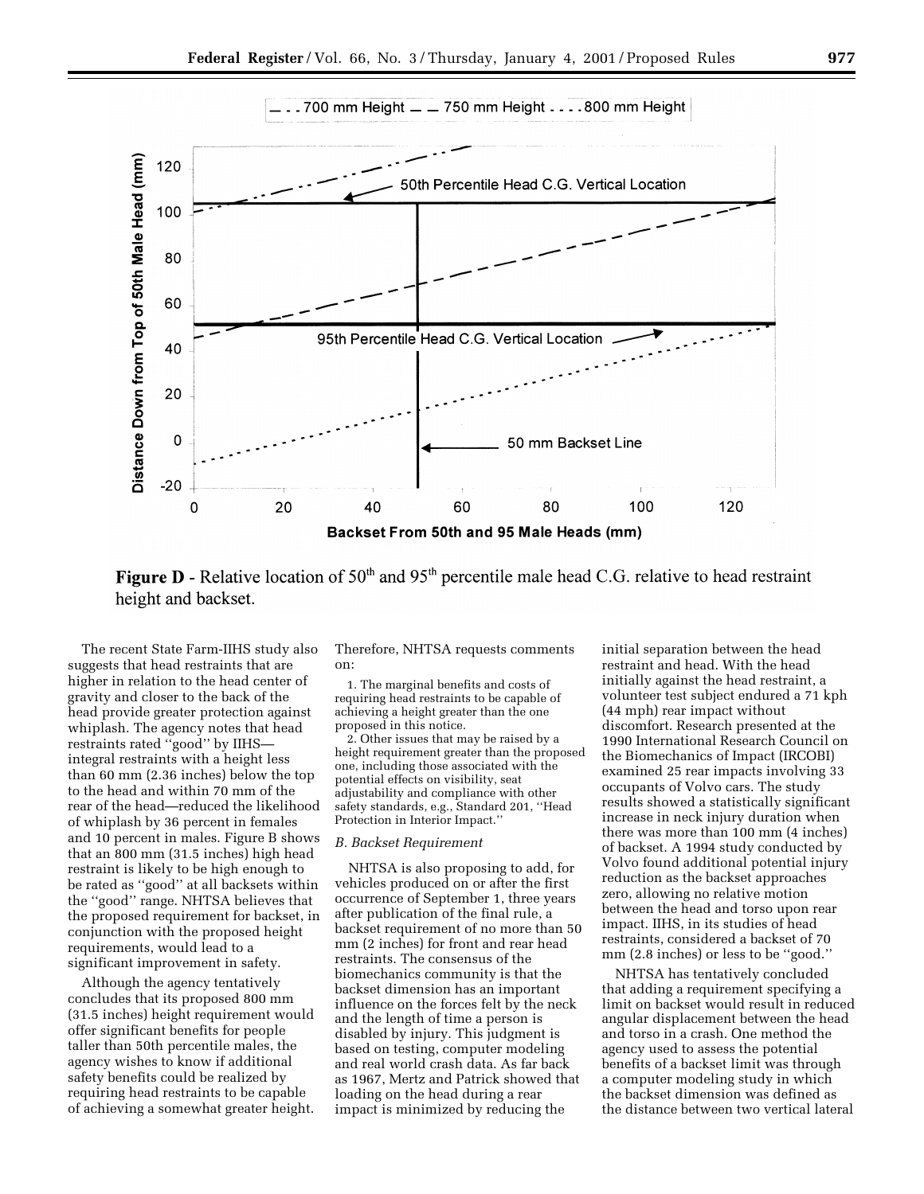**Figure D** - Relative location of 50th and 95th percentile male head C.G. relative to head restraint height and backset.

The recent State Farm-IIHS study also suggests that head restraints that are higher in relation to the head center of gravity and closer to the back of the head provide greater protection against whiplash. The agency notes that head restraints rated ''good'' by IIHS—integral restraints with a height less than 60 mm (2.36 inches) below the top to the head and within 70 mm of the rear of the head—reduced the likelihood of whiplash by 36 percent in females and 10 percent in males. Figure B shows that an 800 mm (31.5 inches) high head restraint is likely to be high enough to be rated as ''good'' at all backsets within the ''good'' range. NHTSA believes that the proposed requirement for backset, in conjunction with the proposed height requirements, would lead to a significant improvement in safety.

Although the agency tentatively concludes that its proposed 800 mm (31.5 inches) height requirement would offer significant benefits for people taller than 50th percentile males, the agency wishes to know if additional safety benefits could be realized by requiring head restraints to be capable of achieving a somewhat greater height. Therefore, NHTSA requests comments on:

1. The marginal benefits and costs of requiring head restraints to be capable of achieving a height greater than the one proposed in this notice.

2. Other issues that may be raised by a height requirement greater than the proposed one, including those associated with the potential effects on visibility, seat adjustability and compliance with other safety standards, e.g., Standard 201, ''Head Protection in Interior Impact.''

*B. Backset Requirement*

NHTSA is also proposing to add, for vehicles produced on or after the first occurrence of September 1, three years after publication of the final rule, a backset requirement of no more than 50 mm (2 inches) for front and rear head restraints. The consensus of the biomechanics community is that the backset dimension has an important influence on the forces felt by the neck and the length of time a person is disabled by injury. This judgment is based on testing, computer modeling and real world crash data. As far back as 1967, Mertz and Patrick showed that loading on the head during a rear impact is minimized by reducing the initial separation between the head restraint and head. With the head initially against the head restraint, a volunteer test subject endured a 71 kph (44 mph) rear impact without discomfort. Research presented at the 1990 International Research Council on the Biomechanics of Impact (IRCOBI) examined 25 rear impacts involving 33 occupants of Volvo cars. The study results showed a statistically significant increase in neck injury duration when there was more than 100 mm (4 inches) of backset. A 1994 study conducted by Volvo found additional potential injury reduction as the backset approaches zero, allowing no relative motion between the head and torso upon rear impact. IIHS, in its studies of head restraints, considered a backset of 70 mm (2.8 inches) or less to be ''good.''

NHTSA has tentatively concluded that adding a requirement specifying a limit on backset would result in reduced angular displacement between the head and torso in a crash. One method the agency used to assess the potential benefits of a backset limit was through a computer modeling study in which the backset dimension was defined as the distance between two vertical lateral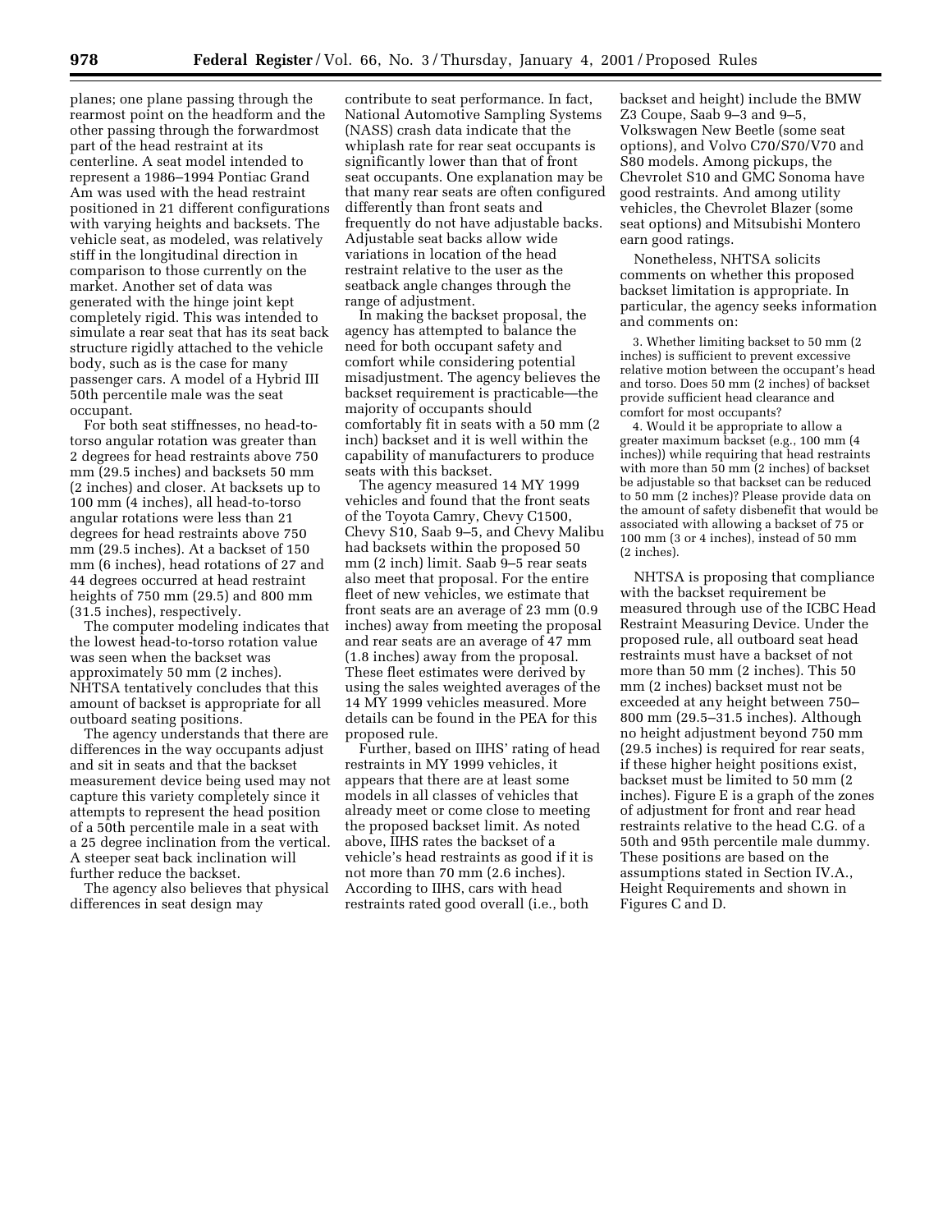planes; one plane passing through the rearmost point on the headform and the other passing through the forwardmost part of the head restraint at its centerline. A seat model intended to represent a 1986–1994 Pontiac Grand Am was used with the head restraint positioned in 21 different configurations with varying heights and backsets. The vehicle seat, as modeled, was relatively stiff in the longitudinal direction in comparison to those currently on the market. Another set of data was generated with the hinge joint kept completely rigid. This was intended to simulate a rear seat that has its seat back structure rigidly attached to the vehicle body, such as is the case for many passenger cars. A model of a Hybrid III 50th percentile male was the seat occupant.

For both seat stiffnesses, no head-to-torso angular rotation was greater than 2 degrees for head restraints above 750 mm (29.5 inches) and backsets 50 mm (2 inches) and closer. At backsets up to 100 mm (4 inches), all head-to-torso angular rotations were less than 21 degrees for head restraints above 750 mm (29.5 inches). At a backset of 150 mm (6 inches), head rotations of 27 and 44 degrees occurred at head restraint heights of 750 mm (29.5) and 800 mm (31.5 inches), respectively.

The computer modeling indicates that the lowest head-to-torso rotation value was seen when the backset was approximately 50 mm (2 inches). NHTSA tentatively concludes that this amount of backset is appropriate for all outboard seating positions.

The agency understands that there are differences in the way occupants adjust and sit in seats and that the backset measurement device being used may not capture this variety completely since it attempts to represent the head position of a 50th percentile male in a seat with a 25 degree inclination from the vertical. A steeper seat back inclination will further reduce the backset.

The agency also believes that physical differences in seat design may contribute to seat performance. In fact, National Automotive Sampling Systems (NASS) crash data indicate that the whiplash rate for rear seat occupants is significantly lower than that of front seat occupants. One explanation may be that many rear seats are often configured differently than front seats and frequently do not have adjustable backs. Adjustable seat backs allow wide variations in location of the head restraint relative to the user as the seatback angle changes through the range of adjustment.

In making the backset proposal, the agency has attempted to balance the need for both occupant safety and comfort while considering potential misadjustment. The agency believes the backset requirement is practicable—the majority of occupants should comfortably fit in seats with a 50 mm (2 inch) backset and it is well within the capability of manufacturers to produce seats with this backset.

The agency measured 14 MY 1999 vehicles and found that the front seats of the Toyota Camry, Chevy C1500, Chevy S10, Saab 9–5, and Chevy Malibu had backsets within the proposed 50 mm (2 inch) limit. Saab 9–5 rear seats also meet that proposal. For the entire fleet of new vehicles, we estimate that front seats are an average of 23 mm (0.9 inches) away from meeting the proposal and rear seats are an average of 47 mm (1.8 inches) away from the proposal. These fleet estimates were derived by using the sales weighted averages of the 14 MY 1999 vehicles measured. More details can be found in the PEA for this proposed rule.

Further, based on IIHS' rating of head restraints in MY 1999 vehicles, it appears that there are at least some models in all classes of vehicles that already meet or come close to meeting the proposed backset limit. As noted above, IIHS rates the backset of a vehicle's head restraints as good if it is not more than 70 mm (2.6 inches). According to IIHS, cars with head restraints rated good overall (i.e., both backset and height) include the BMW Z3 Coupe, Saab 9–3 and 9–5, Volkswagen New Beetle (some seat options), and Volvo C70/S70/V70 and S80 models. Among pickups, the Chevrolet S10 and GMC Sonoma have good restraints. And among utility vehicles, the Chevrolet Blazer (some seat options) and Mitsubishi Montero earn good ratings.

Nonetheless, NHTSA solicits comments on whether this proposed backset limitation is appropriate. In particular, the agency seeks information and comments on:

3. Whether limiting backset to 50 mm (2 inches) is sufficient to prevent excessive relative motion between the occupant's head and torso. Does 50 mm (2 inches) of backset provide sufficient head clearance and comfort for most occupants?

4. Would it be appropriate to allow a greater maximum backset (e.g., 100 mm (4 inches)) while requiring that head restraints with more than 50 mm (2 inches) of backset be adjustable so that backset can be reduced to 50 mm (2 inches)? Please provide data on the amount of safety disbenefit that would be associated with allowing a backset of 75 or 100 mm (3 or 4 inches), instead of 50 mm (2 inches).

NHTSA is proposing that compliance with the backset requirement be measured through use of the ICBC Head Restraint Measuring Device. Under the proposed rule, all outboard seat head restraints must have a backset of not more than 50 mm (2 inches). This 50 mm (2 inches) backset must not be exceeded at any height between 750–800 mm (29.5–31.5 inches). Although no height adjustment beyond 750 mm (29.5 inches) is required for rear seats, if these higher height positions exist, backset must be limited to 50 mm (2 inches). Figure E is a graph of the zones of adjustment for front and rear head restraints relative to the head C.G. of a 50th and 95th percentile male dummy. These positions are based on the assumptions stated in Section IV.A., Height Requirements and shown in Figures C and D.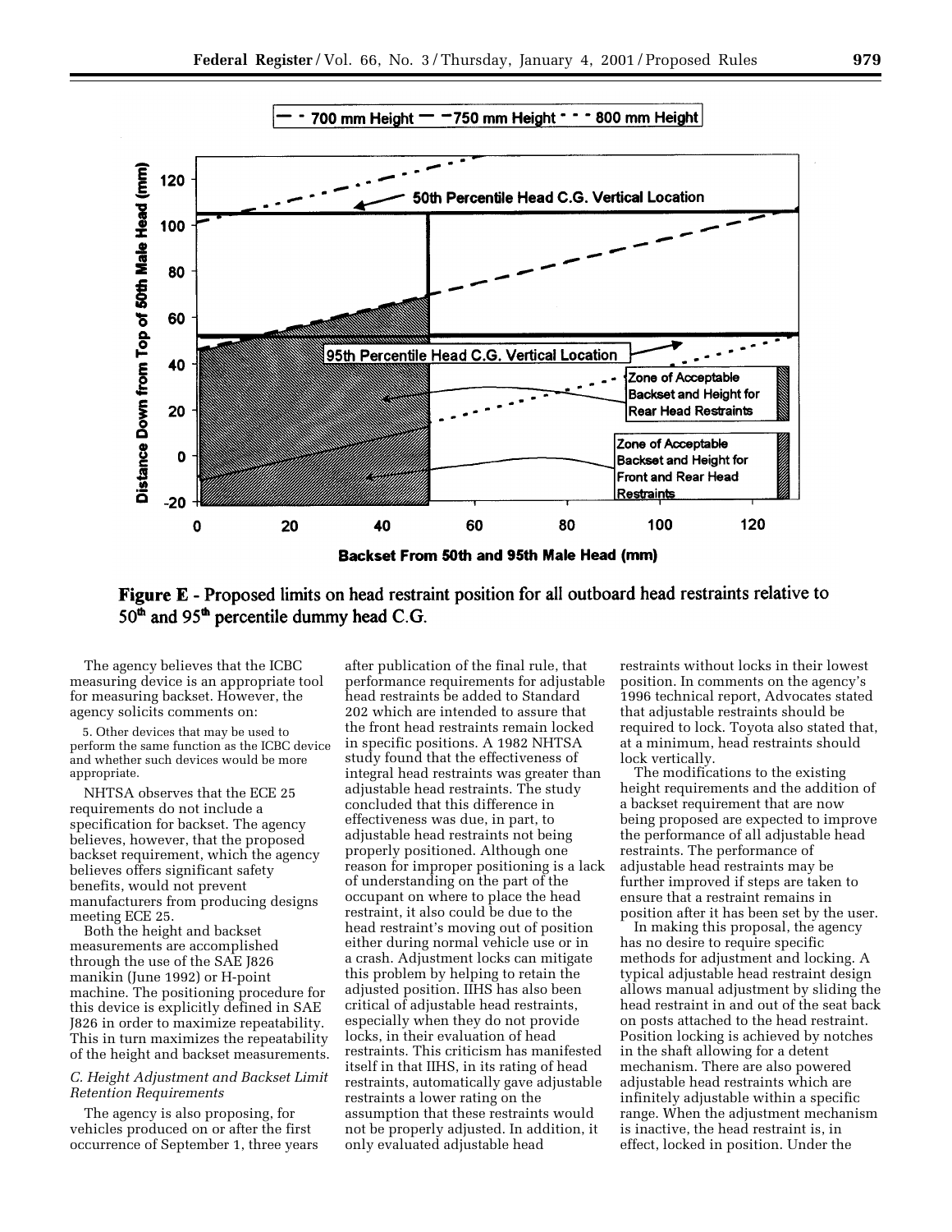**Figure E** - Proposed limits on head restraint position for all outboard head restraints relative to 50th and 95th percentile dummy head C.G.

The agency believes that the ICBC measuring device is an appropriate tool for measuring backset. However, the agency solicits comments on:

5. Other devices that may be used to perform the same function as the ICBC device and whether such devices would be more appropriate.

NHTSA observes that the ECE 25 requirements do not include a specification for backset. The agency believes, however, that the proposed backset requirement, which the agency believes offers significant safety benefits, would not prevent manufacturers from producing designs meeting ECE 25.

Both the height and backset measurements are accomplished through the use of the SAE J826 manikin (June 1992) or H-point machine. The positioning procedure for this device is explicitly defined in SAE J826 in order to maximize repeatability. This in turn maximizes the repeatability of the height and backset measurements.

*C. Height Adjustment and Backset Limit Retention Requirements*

The agency is also proposing, for vehicles produced on or after the first occurrence of September 1, three years after publication of the final rule, that performance requirements for adjustable head restraints be added to Standard 202 which are intended to assure that the front head restraints remain locked in specific positions. A 1982 NHTSA study found that the effectiveness of integral head restraints was greater than adjustable head restraints. The study concluded that this difference in effectiveness was due, in part, to adjustable head restraints not being properly positioned. Although one reason for improper positioning is a lack of understanding on the part of the occupant on where to place the head restraint, it also could be due to the head restraint's moving out of position either during normal vehicle use or in a crash. Adjustment locks can mitigate this problem by helping to retain the adjusted position. IIHS has also been critical of adjustable head restraints, especially when they do not provide locks, in their evaluation of head restraints. This criticism has manifested itself in that IIHS, in its rating of head restraints, automatically gave adjustable restraints a lower rating on the assumption that these restraints would not be properly adjusted. In addition, it only evaluated adjustable head restraints without locks in their lowest position. In comments on the agency's 1996 technical report, Advocates stated that adjustable restraints should be required to lock. Toyota also stated that, at a minimum, head restraints should lock vertically.

The modifications to the existing height requirements and the addition of a backset requirement that are now being proposed are expected to improve the performance of all adjustable head restraints. The performance of adjustable head restraints may be further improved if steps are taken to ensure that a restraint remains in position after it has been set by the user.

In making this proposal, the agency has no desire to require specific methods for adjustment and locking. A typical adjustable head restraint design allows manual adjustment by sliding the head restraint in and out of the seat back on posts attached to the head restraint. Position locking is achieved by notches in the shaft allowing for a detent mechanism. There are also powered adjustable head restraints which are infinitely adjustable within a specific range. When the adjustment mechanism is inactive, the head restraint is, in effect, locked in position. Under the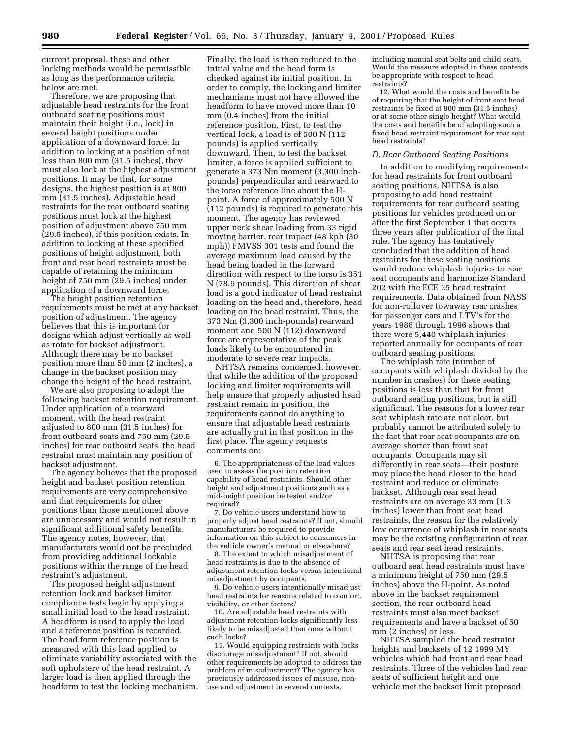current proposal, these and other locking methods would be permissible as long as the performance criteria below are met.

Therefore, we are proposing that adjustable head restraints for the front outboard seating positions must maintain their height (i.e., lock) in several height positions under application of a downward force. In addition to locking at a position of not less than 800 mm (31.5 inches), they must also lock at the highest adjustment positions. It may be that, for some designs, the highest position is at 800 mm (31.5 inches). Adjustable head restraints for the rear outboard seating positions must lock at the highest position of adjustment above 750 mm (29.5 inches), if this position exists. In addition to locking at these specified positions of height adjustment, both front and rear head restraints must be capable of retaining the minimum height of 750 mm (29.5 inches) under application of a downward force.

The height position retention requirements must be met at any backset position of adjustment. The agency believes that this is important for designs which adjust vertically as well as rotate for backset adjustment. Although there may be no backset position more than 50 mm (2 inches), a change in the backset position may change the height of the head restraint.

We are also proposing to adopt the following backset retention requirement. Under application of a rearward moment, with the head restraint adjusted to 800 mm (31.5 inches) for front outboard seats and 750 mm (29.5 inches) for rear outboard seats, the head restraint must maintain any position of backset adjustment.

The agency believes that the proposed height and backset position retention requirements are very comprehensive and that requirements for other positions than those mentioned above are unnecessary and would not result in significant additional safety benefits. The agency notes, however, that manufacturers would not be precluded from providing additional lockable positions within the range of the head restraint's adjustment.

The proposed height adjustment retention lock and backset limiter compliance tests begin by applying a small initial load to the head restraint. A headform is used to apply the load and a reference position is recorded. The head form reference position is measured with this load applied to eliminate variability associated with the soft upholstery of the head restraint. A larger load is then applied through the headform to test the locking mechanism. Finally, the load is then reduced to the initial value and the head form is checked against its initial position. In order to comply, the locking and limiter mechanisms must not have allowed the headform to have moved more than 10 mm (0.4 inches) from the initial reference position. First, to test the vertical lock, a load is of 500 N (112 pounds) is applied vertically downward. Then, to test the backset limiter, a force is applied sufficient to generate a 373 Nm moment (3,300 inch-pounds) perpendicular and rearward to the torso reference line about the H-point. A force of approximately 500 N (112 pounds) is required to generate this moment. The agency has reviewed upper neck shear loading from 33 rigid moving barrier, rear impact (48 kph (30 mph)) FMVSS 301 tests and found the average maximum load caused by the head being loaded in the forward direction with respect to the torso is 351 N (78.9 pounds). This direction of shear load is a good indicator of head restraint loading on the head and, therefore, head loading on the head restraint. Thus, the 373 Nm (3,300 inch-pounds) rearward moment and 500 N (112) downward force are representative of the peak loads likely to be encountered in moderate to severe rear impacts.

NHTSA remains concerned, however, that while the addition of the proposed locking and limiter requirements will help ensure that properly adjusted head restraint remain in position, the requirements cannot do anything to ensure that adjustable head restraints are actually put in that position in the first place. The agency requests comments on:

6. The appropriateness of the load values used to assess the position retention capability of head restraints. Should other height and adjustment positions such as a mid-height position be tested and/or required?

7. Do vehicle users understand how to properly adjust head restraints? If not, should manufacturers be required to provide information on this subject to consumers in the vehicle owner's manual or elsewhere?

8. The extent to which misadjustment of head restraints is due to the absence of adjustment retention locks versus intentional misadjustment by occupants.

9. Do vehicle users intentionally misadjust head restraints for reasons related to comfort, visibility, or other factors?

10. Are adjustable head restraints with adjustment retention locks significantly less likely to be misadjusted than ones without such locks?

11. Would equipping restraints with locks discourage misadjustment? If not, should other requirements be adopted to address the problem of misadjustment? The agency has previously addressed issues of misuse, non-use and adjustment in several contexts, including manual seat belts and child seats. Would the measure adopted in these contexts be appropriate with respect to head restraints?

12. What would the costs and benefits be of requiring that the height of front seat head restraints be fixed at 800 mm (31.5 inches) or at some other single height? What would the costs and benefits be of adopting such a fixed head restraint requirement for rear seat head restraints?

### *D. Rear Outboard Seating Positions*

In addition to modifying requirements for head restraints for front outboard seating positions, NHTSA is also proposing to add head restraint requirements for rear outboard seating positions for vehicles produced on or after the first September 1 that occurs three years after publication of the final rule. The agency has tentatively concluded that the addition of head restraints for these seating positions would reduce whiplash injuries to rear seat occupants and harmonize Standard 202 with the ECE 25 head restraint requirements. Data obtained from NASS for non-rollover towaway rear crashes for passenger cars and LTV's for the years 1988 through 1996 shows that there were 5,440 whiplash injuries reported annually for occupants of rear outboard seating positions.

The whiplash rate (number of occupants with whiplash divided by the number in crashes) for these seating positions is less than that for front outboard seating positions, but is still significant. The reasons for a lower rear seat whiplash rate are not clear, but probably cannot be attributed solely to the fact that rear seat occupants are on average shorter than front seat occupants. Occupants may sit differently in rear seats—their posture may place the head closer to the head restraint and reduce or eliminate backset. Although rear seat head restraints are on average 33 mm (1.3 inches) lower than front seat head restraints, the reason for the relatively low occurrence of whiplash in rear seats may be the existing configuration of rear seats and rear seat head restraints.

NHTSA is proposing that rear outboard seat head restraints must have a minimum height of 750 mm (29.5 inches) above the H-point. As noted above in the backset requirement section, the rear outboard head restraints must also meet backset requirements and have a backset of 50 mm (2 inches) or less.

NHTSA sampled the head restraint heights and backsets of 12 1999 MY vehicles which had front and rear head restraints. Three of the vehicles had rear seats of sufficient height and one vehicle met the backset limit proposed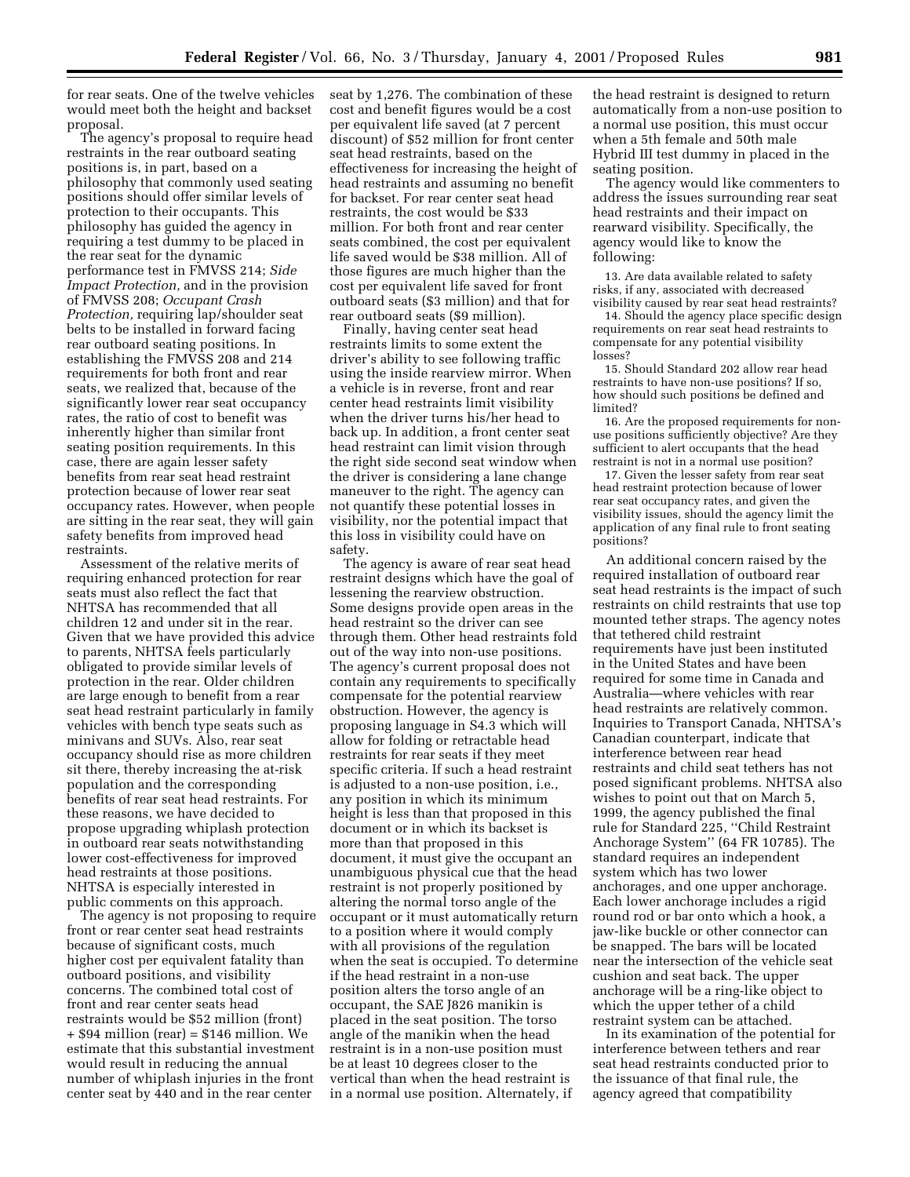for rear seats. One of the twelve vehicles would meet both the height and backset proposal.

The agency's proposal to require head restraints in the rear outboard seating positions is, in part, based on a philosophy that commonly used seating positions should offer similar levels of protection to their occupants. This philosophy has guided the agency in requiring a test dummy to be placed in the rear seat for the dynamic performance test in FMVSS 214; *Side Impact Protection,* and in the provision of FMVSS 208; *Occupant Crash Protection,* requiring lap/shoulder seat belts to be installed in forward facing rear outboard seating positions. In establishing the FMVSS 208 and 214 requirements for both front and rear seats, we realized that, because of the significantly lower rear seat occupancy rates, the ratio of cost to benefit was inherently higher than similar front seating position requirements. In this case, there are again lesser safety benefits from rear seat head restraint protection because of lower rear seat occupancy rates. However, when people are sitting in the rear seat, they will gain safety benefits from improved head restraints.

Assessment of the relative merits of requiring enhanced protection for rear seats must also reflect the fact that NHTSA has recommended that all children 12 and under sit in the rear. Given that we have provided this advice to parents, NHTSA feels particularly obligated to provide similar levels of protection in the rear. Older children are large enough to benefit from a rear seat head restraint particularly in family vehicles with bench type seats such as minivans and SUVs. Also, rear seat occupancy should rise as more children sit there, thereby increasing the at-risk population and the corresponding benefits of rear seat head restraints. For these reasons, we have decided to propose upgrading whiplash protection in outboard rear seats notwithstanding lower cost-effectiveness for improved head restraints at those positions. NHTSA is especially interested in public comments on this approach.

The agency is not proposing to require front or rear center seat head restraints because of significant costs, much higher cost per equivalent fatality than outboard positions, and visibility concerns. The combined total cost of front and rear center seats head restraints would be $52 million (front) + $94 million (rear) = $146 million. We estimate that this substantial investment would result in reducing the annual number of whiplash injuries in the front center seat by 440 and in the rear center seat by 1,276. The combination of these cost and benefit figures would be a cost per equivalent life saved (at 7 percent discount) of $52 million for front center seat head restraints, based on the effectiveness for increasing the height of head restraints and assuming no benefit for backset. For rear center seat head restraints, the cost would be $33 million. For both front and rear center seats combined, the cost per equivalent life saved would be $38 million. All of those figures are much higher than the cost per equivalent life saved for front outboard seats ($3 million) and that for rear outboard seats ($9 million).

Finally, having center seat head restraints limits to some extent the driver's ability to see following traffic using the inside rearview mirror. When a vehicle is in reverse, front and rear center head restraints limit visibility when the driver turns his/her head to back up. In addition, a front center seat head restraint can limit vision through the right side second seat window when the driver is considering a lane change maneuver to the right. The agency can not quantify these potential losses in visibility, nor the potential impact that this loss in visibility could have on safety.

The agency is aware of rear seat head restraint designs which have the goal of lessening the rearview obstruction. Some designs provide open areas in the head restraint so the driver can see through them. Other head restraints fold out of the way into non-use positions. The agency's current proposal does not contain any requirements to specifically compensate for the potential rearview obstruction. However, the agency is proposing language in S4.3 which will allow for folding or retractable head restraints for rear seats if they meet specific criteria. If such a head restraint is adjusted to a non-use position, i.e., any position in which its minimum height is less than that proposed in this document or in which its backset is more than that proposed in this document, it must give the occupant an unambiguous physical cue that the head restraint is not properly positioned by altering the normal torso angle of the occupant or it must automatically return to a position where it would comply with all provisions of the regulation when the seat is occupied. To determine if the head restraint in a non-use position alters the torso angle of an occupant, the SAE J826 manikin is placed in the seat position. The torso angle of the manikin when the head restraint is in a non-use position must be at least 10 degrees closer to the vertical than when the head restraint is in a normal use position. Alternately, if the head restraint is designed to return automatically from a non-use position to a normal use position, this must occur when a 5th female and 50th male Hybrid III test dummy in placed in the seating position.

The agency would like commenters to address the issues surrounding rear seat head restraints and their impact on rearward visibility. Specifically, the agency would like to know the following:

13. Are data available related to safety risks, if any, associated with decreased visibility caused by rear seat head restraints?

14. Should the agency place specific design requirements on rear seat head restraints to compensate for any potential visibility losses?

15. Should Standard 202 allow rear head restraints to have non-use positions? If so, how should such positions be defined and limited?

16. Are the proposed requirements for non-use positions sufficiently objective? Are they sufficient to alert occupants that the head restraint is not in a normal use position?

17. Given the lesser safety from rear seat head restraint protection because of lower rear seat occupancy rates, and given the visibility issues, should the agency limit the application of any final rule to front seating positions?

An additional concern raised by the required installation of outboard rear seat head restraints is the impact of such restraints on child restraints that use top mounted tether straps. The agency notes that tethered child restraint requirements have just been instituted in the United States and have been required for some time in Canada and Australia—where vehicles with rear head restraints are relatively common. Inquiries to Transport Canada, NHTSA's Canadian counterpart, indicate that interference between rear head restraints and child seat tethers has not posed significant problems. NHTSA also wishes to point out that on March 5, 1999, the agency published the final rule for Standard 225, ''Child Restraint Anchorage System'' (64 FR 10785). The standard requires an independent system which has two lower anchorages, and one upper anchorage. Each lower anchorage includes a rigid round rod or bar onto which a hook, a jaw-like buckle or other connector can be snapped. The bars will be located near the intersection of the vehicle seat cushion and seat back. The upper anchorage will be a ring-like object to which the upper tether of a child restraint system can be attached.

In its examination of the potential for interference between tethers and rear seat head restraints conducted prior to the issuance of that final rule, the agency agreed that compatibility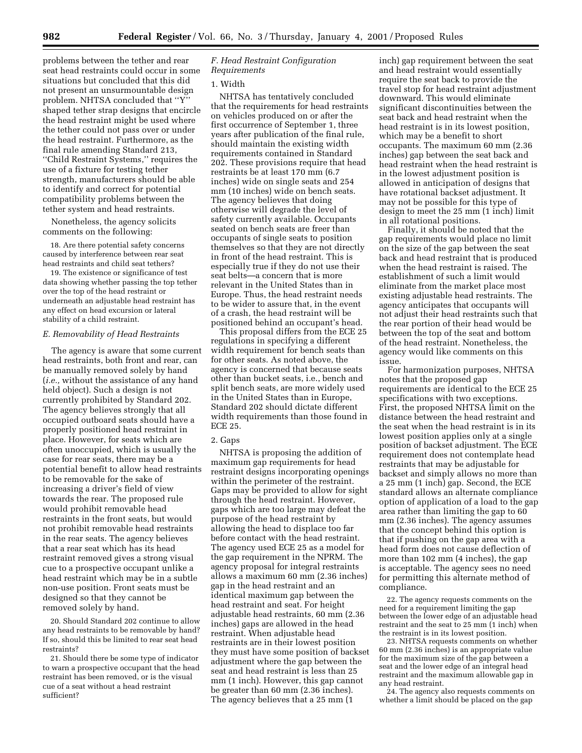problems between the tether and rear seat head restraints could occur in some situations but concluded that this did not present an unsurmountable design problem. NHTSA concluded that "Y" shaped tether strap designs that encircle the head restraint might be used where the tether could not pass over or under the head restraint. Furthermore, as the final rule amending Standard 213, "Child Restraint Systems," requires the use of a fixture for testing tether strength, manufacturers should be able to identify and correct for potential compatibility problems between the tether system and head restraints.

Nonetheless, the agency solicits comments on the following:

18. Are there potential safety concerns caused by interference between rear seat head restraints and child seat tethers?

19. The existence or significance of test data showing whether passing the top tether over the top of the head restraint or underneath an adjustable head restraint has any effect on head excursion or lateral stability of a child restraint.

### *E. Removability of Head Restraints*

The agency is aware that some current head restraints, both front and rear, can be manually removed solely by hand (*i.e.,* without the assistance of any hand held object). Such a design is not currently prohibited by Standard 202. The agency believes strongly that all occupied outboard seats should have a properly positioned head restraint in place. However, for seats which are often unoccupied, which is usually the case for rear seats, there may be a potential benefit to allow head restraints to be removable for the sake of increasing a driver's field of view towards the rear. The proposed rule would prohibit removable head restraints in the front seats, but would not prohibit removable head restraints in the rear seats. The agency believes that a rear seat which has its head restraint removed gives a strong visual cue to a prospective occupant unlike a head restraint which may be in a subtle non-use position. Front seats must be designed so that they cannot be removed solely by hand.

20. Should Standard 202 continue to allow any head restraints to be removable by hand? If so, should this be limited to rear seat head restraints?

21. Should there be some type of indicator to warn a prospective occupant that the head restraint has been removed, or is the visual cue of a seat without a head restraint sufficient?

### *F. Head Restraint Configuration Requirements*

#### 1. Width

NHTSA has tentatively concluded that the requirements for head restraints on vehicles produced on or after the first occurrence of September 1, three years after publication of the final rule, should maintain the existing width requirements contained in Standard 202. These provisions require that head restraints be at least 170 mm (6.7 inches) wide on single seats and 254 mm (10 inches) wide on bench seats. The agency believes that doing otherwise will degrade the level of safety currently available. Occupants seated on bench seats are freer than occupants of single seats to position themselves so that they are not directly in front of the head restraint. This is especially true if they do not use their seat belts—a concern that is more relevant in the United States than in Europe. Thus, the head restraint needs to be wider to assure that, in the event of a crash, the head restraint will be positioned behind an occupant's head.

This proposal differs from the ECE 25 regulations in specifying a different width requirement for bench seats than for other seats. As noted above, the agency is concerned that because seats other than bucket seats, i.e., bench and split bench seats, are more widely used in the United States than in Europe, Standard 202 should dictate different width requirements than those found in ECE 25.

#### 2. Gaps

NHTSA is proposing the addition of maximum gap requirements for head restraint designs incorporating openings within the perimeter of the restraint. Gaps may be provided to allow for sight through the head restraint. However, gaps which are too large may defeat the purpose of the head restraint by allowing the head to displace too far before contact with the head restraint. The agency used ECE 25 as a model for the gap requirement in the NPRM. The agency proposal for integral restraints allows a maximum 60 mm (2.36 inches) gap in the head restraint and an identical maximum gap between the head restraint and seat. For height adjustable head restraints, 60 mm (2.36 inches) gaps are allowed in the head restraint. When adjustable head restraints are in their lowest position they must have some position of backset adjustment where the gap between the seat and head restraint is less than 25 mm (1 inch). However, this gap cannot be greater than 60 mm (2.36 inches). The agency believes that a 25 mm (1 inch) gap requirement between the seat and head restraint would essentially require the seat back to provide the travel stop for head restraint adjustment downward. This would eliminate significant discontinuities between the seat back and head restraint when the head restraint is in its lowest position, which may be a benefit to short occupants. The maximum 60 mm (2.36 inches) gap between the seat back and head restraint when the head restraint is in the lowest adjustment position is allowed in anticipation of designs that have rotational backset adjustment. It may not be possible for this type of design to meet the 25 mm (1 inch) limit in all rotational positions.

Finally, it should be noted that the gap requirements would place no limit on the size of the gap between the seat back and head restraint that is produced when the head restraint is raised. The establishment of such a limit would eliminate from the market place most existing adjustable head restraints. The agency anticipates that occupants will not adjust their head restraints such that the rear portion of their head would be between the top of the seat and bottom of the head restraint. Nonetheless, the agency would like comments on this issue.

For harmonization purposes, NHTSA notes that the proposed gap requirements are identical to the ECE 25 specifications with two exceptions. First, the proposed NHTSA limit on the distance between the head restraint and the seat when the head restraint is in its lowest position applies only at a single position of backset adjustment. The ECE requirement does not contemplate head restraints that may be adjustable for backset and simply allows no more than a 25 mm (1 inch) gap. Second, the ECE standard allows an alternate compliance option of application of a load to the gap area rather than limiting the gap to 60 mm (2.36 inches). The agency assumes that the concept behind this option is that if pushing on the gap area with a head form does not cause deflection of more than 102 mm (4 inches), the gap is acceptable. The agency sees no need for permitting this alternate method of compliance.

22. The agency requests comments on the need for a requirement limiting the gap between the lower edge of an adjustable head restraint and the seat to 25 mm (1 inch) when the restraint is in its lowest position.

23. NHTSA requests comments on whether 60 mm (2.36 inches) is an appropriate value for the maximum size of the gap between a seat and the lower edge of an integral head restraint and the maximum allowable gap in any head restraint.

24. The agency also requests comments on whether a limit should be placed on the gap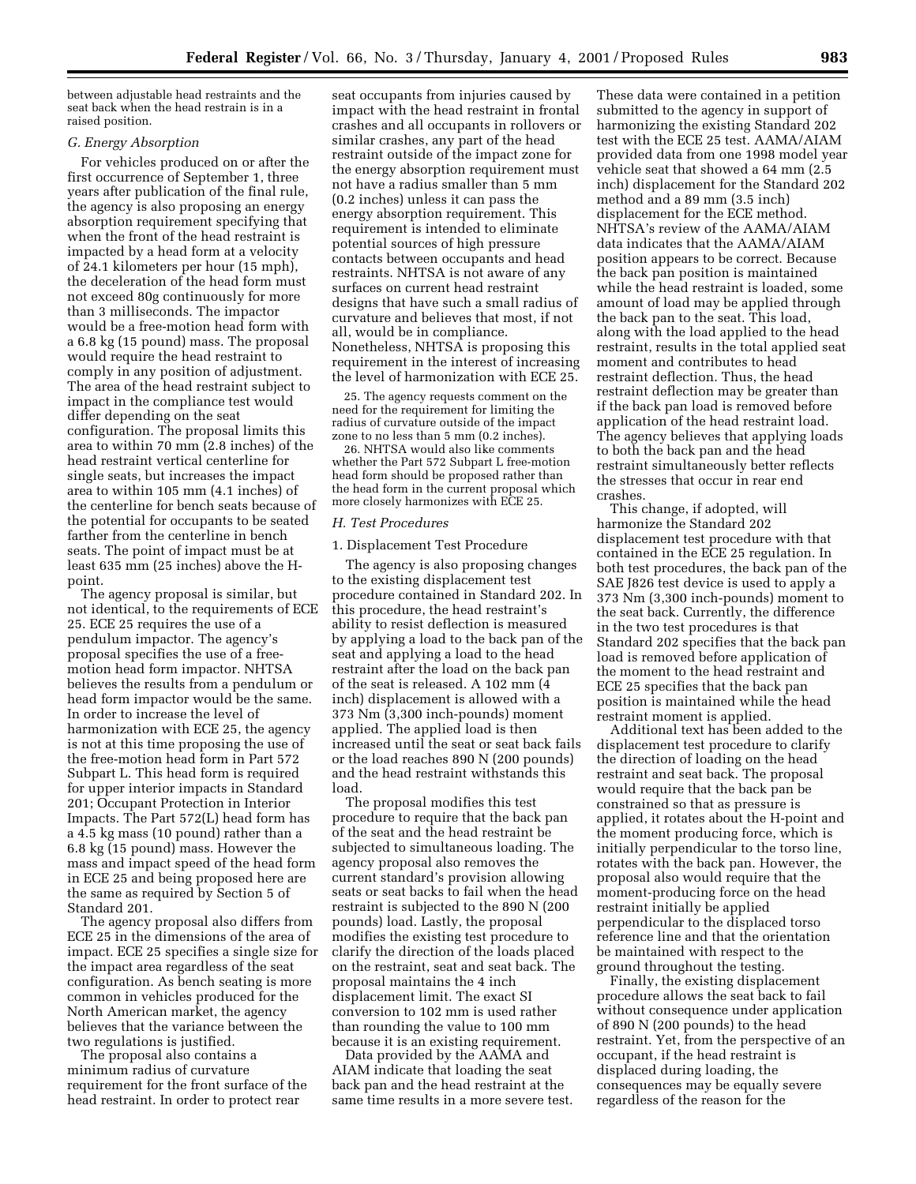between adjustable head restraints and the seat back when the head restrain is in a raised position.

### G. Energy Absorption

For vehicles produced on or after the first occurrence of September 1, three years after publication of the final rule, the agency is also proposing an energy absorption requirement specifying that when the front of the head restraint is impacted by a head form at a velocity of 24.1 kilometers per hour (15 mph), the deceleration of the head form must not exceed 80g continuously for more than 3 milliseconds. The impactor would be a free-motion head form with a 6.8 kg (15 pound) mass. The proposal would require the head restraint to comply in any position of adjustment. The area of the head restraint subject to impact in the compliance test would differ depending on the seat configuration. The proposal limits this area to within 70 mm (2.8 inches) of the head restraint vertical centerline for single seats, but increases the impact area to within 105 mm (4.1 inches) of the centerline for bench seats because of the potential for occupants to be seated farther from the centerline in bench seats. The point of impact must be at least 635 mm (25 inches) above the H-point.

The agency proposal is similar, but not identical, to the requirements of ECE 25. ECE 25 requires the use of a pendulum impactor. The agency's proposal specifies the use of a free-motion head form impactor. NHTSA believes the results from a pendulum or head form impactor would be the same. In order to increase the level of harmonization with ECE 25, the agency is not at this time proposing the use of the free-motion head form in Part 572 Subpart L. This head form is required for upper interior impacts in Standard 201; Occupant Protection in Interior Impacts. The Part 572(L) head form has a 4.5 kg mass (10 pound) rather than a 6.8 kg (15 pound) mass. However the mass and impact speed of the head form in ECE 25 and being proposed here are the same as required by Section 5 of Standard 201.

The agency proposal also differs from ECE 25 in the dimensions of the area of impact. ECE 25 specifies a single size for the impact area regardless of the seat configuration. As bench seating is more common in vehicles produced for the North American market, the agency believes that the variance between the two regulations is justified.

The proposal also contains a minimum radius of curvature requirement for the front surface of the head restraint. In order to protect rear seat occupants from injuries caused by impact with the head restraint in frontal crashes and all occupants in rollovers or similar crashes, any part of the head restraint outside of the impact zone for the energy absorption requirement must not have a radius smaller than 5 mm (0.2 inches) unless it can pass the energy absorption requirement. This requirement is intended to eliminate potential sources of high pressure contacts between occupants and head restraints. NHTSA is not aware of any surfaces on current head restraint designs that have such a small radius of curvature and believes that most, if not all, would be in compliance. Nonetheless, NHTSA is proposing this requirement in the interest of increasing the level of harmonization with ECE 25.

25. The agency requests comment on the need for the requirement for limiting the radius of curvature outside of the impact zone to no less than 5 mm (0.2 inches).

26. NHTSA would also like comments whether the Part 572 Subpart L free-motion head form should be proposed rather than the head form in the current proposal which more closely harmonizes with ECE 25.

### H. Test Procedures

#### 1. Displacement Test Procedure

The agency is also proposing changes to the existing displacement test procedure contained in Standard 202. In this procedure, the head restraint's ability to resist deflection is measured by applying a load to the back pan of the seat and applying a load to the head restraint after the load on the back pan of the seat is released. A 102 mm (4 inch) displacement is allowed with a 373 Nm (3,300 inch-pounds) moment applied. The applied load is then increased until the seat or seat back fails or the load reaches 890 N (200 pounds) and the head restraint withstands this load.

The proposal modifies this test procedure to require that the back pan of the seat and the head restraint be subjected to simultaneous loading. The agency proposal also removes the current standard's provision allowing seats or seat backs to fail when the head restraint is subjected to the 890 N (200 pounds) load. Lastly, the proposal modifies the existing test procedure to clarify the direction of the loads placed on the restraint, seat and seat back. The proposal maintains the 4 inch displacement limit. The exact SI conversion to 102 mm is used rather than rounding the value to 100 mm because it is an existing requirement.

Data provided by the AAMA and AIAM indicate that loading the seat back pan and the head restraint at the same time results in a more severe test. These data were contained in a petition submitted to the agency in support of harmonizing the existing Standard 202 test with the ECE 25 test. AAMA/AIAM provided data from one 1998 model year vehicle seat that showed a 64 mm (2.5 inch) displacement for the Standard 202 method and a 89 mm (3.5 inch) displacement for the ECE method. NHTSA's review of the AAMA/AIAM data indicates that the AAMA/AIAM position appears to be correct. Because the back pan position is maintained while the head restraint is loaded, some amount of load may be applied through the back pan to the seat. This load, along with the load applied to the head restraint, results in the total applied seat moment and contributes to head restraint deflection. Thus, the head restraint deflection may be greater than if the back pan load is removed before application of the head restraint load. The agency believes that applying loads to both the back pan and the head restraint simultaneously better reflects the stresses that occur in rear end crashes.

This change, if adopted, will harmonize the Standard 202 displacement test procedure with that contained in the ECE 25 regulation. In both test procedures, the back pan of the SAE J826 test device is used to apply a 373 Nm (3,300 inch-pounds) moment to the seat back. Currently, the difference in the two test procedures is that Standard 202 specifies that the back pan load is removed before application of the moment to the head restraint and ECE 25 specifies that the back pan position is maintained while the head restraint moment is applied.

Additional text has been added to the displacement test procedure to clarify the direction of loading on the head restraint and seat back. The proposal would require that the back pan be constrained so that as pressure is applied, it rotates about the H-point and the moment producing force, which is initially perpendicular to the torso line, rotates with the back pan. However, the proposal also would require that the moment-producing force on the head restraint initially be applied perpendicular to the displaced torso reference line and that the orientation be maintained with respect to the ground throughout the testing.

Finally, the existing displacement procedure allows the seat back to fail without consequence under application of 890 N (200 pounds) to the head restraint. Yet, from the perspective of an occupant, if the head restraint is displaced during loading, the consequences may be equally severe regardless of the reason for the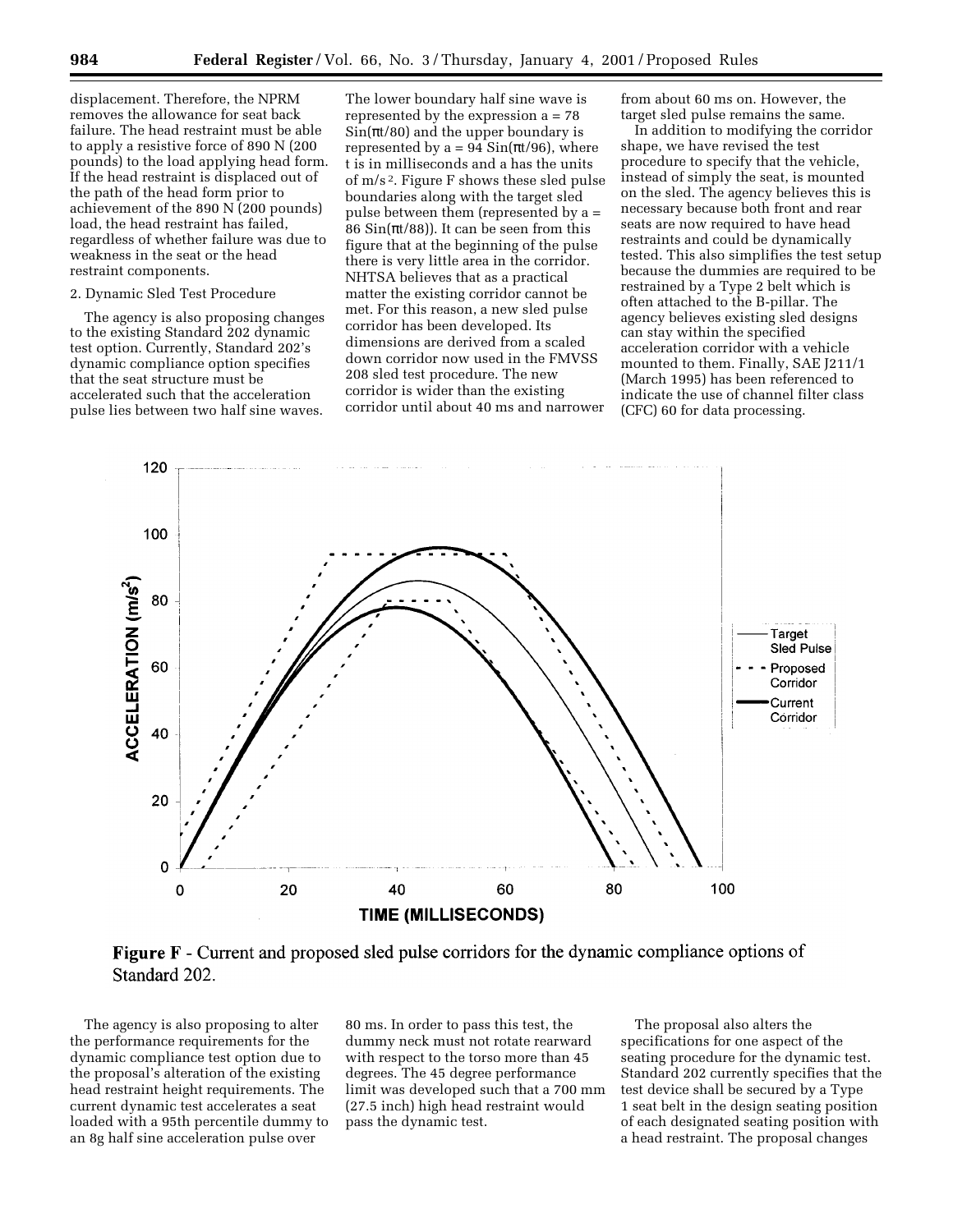displacement. Therefore, the NPRM removes the allowance for seat back failure. The head restraint must be able to apply a resistive force of 890 N (200 pounds) to the load applying head form. If the head restraint is displaced out of the path of the head form prior to achievement of the 890 N (200 pounds) load, the head restraint has failed, regardless of whether failure was due to weakness in the seat or the head restraint components.

2. Dynamic Sled Test Procedure

The agency is also proposing changes to the existing Standard 202 dynamic test option. Currently, Standard 202's dynamic compliance option specifies that the seat structure must be accelerated such that the acceleration pulse lies between two half sine waves. The lower boundary half sine wave is represented by the expression $a = 78 \sin(\pi t/80)$ and the upper boundary is represented by $a = 94 \sin(\pi t/96)$, where t is in milliseconds and a has the units of $m/s^2$. Figure F shows these sled pulse boundaries along with the target sled pulse between them (represented by $a = 86 \sin(\pi t/88)$). It can be seen from this figure that at the beginning of the pulse there is very little area in the corridor. NHTSA believes that as a practical matter the existing corridor cannot be met. For this reason, a new sled pulse corridor has been developed. Its dimensions are derived from a scaled down corridor now used in the FMVSS 208 sled test procedure. The new corridor is wider than the existing corridor until about 40 ms and narrower from about 60 ms on. However, the target sled pulse remains the same.

In addition to modifying the corridor shape, we have revised the test procedure to specify that the vehicle, instead of simply the seat, is mounted on the sled. The agency believes this is necessary because both front and rear seats are now required to have head restraints and could be dynamically tested. This also simplifies the test setup because the dummies are required to be restrained by a Type 2 belt which is often attached to the B-pillar. The agency believes existing sled designs can stay within the specified acceleration corridor with a vehicle mounted to them. Finally, SAE J211/1 (March 1995) has been referenced to indicate the use of channel filter class (CFC) 60 for data processing.

**Figure F** - Current and proposed sled pulse corridors for the dynamic compliance options of Standard 202.

The agency is also proposing to alter the performance requirements for the dynamic compliance test option due to the proposal's alteration of the existing head restraint height requirements. The current dynamic test accelerates a seat loaded with a 95th percentile dummy to an 8g half sine acceleration pulse over 80 ms. In order to pass this test, the dummy neck must not rotate rearward with respect to the torso more than 45 degrees. The 45 degree performance limit was developed such that a 700 mm (27.5 inch) high head restraint would pass the dynamic test.

The proposal also alters the specifications for one aspect of the seating procedure for the dynamic test. Standard 202 currently specifies that the test device shall be secured by a Type 1 seat belt in the design seating position of each designated seating position with a head restraint. The proposal changes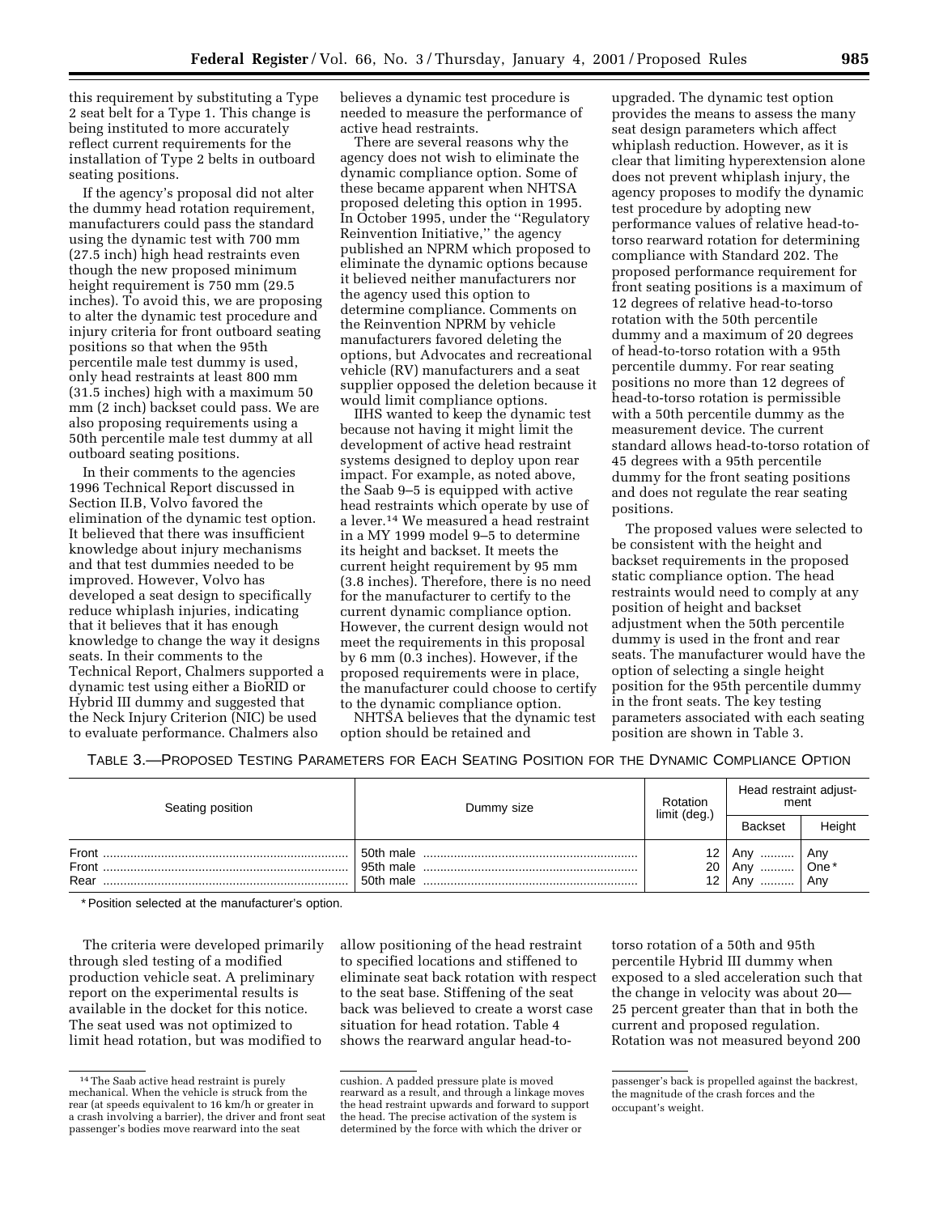this requirement by substituting a Type 2 seat belt for a Type 1. This change is being instituted to more accurately reflect current requirements for the installation of Type 2 belts in outboard seating positions.

If the agency's proposal did not alter the dummy head rotation requirement, manufacturers could pass the standard using the dynamic test with 700 mm (27.5 inch) high head restraints even though the new proposed minimum height requirement is 750 mm (29.5 inches). To avoid this, we are proposing to alter the dynamic test procedure and injury criteria for front outboard seating positions so that when the 95th percentile male test dummy is used, only head restraints at least 800 mm (31.5 inches) high with a maximum 50 mm (2 inch) backset could pass. We are also proposing requirements using a 50th percentile male test dummy at all outboard seating positions.

In their comments to the agencies 1996 Technical Report discussed in Section II.B, Volvo favored the elimination of the dynamic test option. It believed that there was insufficient knowledge about injury mechanisms and that test dummies needed to be improved. However, Volvo has developed a seat design to specifically reduce whiplash injuries, indicating that it believes that it has enough knowledge to change the way it designs seats. In their comments to the Technical Report, Chalmers supported a dynamic test using either a BioRID or Hybrid III dummy and suggested that the Neck Injury Criterion (NIC) be used to evaluate performance. Chalmers also believes a dynamic test procedure is needed to measure the performance of active head restraints.

There are several reasons why the agency does not wish to eliminate the dynamic compliance option. Some of these became apparent when NHTSA proposed deleting this option in 1995. In October 1995, under the ''Regulatory Reinvention Initiative,'' the agency published an NPRM which proposed to eliminate the dynamic options because it believed neither manufacturers nor the agency used this option to determine compliance. Comments on the Reinvention NPRM by vehicle manufacturers favored deleting the options, but Advocates and recreational vehicle (RV) manufacturers and a seat supplier opposed the deletion because it would limit compliance options.

IIHS wanted to keep the dynamic test because not having it might limit the development of active head restraint systems designed to deploy upon rear impact. For example, as noted above, the Saab 9–5 is equipped with active head restraints which operate by use of a lever.[14] We measured a head restraint in a MY 1999 model 9–5 to determine its height and backset. It meets the current height requirement by 95 mm (3.8 inches). Therefore, there is no need for the manufacturer to certify to the current dynamic compliance option. However, the current design would not meet the requirements in this proposal by 6 mm (0.3 inches). However, if the proposed requirements were in place, the manufacturer could choose to certify to the dynamic compliance option.

NHTSA believes that the dynamic test option should be retained and upgraded. The dynamic test option provides the means to assess the many seat design parameters which affect whiplash reduction. However, as it is clear that limiting hyperextension alone does not prevent whiplash injury, the agency proposes to modify the dynamic test procedure by adopting new performance values of relative head-to-torso rearward rotation for determining compliance with Standard 202. The proposed performance requirement for front seating positions is a maximum of 12 degrees of relative head-to-torso rotation with the 50th percentile dummy and a maximum of 20 degrees of head-to-torso rotation with a 95th percentile dummy. For rear seating positions no more than 12 degrees of head-to-torso rotation is permissible with a 50th percentile dummy as the measurement device. The current standard allows head-to-torso rotation of 45 degrees with a 95th percentile dummy for the front seating positions and does not regulate the rear seating positions.

The proposed values were selected to be consistent with the height and backset requirements in the proposed static compliance option. The head restraints would need to comply at any position of height and backset adjustment when the 50th percentile dummy is used in the front and rear seats. The manufacturer would have the option of selecting a single height position for the 95th percentile dummy in the front seats. The key testing parameters associated with each seating position are shown in Table 3.

TABLE 3.—PROPOSED TESTING PARAMETERS FOR EACH SEATING POSITION FOR THE DYNAMIC COMPLIANCE OPTION

| Seating position | Dummy size | Rotation limit (deg.) | Head restraint adjustment | |
|---|---|---|---|---|
| | | | Backset | Height |
| Front | 50th male | 12 | Any | Any |
| Front | 95th male | 20 | Any | One* |
| Rear | 50th male | 12 | Any | Any |

*Position selected at the manufacturer's option.

The criteria were developed primarily through sled testing of a modified production vehicle seat. A preliminary report on the experimental results is available in the docket for this notice. The seat used was not optimized to limit head rotation, but was modified to allow positioning of the head restraint to specified locations and stiffened to eliminate seat back rotation with respect to the seat base. Stiffening of the seat back was believed to create a worst case situation for head rotation. Table 4 shows the rearward angular head-to-torso rotation of a 50th and 95th percentile Hybrid III dummy when exposed to a sled acceleration such that the change in velocity was about 20—25 percent greater than that in both the current and proposed regulation. Rotation was not measured beyond 200

[14] The Saab active head restraint is purely mechanical. When the vehicle is struck from the rear (at speeds equivalent to 16 km/h or greater in a crash involving a barrier), the driver and front seat passenger's bodies move rearward into the seat cushion. A padded pressure plate is moved rearward as a result, and through a linkage moves the head restraint upwards and forward to support the head. The precise activation of the system is determined by the force with which the driver or passenger's back is propelled against the backrest, the magnitude of the crash forces and the occupant's weight.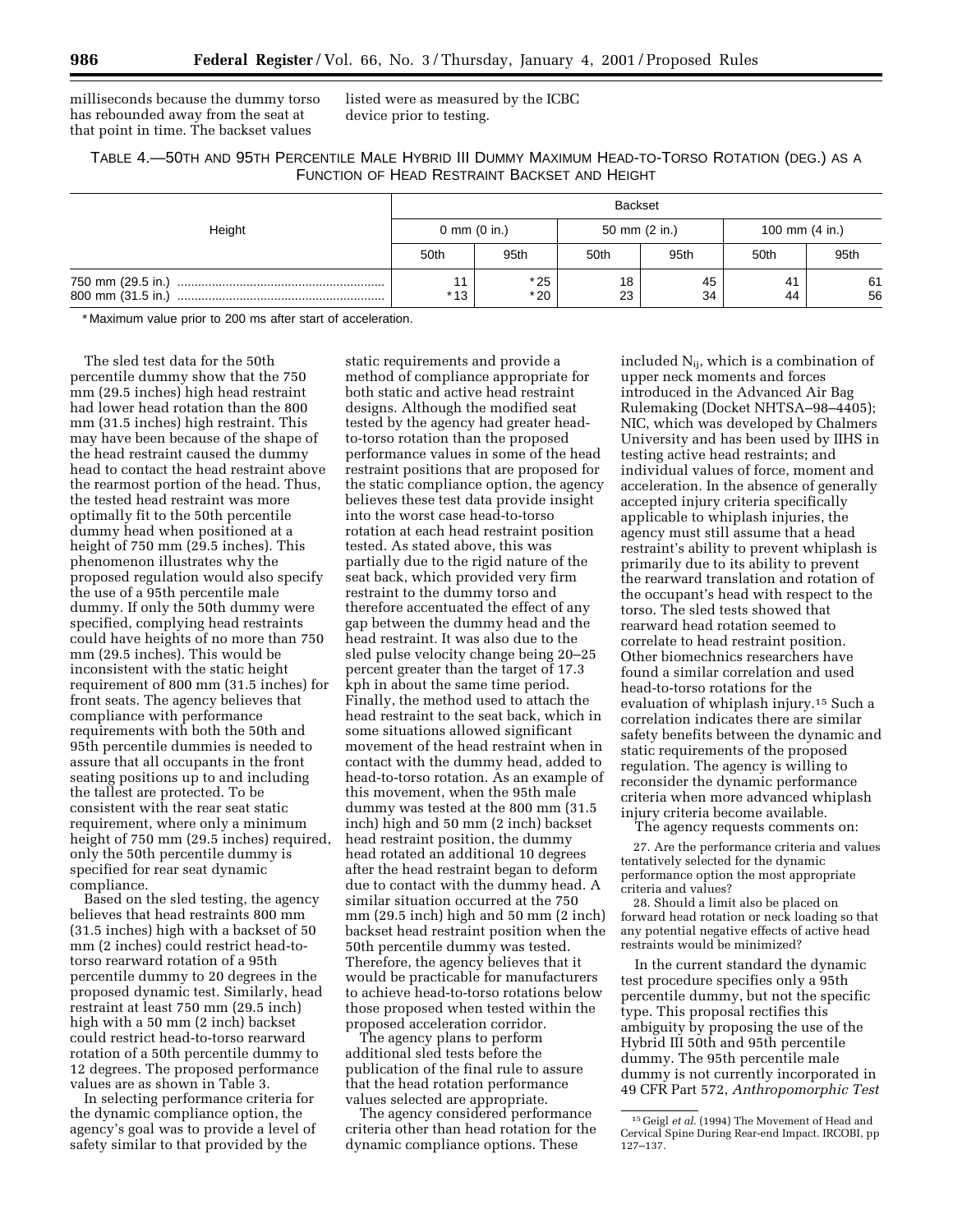milliseconds because the dummy torso has rebounded away from the seat at that point in time. The backset values listed were as measured by the ICBC device prior to testing.

TABLE 4.—50TH AND 95TH PERCENTILE MALE HYBRID III DUMMY MAXIMUM HEAD-TO-TORSO ROTATION (DEG.) AS A FUNCTION OF HEAD RESTRAINT BACKSET AND HEIGHT

| Height | Backset | | | | | |
|---|---|---|---|---|---|---|
| | 0 mm (0 in.) | | 50 mm (2 in.) | | 100 mm (4 in.) | |
| | 50th | 95th | 50th | 95th | 50th | 95th |
| 750 mm (29.5 in.) | 11 | *25 | 18 | 45 | 41 | 61 |
| 800 mm (31.5 in.) | *13 | *20 | 23 | 34 | 44 | 56 |

* Maximum value prior to 200 ms after start of acceleration.

The sled test data for the 50th percentile dummy show that the 750 mm (29.5 inches) high head restraint had lower head rotation than the 800 mm (31.5 inches) high restraint. This may have been because of the shape of the head restraint caused the dummy head to contact the head restraint above the rearmost portion of the head. Thus, the tested head restraint was more optimally fit to the 50th percentile dummy head when positioned at a height of 750 mm (29.5 inches). This phenomenon illustrates why the proposed regulation would also specify the use of a 95th percentile male dummy. If only the 50th dummy were specified, complying head restraints could have heights of no more than 750 mm (29.5 inches). This would be inconsistent with the static height requirement of 800 mm (31.5 inches) for front seats. The agency believes that compliance with performance requirements with both the 50th and 95th percentile dummies is needed to assure that all occupants in the front seating positions up to and including the tallest are protected. To be consistent with the rear seat static requirement, where only a minimum height of 750 mm (29.5 inches) required, only the 50th percentile dummy is specified for rear seat dynamic compliance.

Based on the sled testing, the agency believes that head restraints 800 mm (31.5 inches) high with a backset of 50 mm (2 inches) could restrict head-to-torso rearward rotation of a 95th percentile dummy to 20 degrees in the proposed dynamic test. Similarly, head restraint at least 750 mm (29.5 inch) high with a 50 mm (2 inch) backset could restrict head-to-torso rearward rotation of a 50th percentile dummy to 12 degrees. The proposed performance values are as shown in Table 3.

In selecting performance criteria for the dynamic compliance option, the agency's goal was to provide a level of safety similar to that provided by the static requirements and provide a method of compliance appropriate for both static and active head restraint designs. Although the modified seat tested by the agency had greater head-to-torso rotation than the proposed performance values in some of the head restraint positions that are proposed for the static compliance option, the agency believes these test data provide insight into the worst case head-to-torso rotation at each head restraint position tested. As stated above, this was partially due to the rigid nature of the seat back, which provided very firm restraint to the dummy torso and therefore accentuated the effect of any gap between the dummy head and the head restraint. It was also due to the sled pulse velocity change being 20–25 percent greater than the target of 17.3 kph in about the same time period. Finally, the method used to attach the head restraint to the seat back, which in some situations allowed significant movement of the head restraint when in contact with the dummy head, added to head-to-torso rotation. As an example of this movement, when the 95th male dummy was tested at the 800 mm (31.5 inch) high and 50 mm (2 inch) backset head restraint position, the dummy head rotated an additional 10 degrees after the head restraint began to deform due to contact with the dummy head. A similar situation occurred at the 750 mm (29.5 inch) high and 50 mm (2 inch) backset head restraint position when the 50th percentile dummy was tested. Therefore, the agency believes that it would be practicable for manufacturers to achieve head-to-torso rotations below those proposed when tested within the proposed acceleration corridor.

The agency plans to perform additional sled tests before the publication of the final rule to assure that the head rotation performance values selected are appropriate.

The agency considered performance criteria other than head rotation for the dynamic compliance options. These included $N_{ij}$, which is a combination of upper neck moments and forces introduced in the Advanced Air Bag Rulemaking (Docket NHTSA–98–4405); NIC, which was developed by Chalmers University and has been used by IIHS in testing active head restraints; and individual values of force, moment and acceleration. In the absence of generally accepted injury criteria specifically applicable to whiplash injuries, the agency must still assume that a head restraint's ability to prevent whiplash is primarily due to its ability to prevent the rearward translation and rotation of the occupant's head with respect to the torso. The sled tests showed that rearward head rotation seemed to correlate to head restraint position. Other biomechnics researchers have found a similar correlation and used head-to-torso rotations for the evaluation of whiplash injury.[15] Such a correlation indicates there are similar safety benefits between the dynamic and static requirements of the proposed regulation. The agency is willing to reconsider the dynamic performance criteria when more advanced whiplash injury criteria become available.

The agency requests comments on:

27. Are the performance criteria and values tentatively selected for the dynamic performance option the most appropriate criteria and values?

28. Should a limit also be placed on forward head rotation or neck loading so that any potential negative effects of active head restraints would be minimized?

In the current standard the dynamic test procedure specifies only a 95th percentile dummy, but not the specific type. This proposal rectifies this ambiguity by proposing the use of the Hybrid III 50th and 95th percentile dummy. The 95th percentile male dummy is not currently incorporated in 49 CFR Part 572, *Anthropomorphic Test*

[15] Geigl *et al.* (1994) The Movement of Head and Cervical Spine During Rear-end Impact. IRCOBI, pp 127–137.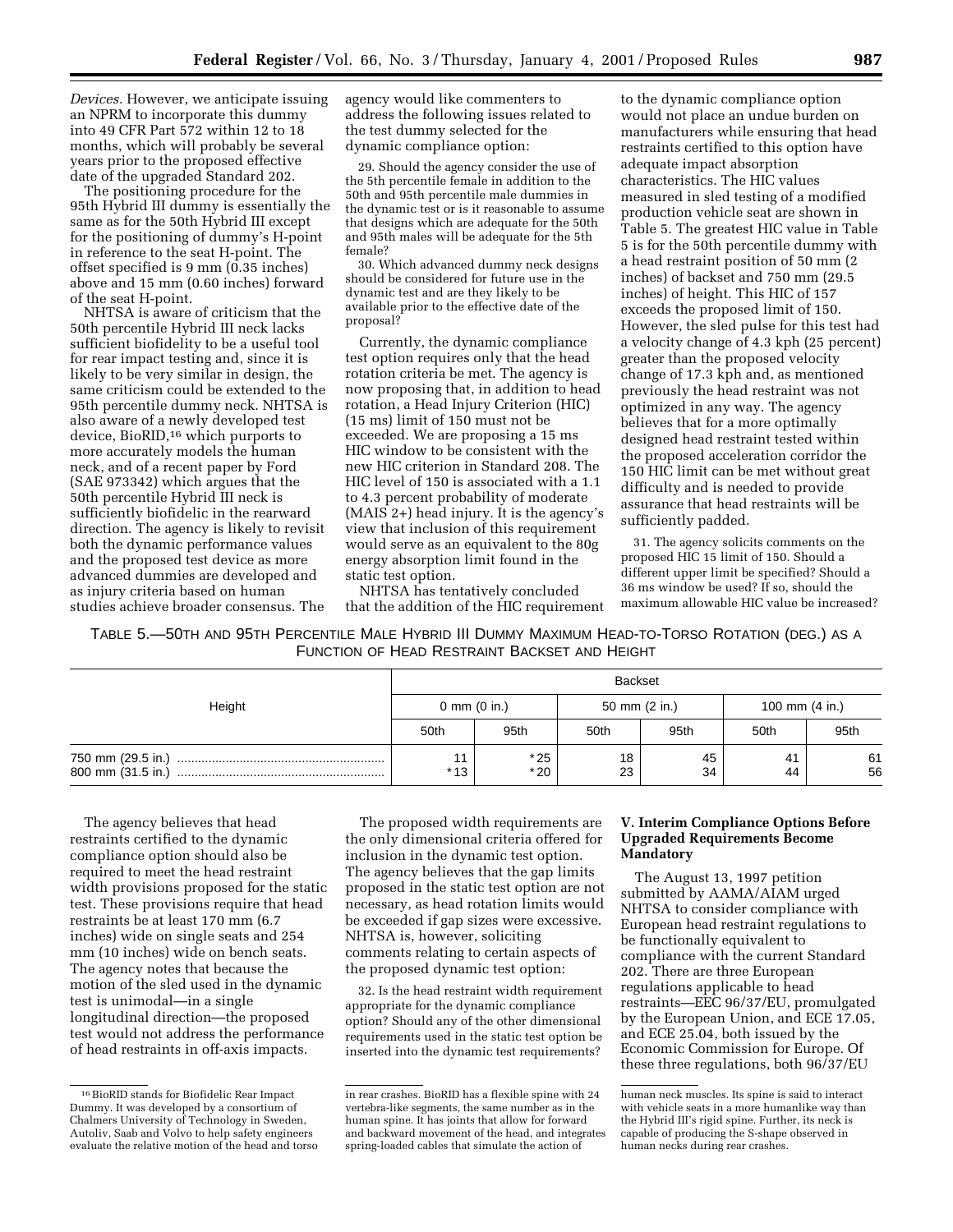*Devices.* However, we anticipate issuing an NPRM to incorporate this dummy into 49 CFR Part 572 within 12 to 18 months, which will probably be several years prior to the proposed effective date of the upgraded Standard 202.

The positioning procedure for the 95th Hybrid III dummy is essentially the same as for the 50th Hybrid III except for the positioning of dummy's H-point in reference to the seat H-point. The offset specified is 9 mm (0.35 inches) above and 15 mm (0.60 inches) forward of the seat H-point.

NHTSA is aware of criticism that the 50th percentile Hybrid III neck lacks sufficient biofidelity to be a useful tool for rear impact testing and, since it is likely to be very similar in design, the same criticism could be extended to the 95th percentile dummy neck. NHTSA is also aware of a newly developed test device, BioRID,[16] which purports to more accurately models the human neck, and of a recent paper by Ford (SAE 973342) which argues that the 50th percentile Hybrid III neck is sufficiently biofidelic in the rearward direction. The agency is likely to revisit both the dynamic performance values and the proposed test device as more advanced dummies are developed and as injury criteria based on human studies achieve broader consensus. The agency would like commenters to address the following issues related to the test dummy selected for the dynamic compliance option:

29. Should the agency consider the use of the 5th percentile female in addition to the 50th and 95th percentile male dummies in the dynamic test or is it reasonable to assume that designs which are adequate for the 50th and 95th males will be adequate for the 5th female?

30. Which advanced dummy neck designs should be considered for future use in the dynamic test and are they likely to be available prior to the effective date of the proposal?

Currently, the dynamic compliance test option requires only that the head rotation criteria be met. The agency is now proposing that, in addition to head rotation, a Head Injury Criterion (HIC) (15 ms) limit of 150 must not be exceeded. We are proposing a 15 ms HIC window to be consistent with the new HIC criterion in Standard 208. The HIC level of 150 is associated with a 1.1 to 4.3 percent probability of moderate (MAIS 2+) head injury. It is the agency's view that inclusion of this requirement would serve as an equivalent to the 80g energy absorption limit found in the static test option.

NHTSA has tentatively concluded that the addition of the HIC requirement to the dynamic compliance option would not place an undue burden on manufacturers while ensuring that head restraints certified to this option have adequate impact absorption characteristics. The HIC values measured in sled testing of a modified production vehicle seat are shown in Table 5. The greatest HIC value in Table 5 is for the 50th percentile dummy with a head restraint position of 50 mm (2 inches) of backset and 750 mm (29.5 inches) of height. This HIC of 157 exceeds the proposed limit of 150. However, the sled pulse for this test had a velocity change of 4.3 kph (25 percent) greater than the proposed velocity change of 17.3 kph and, as mentioned previously the head restraint was not optimized in any way. The agency believes that for a more optimally designed head restraint tested within the proposed acceleration corridor the 150 HIC limit can be met without great difficulty and is needed to provide assurance that head restraints will be sufficiently padded.

31. The agency solicits comments on the proposed HIC 15 limit of 150. Should a different upper limit be specified? Should a 36 ms window be used? If so, should the maximum allowable HIC value be increased?

TABLE 5.—50TH AND 95TH PERCENTILE MALE HYBRID III DUMMY MAXIMUM HEAD-TO-TORSO ROTATION (DEG.) AS A FUNCTION OF HEAD RESTRAINT BACKSET AND HEIGHT

| Height | Backset | | | | | |
|---|---|---|---|---|---|---|
| | 0 mm (0 in.) | | 50 mm (2 in.) | | 100 mm (4 in.) | |
| | 50th | 95th | 50th | 95th | 50th | 95th |
| 750 mm (29.5 in.) | 11 | *25 | 18 | 45 | 41 | 61 |
| 800 mm (31.5 in.) | *13 | *20 | 23 | 34 | 44 | 56 |

The agency believes that head restraints certified to the dynamic compliance option should also be required to meet the head restraint width provisions proposed for the static test. These provisions require that head restraints be at least 170 mm (6.7 inches) wide on single seats and 254 mm (10 inches) wide on bench seats. The agency notes that because the motion of the sled used in the dynamic test is unimodal—in a single longitudinal direction—the proposed test would not address the performance of head restraints in off-axis impacts.

The proposed width requirements are the only dimensional criteria offered for inclusion in the dynamic test option. The agency believes that the gap limits proposed in the static test option are not necessary, as head rotation limits would be exceeded if gap sizes were excessive. NHTSA is, however, soliciting comments relating to certain aspects of the proposed dynamic test option:

32. Is the head restraint width requirement appropriate for the dynamic compliance option? Should any of the other dimensional requirements used in the static test option be inserted into the dynamic test requirements?

## V. Interim Compliance Options Before Upgraded Requirements Become Mandatory

The August 13, 1997 petition submitted by AAMA/AIAM urged NHTSA to consider compliance with European head restraint regulations to be functionally equivalent to compliance with the current Standard 202. There are three European regulations applicable to head restraints—EEC 96/37/EU, promulgated by the European Union, and ECE 17.05, and ECE 25.04, both issued by the Economic Commission for Europe. Of these three regulations, both 96/37/EU

[16] BioRID stands for Biofidelic Rear Impact Dummy. It was developed by a consortium of Chalmers University of Technology in Sweden, Autoliv, Saab and Volvo to help safety engineers evaluate the relative motion of the head and torso in rear crashes. BioRID has a flexible spine with 24 vertebra-like segments, the same number as in the human spine. It has joints that allow for forward and backward movement of the head, and integrates spring-loaded cables that simulate the action of human neck muscles. Its spine is said to interact with vehicle seats in a more humanlike way than the Hybrid III's rigid spine. Further, its neck is capable of producing the S-shape observed in human necks during rear crashes.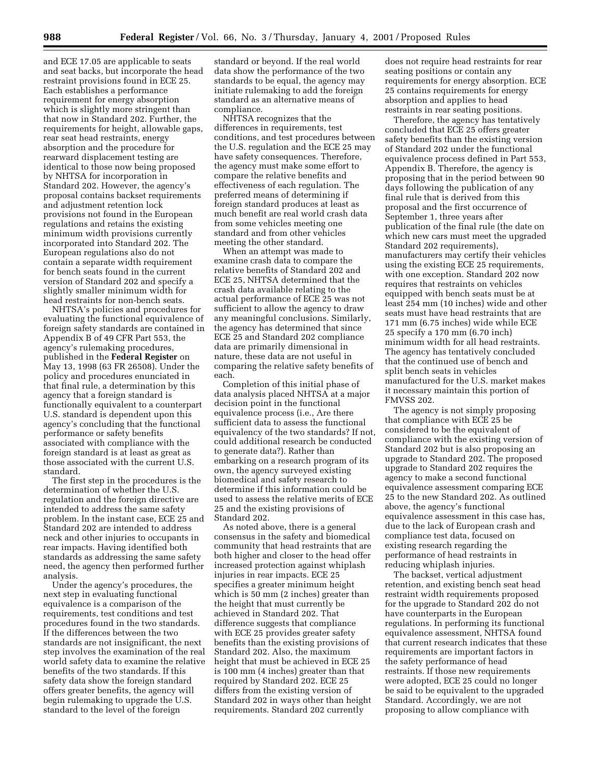and ECE 17.05 are applicable to seats and seat backs, but incorporate the head restraint provisions found in ECE 25. Each establishes a performance requirement for energy absorption which is slightly more stringent than that now in Standard 202. Further, the requirements for height, allowable gaps, rear seat head restraints, energy absorption and the procedure for rearward displacement testing are identical to those now being proposed by NHTSA for incorporation in Standard 202. However, the agency's proposal contains backset requirements and adjustment retention lock provisions not found in the European regulations and retains the existing minimum width provisions currently incorporated into Standard 202. The European regulations also do not contain a separate width requirement for bench seats found in the current version of Standard 202 and specify a slightly smaller minimum width for head restraints for non-bench seats.

NHTSA's policies and procedures for evaluating the functional equivalence of foreign safety standards are contained in Appendix B of 49 CFR Part 553, the agency's rulemaking procedures, published in the **Federal Register** on May 13, 1998 (63 FR 26508). Under the policy and procedures enunciated in that final rule, a determination by this agency that a foreign standard is functionally equivalent to a counterpart U.S. standard is dependent upon this agency's concluding that the functional performance or safety benefits associated with compliance with the foreign standard is at least as great as those associated with the current U.S. standard.

The first step in the procedures is the determination of whether the U.S. regulation and the foreign directive are intended to address the same safety problem. In the instant case, ECE 25 and Standard 202 are intended to address neck and other injuries to occupants in rear impacts. Having identified both standards as addressing the same safety need, the agency then performed further analysis.

Under the agency's procedures, the next step in evaluating functional equivalence is a comparison of the requirements, test conditions and test procedures found in the two standards. If the differences between the two standards are not insignificant, the next step involves the examination of the real world safety data to examine the relative benefits of the two standards. If this safety data show the foreign standard offers greater benefits, the agency will begin rulemaking to upgrade the U.S. standard to the level of the foreign standard or beyond. If the real world data show the performance of the two standards to be equal, the agency may initiate rulemaking to add the foreign standard as an alternative means of compliance.

NHTSA recognizes that the differences in requirements, test conditions, and test procedures between the U.S. regulation and the ECE 25 may have safety consequences. Therefore, the agency must make some effort to compare the relative benefits and effectiveness of each regulation. The preferred means of determining if foreign standard produces at least as much benefit are real world crash data from some vehicles meeting one standard and from other vehicles meeting the other standard.

When an attempt was made to examine crash data to compare the relative benefits of Standard 202 and ECE 25, NHTSA determined that the crash data available relating to the actual performance of ECE 25 was not sufficient to allow the agency to draw any meaningful conclusions. Similarly, the agency has determined that since ECE 25 and Standard 202 compliance data are primarily dimensional in nature, these data are not useful in comparing the relative safety benefits of each.

Completion of this initial phase of data analysis placed NHTSA at a major decision point in the functional equivalence process (i.e., Are there sufficient data to assess the functional equivalency of the two standards? If not, could additional research be conducted to generate data?). Rather than embarking on a research program of its own, the agency surveyed existing biomedical and safety research to determine if this information could be used to assess the relative merits of ECE 25 and the existing provisions of Standard 202.

As noted above, there is a general consensus in the safety and biomedical community that head restraints that are both higher and closer to the head offer increased protection against whiplash injuries in rear impacts. ECE 25 specifies a greater minimum height which is 50 mm (2 inches) greater than the height that must currently be achieved in Standard 202. That difference suggests that compliance with ECE 25 provides greater safety benefits than the existing provisions of Standard 202. Also, the maximum height that must be achieved in ECE 25 is 100 mm (4 inches) greater than that required by Standard 202. ECE 25 differs from the existing version of Standard 202 in ways other than height requirements. Standard 202 currently does not require head restraints for rear seating positions or contain any requirements for energy absorption. ECE 25 contains requirements for energy absorption and applies to head restraints in rear seating positions.

Therefore, the agency has tentatively concluded that ECE 25 offers greater safety benefits than the existing version of Standard 202 under the functional equivalence process defined in Part 553, Appendix B. Therefore, the agency is proposing that in the period between 90 days following the publication of any final rule that is derived from this proposal and the first occurrence of September 1, three years after publication of the final rule (the date on which new cars must meet the upgraded Standard 202 requirements), manufacturers may certify their vehicles using the existing ECE 25 requirements, with one exception. Standard 202 now requires that restraints on vehicles equipped with bench seats must be at least 254 mm (10 inches) wide and other seats must have head restraints that are 171 mm (6.75 inches) wide while ECE 25 specify a 170 mm (6.70 inch) minimum width for all head restraints. The agency has tentatively concluded that the continued use of bench and split bench seats in vehicles manufactured for the U.S. market makes it necessary maintain this portion of FMVSS 202.

The agency is not simply proposing that compliance with ECE 25 be considered to be the equivalent of compliance with the existing version of Standard 202 but is also proposing an upgrade to Standard 202. The proposed upgrade to Standard 202 requires the agency to make a second functional equivalence assessment comparing ECE 25 to the new Standard 202. As outlined above, the agency's functional equivalence assessment in this case has, due to the lack of European crash and compliance test data, focused on existing research regarding the performance of head restraints in reducing whiplash injuries.

The backset, vertical adjustment retention, and existing bench seat head restraint width requirements proposed for the upgrade to Standard 202 do not have counterparts in the European regulations. In performing its functional equivalence assessment, NHTSA found that current research indicates that these requirements are important factors in the safety performance of head restraints. If those new requirements were adopted, ECE 25 could no longer be said to be equivalent to the upgraded Standard. Accordingly, we are not proposing to allow compliance with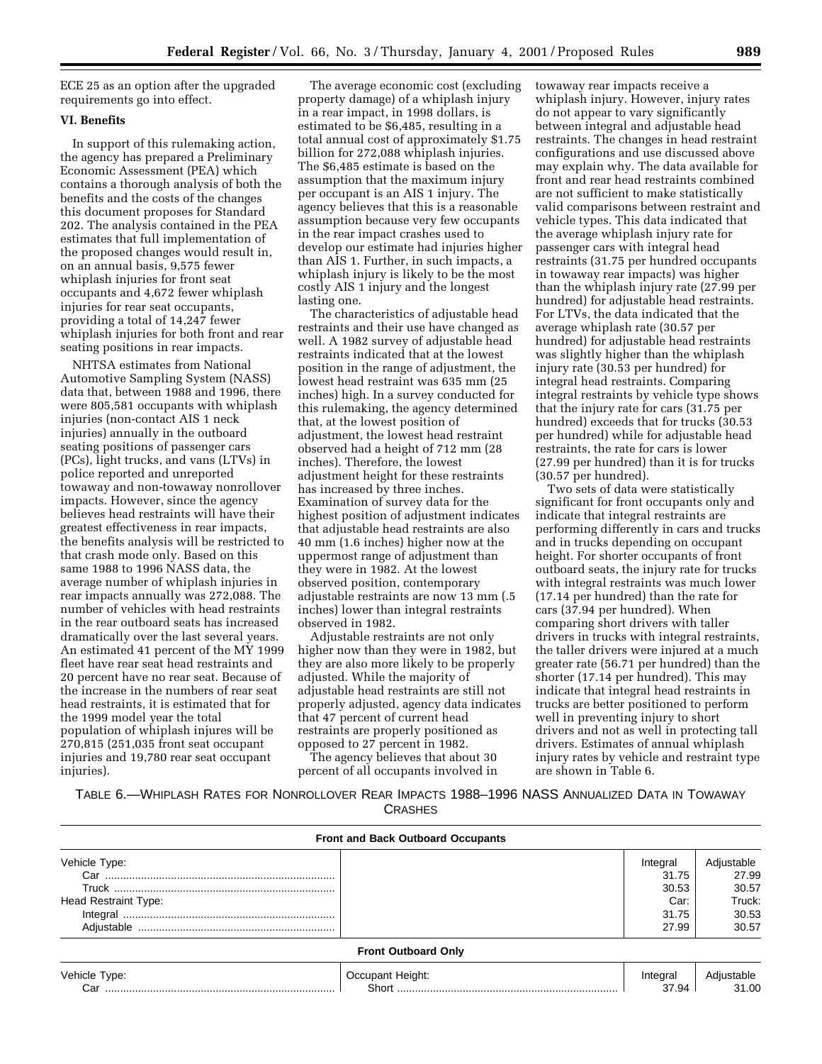ECE 25 as an option after the upgraded requirements go into effect.

### VI. Benefits

In support of this rulemaking action, the agency has prepared a Preliminary Economic Assessment (PEA) which contains a thorough analysis of both the benefits and the costs of the changes this document proposes for Standard 202. The analysis contained in the PEA estimates that full implementation of the proposed changes would result in, on an annual basis, 9,575 fewer whiplash injuries for front seat occupants and 4,672 fewer whiplash injuries for rear seat occupants, providing a total of 14,247 fewer whiplash injuries for both front and rear seating positions in rear impacts.

NHTSA estimates from National Automotive Sampling System (NASS) data that, between 1988 and 1996, there were 805,581 occupants with whiplash injuries (non-contact AIS 1 neck injuries) annually in the outboard seating positions of passenger cars (PCs), light trucks, and vans (LTVs) in police reported and unreported towaway and non-towaway nonrollover impacts. However, since the agency believes head restraints will have their greatest effectiveness in rear impacts, the benefits analysis will be restricted to that crash mode only. Based on this same 1988 to 1996 NASS data, the average number of whiplash injuries in rear impacts annually was 272,088. The number of vehicles with head restraints in the rear outboard seats has increased dramatically over the last several years. An estimated 41 percent of the MY 1999 fleet have rear seat head restraints and 20 percent have no rear seat. Because of the increase in the numbers of rear seat head restraints, it is estimated that for the 1999 model year the total population of whiplash injures will be 270,815 (251,035 front seat occupant injuries and 19,780 rear seat occupant injuries).

The average economic cost (excluding property damage) of a whiplash injury in a rear impact, in 1998 dollars, is estimated to be $6,485, resulting in a total annual cost of approximately $1.75 billion for 272,088 whiplash injuries. The $6,485 estimate is based on the assumption that the maximum injury per occupant is an AIS 1 injury. The agency believes that this is a reasonable assumption because very few occupants in the rear impact crashes used to develop our estimate had injuries higher than AIS 1. Further, in such impacts, a whiplash injury is likely to be the most costly AIS 1 injury and the longest lasting one.

The characteristics of adjustable head restraints and their use have changed as well. A 1982 survey of adjustable head restraints indicated that at the lowest position in the range of adjustment, the lowest head restraint was 635 mm (25 inches) high. In a survey conducted for this rulemaking, the agency determined that, at the lowest position of adjustment, the lowest head restraint observed had a height of 712 mm (28 inches). Therefore, the lowest adjustment height for these restraints has increased by three inches. Examination of survey data for the highest position of adjustment indicates that adjustable head restraints are also 40 mm (1.6 inches) higher now at the uppermost range of adjustment than they were in 1982. At the lowest observed position, contemporary adjustable restraints are now 13 mm (.5 inches) lower than integral restraints observed in 1982.

Adjustable restraints are not only higher now than they were in 1982, but they are also more likely to be properly adjusted. While the majority of adjustable head restraints are still not properly adjusted, agency data indicates that 47 percent of current head restraints are properly positioned as opposed to 27 percent in 1982.

The agency believes that about 30 percent of all occupants involved in towaway rear impacts receive a whiplash injury. However, injury rates do not appear to vary significantly between integral and adjustable head restraints. The changes in head restraint configurations and use discussed above may explain why. The data available for front and rear head restraints combined are not sufficient to make statistically valid comparisons between restraint and vehicle types. This data indicated that the average whiplash injury rate for passenger cars with integral head restraints (31.75 per hundred occupants in towaway rear impacts) was higher than the whiplash injury rate (27.99 per hundred) for adjustable head restraints. For LTVs, the data indicated that the average whiplash rate (30.57 per hundred) for adjustable head restraints was slightly higher than the whiplash injury rate (30.53 per hundred) for integral head restraints. Comparing integral restraints by vehicle type shows that the injury rate for cars (31.75 per hundred) exceeds that for trucks (30.53 per hundred) while for adjustable head restraints, the rate for cars is lower (27.99 per hundred) than it is for trucks (30.57 per hundred).

Two sets of data were statistically significant for front occupants only and indicate that integral restraints are performing differently in cars and trucks and in trucks depending on occupant height. For shorter occupants of front outboard seats, the injury rate for trucks with integral restraints was much lower (17.14 per hundred) than the rate for cars (37.94 per hundred). When comparing short drivers with taller drivers in trucks with integral restraints, the taller drivers were injured at a much greater rate (56.71 per hundred) than the shorter (17.14 per hundred). This may indicate that integral head restraints in trucks are better positioned to perform well in preventing injury to short drivers and not as well in protecting tall drivers. Estimates of annual whiplash injury rates by vehicle and restraint type are shown in Table 6.

TABLE 6.—WHIPLASH RATES FOR NONROLLOVER REAR IMPACTS 1988–1996 NASS ANNUALIZED DATA IN TOWAWAY CRASHES

| Front and Back Outboard Occupants | | | |
|---|---|---|---|
| Vehicle Type: | | Integral | Adjustable |
| Car | | 31.75 | 27.99 |
| Truck | | 30.53 | 30.57 |
| Head Restraint Type: | | Car: | Truck: |
| Integral | | 31.75 | 30.53 |
| Adjustable | | 27.99 | 30.57 |
| **Front Outboard Only** | | | |
| Vehicle Type: | Occupant Height: | Integral | Adjustable |
| Car | Short | 37.94 | 31.00 |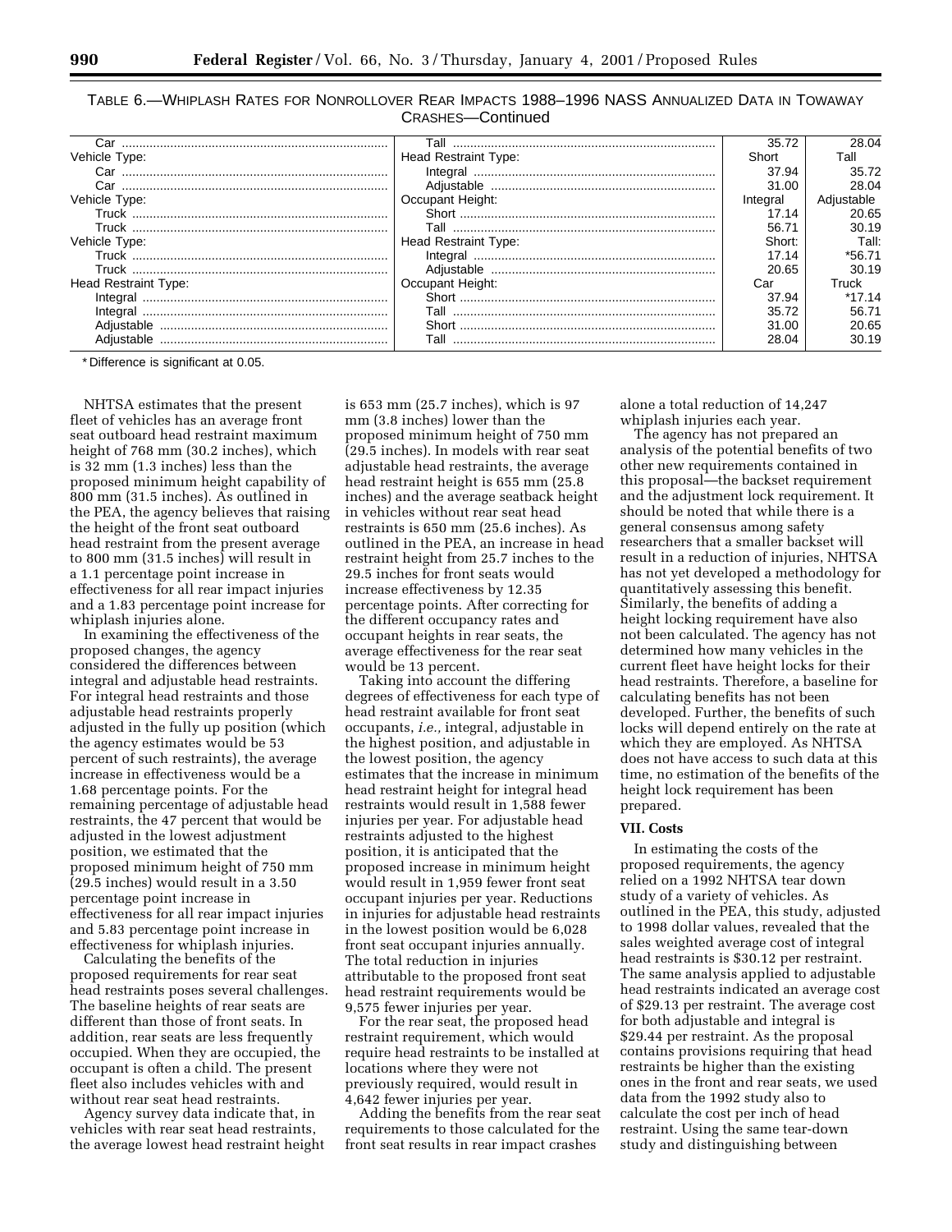TABLE 6.—WHIPLASH RATES FOR NONROLLOVER REAR IMPACTS 1988–1996 NASS ANNUALIZED DATA IN TOWAWAY CRASHES—Continued

| | | | |
|---|---|---|---|
| Car | Tall | 35.72 | 28.04 |
| Vehicle Type: | Head Restraint Type: | Short | Tall |
| Car | Integral | 37.94 | 35.72 |
| Car | Adjustable | 31.00 | 28.04 |
| Vehicle Type: | Occupant Height: | Integral | Adjustable |
| Truck | Short | 17.14 | 20.65 |
| Truck | Tall | 56.71 | 30.19 |
| Vehicle Type: | Head Restraint Type: | Short: | Tall: |
| Truck | Integral | 17.14 | *56.71 |
| Truck | Adjustable | 20.65 | 30.19 |
| Head Restraint Type: | Occupant Height: | Car | Truck |
| Integral | Short | 37.94 | *17.14 |
| Integral | Tall | 35.72 | 56.71 |
| Adjustable | Short | 31.00 | 20.65 |
| Adjustable | Tall | 28.04 | 30.19 |

* Difference is significant at 0.05.

NHTSA estimates that the present fleet of vehicles has an average front seat outboard head restraint maximum height of 768 mm (30.2 inches), which is 32 mm (1.3 inches) less than the proposed minimum height capability of 800 mm (31.5 inches). As outlined in the PEA, the agency believes that raising the height of the front seat outboard head restraint from the present average to 800 mm (31.5 inches) will result in a 1.1 percentage point increase in effectiveness for all rear impact injuries and a 1.83 percentage point increase for whiplash injuries alone.

In examining the effectiveness of the proposed changes, the agency considered the differences between integral and adjustable head restraints. For integral head restraints and those adjustable head restraints properly adjusted in the fully up position (which the agency estimates would be 53 percent of such restraints), the average increase in effectiveness would be a 1.68 percentage points. For the remaining percentage of adjustable head restraints, the 47 percent that would be adjusted in the lowest adjustment position, we estimated that the proposed minimum height of 750 mm (29.5 inches) would result in a 3.50 percentage point increase in effectiveness for all rear impact injuries and 5.83 percentage point increase in effectiveness for whiplash injuries.

Calculating the benefits of the proposed requirements for rear seat head restraints poses several challenges. The baseline heights of rear seats are different than those of front seats. In addition, rear seats are less frequently occupied. When they are occupied, the occupant is often a child. The present fleet also includes vehicles with and without rear seat head restraints.

Agency survey data indicate that, in vehicles with rear seat head restraints, the average lowest head restraint height is 653 mm (25.7 inches), which is 97 mm (3.8 inches) lower than the proposed minimum height of 750 mm (29.5 inches). In models with rear seat adjustable head restraints, the average head restraint height is 655 mm (25.8 inches) and the average seatback height in vehicles without rear seat head restraints is 650 mm (25.6 inches). As outlined in the PEA, an increase in head restraint height from 25.7 inches to the 29.5 inches for front seats would increase effectiveness by 12.35 percentage points. After correcting for the different occupancy rates and occupant heights in rear seats, the average effectiveness for the rear seat would be 13 percent.

Taking into account the differing degrees of effectiveness for each type of head restraint available for front seat occupants, *i.e.,* integral, adjustable in the highest position, and adjustable in the lowest position, the agency estimates that the increase in minimum head restraint height for integral head restraints would result in 1,588 fewer injuries per year. For adjustable head restraints adjusted to the highest position, it is anticipated that the proposed increase in minimum height would result in 1,959 fewer front seat occupant injuries per year. Reductions in injuries for adjustable head restraints in the lowest position would be 6,028 front seat occupant injuries annually. The total reduction in injuries attributable to the proposed front seat head restraint requirements would be 9,575 fewer injuries per year.

For the rear seat, the proposed head restraint requirement, which would require head restraints to be installed at locations where they were not previously required, would result in 4,642 fewer injuries per year.

Adding the benefits from the rear seat requirements to those calculated for the front seat results in rear impact crashes alone a total reduction of 14,247 whiplash injuries each year.

The agency has not prepared an analysis of the potential benefits of two other new requirements contained in this proposal—the backset requirement and the adjustment lock requirement. It should be noted that while there is a general consensus among safety researchers that a smaller backset will result in a reduction of injuries, NHTSA has not yet developed a methodology for quantitatively assessing this benefit. Similarly, the benefits of adding a height locking requirement have also not been calculated. The agency has not determined how many vehicles in the current fleet have height locks for their head restraints. Therefore, a baseline for calculating benefits has not been developed. Further, the benefits of such locks will depend entirely on the rate at which they are employed. As NHTSA does not have access to such data at this time, no estimation of the benefits of the height lock requirement has been prepared.

## VII. Costs

In estimating the costs of the proposed requirements, the agency relied on a 1992 NHTSA tear down study of a variety of vehicles. As outlined in the PEA, this study, adjusted to 1998 dollar values, revealed that the sales weighted average cost of integral head restraints is $30.12 per restraint. The same analysis applied to adjustable head restraints indicated an average cost of $29.13 per restraint. The average cost for both adjustable and integral is $29.44 per restraint. As the proposal contains provisions requiring that head restraints be higher than the existing ones in the front and rear seats, we used data from the 1992 study also to calculate the cost per inch of head restraint. Using the same tear-down study and distinguishing between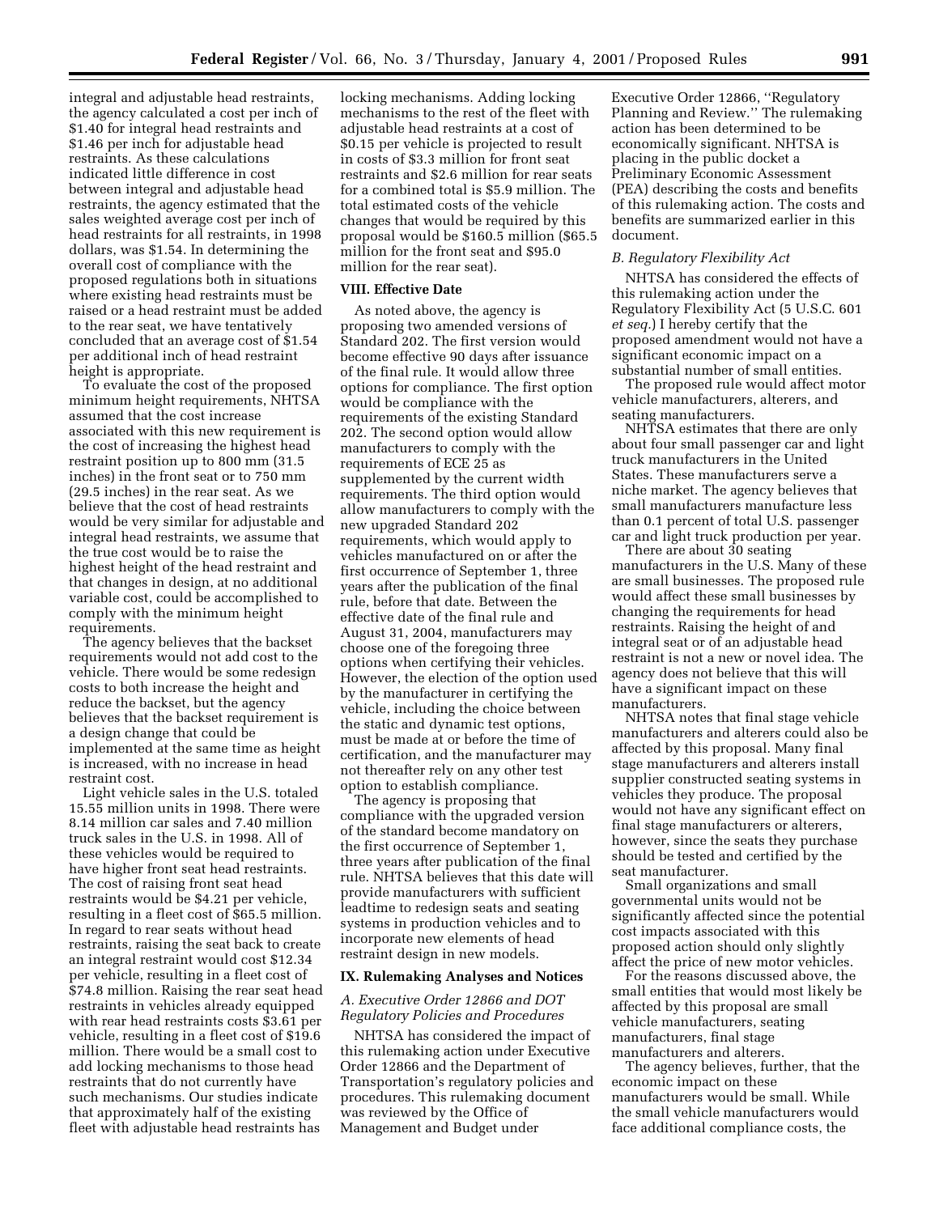integral and adjustable head restraints, the agency calculated a cost per inch of $1.40 for integral head restraints and $1.46 per inch for adjustable head restraints. As these calculations indicated little difference in cost between integral and adjustable head restraints, the agency estimated that the sales weighted average cost per inch of head restraints for all restraints, in 1998 dollars, was $1.54. In determining the overall cost of compliance with the proposed regulations both in situations where existing head restraints must be raised or a head restraint must be added to the rear seat, we have tentatively concluded that an average cost of $1.54 per additional inch of head restraint height is appropriate.

To evaluate the cost of the proposed minimum height requirements, NHTSA assumed that the cost increase associated with this new requirement is the cost of increasing the highest head restraint position up to 800 mm (31.5 inches) in the front seat or to 750 mm (29.5 inches) in the rear seat. As we believe that the cost of head restraints would be very similar for adjustable and integral head restraints, we assume that the true cost would be to raise the highest height of the head restraint and that changes in design, at no additional variable cost, could be accomplished to comply with the minimum height requirements.

The agency believes that the backset requirements would not add cost to the vehicle. There would be some redesign costs to both increase the height and reduce the backset, but the agency believes that the backset requirement is a design change that could be implemented at the same time as height is increased, with no increase in head restraint cost.

Light vehicle sales in the U.S. totaled 15.55 million units in 1998. There were 8.14 million car sales and 7.40 million truck sales in the U.S. in 1998. All of these vehicles would be required to have higher front seat head restraints. The cost of raising front seat head restraints would be $4.21 per vehicle, resulting in a fleet cost of $65.5 million. In regard to rear seats without head restraints, raising the seat back to create an integral restraint would cost $12.34 per vehicle, resulting in a fleet cost of $74.8 million. Raising the rear seat head restraints in vehicles already equipped with rear head restraints costs $3.61 per vehicle, resulting in a fleet cost of $19.6 million. There would be a small cost to add locking mechanisms to those head restraints that do not currently have such mechanisms. Our studies indicate that approximately half of the existing fleet with adjustable head restraints has locking mechanisms. Adding locking mechanisms to the rest of the fleet with adjustable head restraints at a cost of $0.15 per vehicle is projected to result in costs of $3.3 million for front seat restraints and $2.6 million for rear seats for a combined total is $5.9 million. The total estimated costs of the vehicle changes that would be required by this proposal would be $160.5 million ($65.5 million for the front seat and $95.0 million for the rear seat).

## VIII. Effective Date

As noted above, the agency is proposing two amended versions of Standard 202. The first version would become effective 90 days after issuance of the final rule. It would allow three options for compliance. The first option would be compliance with the requirements of the existing Standard 202. The second option would allow manufacturers to comply with the requirements of ECE 25 as supplemented by the current width requirements. The third option would allow manufacturers to comply with the new upgraded Standard 202 requirements, which would apply to vehicles manufactured on or after the first occurrence of September 1, three years after the publication of the final rule, before that date. Between the effective date of the final rule and August 31, 2004, manufacturers may choose one of the foregoing three options when certifying their vehicles. However, the election of the option used by the manufacturer in certifying the vehicle, including the choice between the static and dynamic test options, must be made at or before the time of certification, and the manufacturer may not thereafter rely on any other test option to establish compliance.

The agency is proposing that compliance with the upgraded version of the standard become mandatory on the first occurrence of September 1, three years after publication of the final rule. NHTSA believes that this date will provide manufacturers with sufficient leadtime to redesign seats and seating systems in production vehicles and to incorporate new elements of head restraint design in new models.

## IX. Rulemaking Analyses and Notices

### *A. Executive Order 12866 and DOT Regulatory Policies and Procedures*

NHTSA has considered the impact of this rulemaking action under Executive Order 12866 and the Department of Transportation's regulatory policies and procedures. This rulemaking document was reviewed by the Office of Management and Budget under Executive Order 12866, ''Regulatory Planning and Review.'' The rulemaking action has been determined to be economically significant. NHTSA is placing in the public docket a Preliminary Economic Assessment (PEA) describing the costs and benefits of this rulemaking action. The costs and benefits are summarized earlier in this document.

### *B. Regulatory Flexibility Act*

NHTSA has considered the effects of this rulemaking action under the Regulatory Flexibility Act (5 U.S.C. 601 *et seq.*) I hereby certify that the proposed amendment would not have a significant economic impact on a substantial number of small entities.

The proposed rule would affect motor vehicle manufacturers, alterers, and seating manufacturers.

NHTSA estimates that there are only about four small passenger car and light truck manufacturers in the United States. These manufacturers serve a niche market. The agency believes that small manufacturers manufacture less than 0.1 percent of total U.S. passenger car and light truck production per year.

There are about 30 seating manufacturers in the U.S. Many of these are small businesses. The proposed rule would affect these small businesses by changing the requirements for head restraints. Raising the height of and integral seat or of an adjustable head restraint is not a new or novel idea. The agency does not believe that this will have a significant impact on these manufacturers.

NHTSA notes that final stage vehicle manufacturers and alterers could also be affected by this proposal. Many final stage manufacturers and alterers install supplier constructed seating systems in vehicles they produce. The proposal would not have any significant effect on final stage manufacturers or alterers, however, since the seats they purchase should be tested and certified by the seat manufacturer.

Small organizations and small governmental units would not be significantly affected since the potential cost impacts associated with this proposed action should only slightly affect the price of new motor vehicles.

For the reasons discussed above, the small entities that would most likely be affected by this proposal are small vehicle manufacturers, seating manufacturers, final stage manufacturers and alterers.

The agency believes, further, that the economic impact on these manufacturers would be small. While the small vehicle manufacturers would face additional compliance costs, the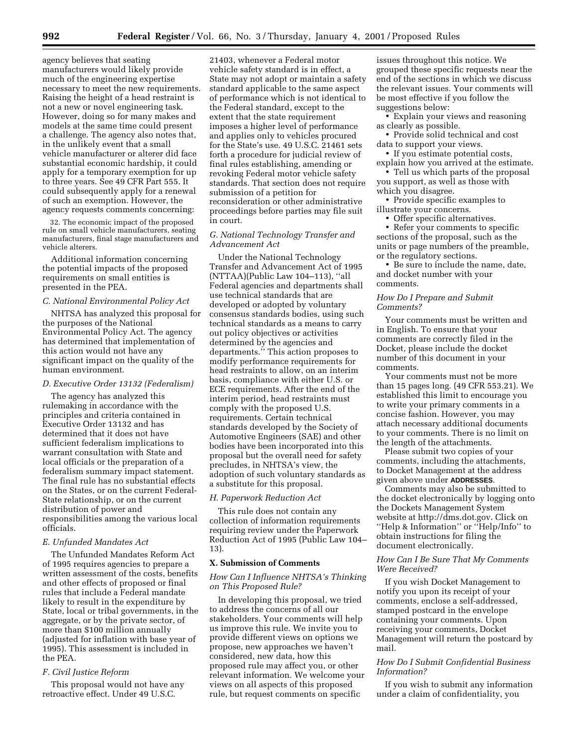agency believes that seating manufacturers would likely provide much of the engineering expertise necessary to meet the new requirements. Raising the height of a head restraint is not a new or novel engineering task. However, doing so for many makes and models at the same time could present a challenge. The agency also notes that, in the unlikely event that a small vehicle manufacturer or alterer did face substantial economic hardship, it could apply for a temporary exemption for up to three years. See 49 CFR Part 555. It could subsequently apply for a renewal of such an exemption. However, the agency requests comments concerning:

32. The economic impact of the proposed rule on small vehicle manufacturers, seating manufacturers, final stage manufacturers and vehicle alterers.

Additional information concerning the potential impacts of the proposed requirements on small entities is presented in the PEA.

### *C. National Environmental Policy Act*

NHTSA has analyzed this proposal for the purposes of the National Environmental Policy Act. The agency has determined that implementation of this action would not have any significant impact on the quality of the human environment.

### *D. Executive Order 13132 (Federalism)*

The agency has analyzed this rulemaking in accordance with the principles and criteria contained in Executive Order 13132 and has determined that it does not have sufficient federalism implications to warrant consultation with State and local officials or the preparation of a federalism summary impact statement. The final rule has no substantial effects on the States, or on the current Federal-State relationship, or on the current distribution of power and responsibilities among the various local officials.

### *E. Unfunded Mandates Act*

The Unfunded Mandates Reform Act of 1995 requires agencies to prepare a written assessment of the costs, benefits and other effects of proposed or final rules that include a Federal mandate likely to result in the expenditure by State, local or tribal governments, in the aggregate, or by the private sector, of more than $100 million annually (adjusted for inflation with base year of 1995). This assessment is included in the PEA.

### *F. Civil Justice Reform*

This proposal would not have any retroactive effect. Under 49 U.S.C. 21403, whenever a Federal motor vehicle safety standard is in effect, a State may not adopt or maintain a safety standard applicable to the same aspect of performance which is not identical to the Federal standard, except to the extent that the state requirement imposes a higher level of performance and applies only to vehicles procured for the State's use. 49 U.S.C. 21461 sets forth a procedure for judicial review of final rules establishing, amending or revoking Federal motor vehicle safety standards. That section does not require submission of a petition for reconsideration or other administrative proceedings before parties may file suit in court.

### *G. National Technology Transfer and Advancement Act*

Under the National Technology Transfer and Advancement Act of 1995 (NTTAA)(Public Law 104–113), ''all Federal agencies and departments shall use technical standards that are developed or adopted by voluntary consensus standards bodies, using such technical standards as a means to carry out policy objectives or activities determined by the agencies and departments.'' This action proposes to modify performance requirements for head restraints to allow, on an interim basis, compliance with either U.S. or ECE requirements. After the end of the interim period, head restraints must comply with the proposed U.S. requirements. Certain technical standards developed by the Society of Automotive Engineers (SAE) and other bodies have been incorporated into this proposal but the overall need for safety precludes, in NHTSA's view, the adoption of such voluntary standards as a substitute for this proposal.

### *H. Paperwork Reduction Act*

This rule does not contain any collection of information requirements requiring review under the Paperwork Reduction Act of 1995 (Public Law 104–13).

## X. Submission of Comments

### *How Can I Influence NHTSA's Thinking on This Proposed Rule?*

In developing this proposal, we tried to address the concerns of all our stakeholders. Your comments will help us improve this rule. We invite you to provide different views on options we propose, new approaches we haven't considered, new data, how this proposed rule may affect you, or other relevant information. We welcome your views on all aspects of this proposed rule, but request comments on specific issues throughout this notice. We grouped these specific requests near the end of the sections in which we discuss the relevant issues. Your comments will be most effective if you follow the suggestions below:

- Explain your views and reasoning as clearly as possible.
- Provide solid technical and cost data to support your views.
- If you estimate potential costs, explain how you arrived at the estimate.
- Tell us which parts of the proposal you support, as well as those with which you disagree.
- Provide specific examples to illustrate your concerns.
- Offer specific alternatives.
- Refer your comments to specific sections of the proposal, such as the units or page numbers of the preamble, or the regulatory sections.
- Be sure to include the name, date, and docket number with your comments.

### *How Do I Prepare and Submit Comments?*

Your comments must be written and in English. To ensure that your comments are correctly filed in the Docket, please include the docket number of this document in your comments.

Your comments must not be more than 15 pages long. (49 CFR 553.21). We established this limit to encourage you to write your primary comments in a concise fashion. However, you may attach necessary additional documents to your comments. There is no limit on the length of the attachments.

Please submit two copies of your comments, including the attachments, to Docket Management at the address given above under **ADDRESSES**.

Comments may also be submitted to the docket electronically by logging onto the Dockets Management System website at http://dms.dot.gov. Click on ''Help & Information'' or ''Help/Info'' to obtain instructions for filing the document electronically.

### *How Can I Be Sure That My Comments Were Received?*

If you wish Docket Management to notify you upon its receipt of your comments, enclose a self-addressed, stamped postcard in the envelope containing your comments. Upon receiving your comments, Docket Management will return the postcard by mail.

### *How Do I Submit Confidential Business Information?*

If you wish to submit any information under a claim of confidentiality, you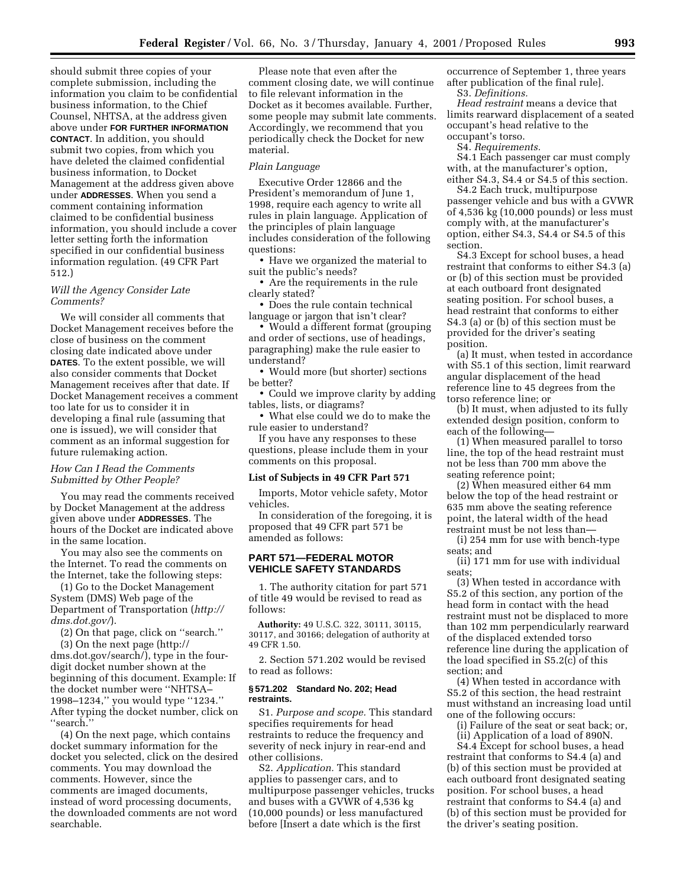should submit three copies of your complete submission, including the information you claim to be confidential business information, to the Chief Counsel, NHTSA, at the address given above under **FOR FURTHER INFORMATION CONTACT**. In addition, you should submit two copies, from which you have deleted the claimed confidential business information, to Docket Management at the address given above under **ADDRESSES**. When you send a comment containing information claimed to be confidential business information, you should include a cover letter setting forth the information specified in our confidential business information regulation. (49 CFR Part 512.)

*Will the Agency Consider Late Comments?*

We will consider all comments that Docket Management receives before the close of business on the comment closing date indicated above under **DATES**. To the extent possible, we will also consider comments that Docket Management receives after that date. If Docket Management receives a comment too late for us to consider it in developing a final rule (assuming that one is issued), we will consider that comment as an informal suggestion for future rulemaking action.

*How Can I Read the Comments Submitted by Other People?*

You may read the comments received by Docket Management at the address given above under **ADDRESSES**. The hours of the Docket are indicated above in the same location.

You may also see the comments on the Internet. To read the comments on the Internet, take the following steps:

(1) Go to the Docket Management System (DMS) Web page of the Department of Transportation (*http://dms.dot.gov/*).

(2) On that page, click on ''search.''

(3) On the next page (http://dms.dot.gov/search/), type in the four-digit docket number shown at the beginning of this document. Example: If the docket number were ''NHTSA–1998–1234,'' you would type ''1234.'' After typing the docket number, click on ''search.''

(4) On the next page, which contains docket summary information for the docket you selected, click on the desired comments. You may download the comments. However, since the comments are imaged documents, instead of word processing documents, the downloaded comments are not word searchable.

Please note that even after the comment closing date, we will continue to file relevant information in the Docket as it becomes available. Further, some people may submit late comments. Accordingly, we recommend that you periodically check the Docket for new material.

*Plain Language*

Executive Order 12866 and the President's memorandum of June 1, 1998, require each agency to write all rules in plain language. Application of the principles of plain language includes consideration of the following questions:

• Have we organized the material to suit the public's needs?

• Are the requirements in the rule clearly stated?

• Does the rule contain technical language or jargon that isn't clear?

• Would a different format (grouping and order of sections, use of headings, paragraphing) make the rule easier to understand?

• Would more (but shorter) sections be better?

• Could we improve clarity by adding tables, lists, or diagrams?

• What else could we do to make the rule easier to understand?

If you have any responses to these questions, please include them in your comments on this proposal.

**List of Subjects in 49 CFR Part 571**

Imports, Motor vehicle safety, Motor vehicles.

In consideration of the foregoing, it is proposed that 49 CFR part 571 be amended as follows:

## PART 571—FEDERAL MOTOR VEHICLE SAFETY STANDARDS

1. The authority citation for part 571 of title 49 would be revised to read as follows:

**Authority:** 49 U.S.C. 322, 30111, 30115, 30117, and 30166; delegation of authority at 49 CFR 1.50.

2. Section 571.202 would be revised to read as follows:

### § 571.202 Standard No. 202; Head restraints.

S1. *Purpose and scope.* This standard specifies requirements for head restraints to reduce the frequency and severity of neck injury in rear-end and other collisions.

S2. *Application.* This standard applies to passenger cars, and to multipurpose passenger vehicles, trucks and buses with a GVWR of 4,536 kg (10,000 pounds) or less manufactured before [Insert a date which is the first occurrence of September 1, three years after publication of the final rule].

S3. *Definitions.*

*Head restraint* means a device that limits rearward displacement of a seated occupant's head relative to the occupant's torso.

S4. *Requirements.*

S4.1 Each passenger car must comply with, at the manufacturer's option, either S4.3, S4.4 or S4.5 of this section.

S4.2 Each truck, multipurpose passenger vehicle and bus with a GVWR of 4,536 kg (10,000 pounds) or less must comply with, at the manufacturer's option, either S4.3, S4.4 or S4.5 of this section.

S4.3 Except for school buses, a head restraint that conforms to either S4.3 (a) or (b) of this section must be provided at each outboard front designated seating position. For school buses, a head restraint that conforms to either S4.3 (a) or (b) of this section must be provided for the driver's seating position.

(a) It must, when tested in accordance with S5.1 of this section, limit rearward angular displacement of the head reference line to 45 degrees from the torso reference line; or

(b) It must, when adjusted to its fully extended design position, conform to each of the following—

(1) When measured parallel to torso line, the top of the head restraint must not be less than 700 mm above the seating reference point;

(2) When measured either 64 mm below the top of the head restraint or 635 mm above the seating reference point, the lateral width of the head restraint must be not less than—

(i) 254 mm for use with bench-type seats; and

(ii) 171 mm for use with individual seats;

(3) When tested in accordance with S5.2 of this section, any portion of the head form in contact with the head restraint must not be displaced to more than 102 mm perpendicularly rearward of the displaced extended torso reference line during the application of the load specified in S5.2(c) of this section; and

(4) When tested in accordance with S5.2 of this section, the head restraint must withstand an increasing load until one of the following occurs:

(i) Failure of the seat or seat back; or,

(ii) Application of a load of 890N.

S4.4 Except for school buses, a head restraint that conforms to S4.4 (a) and (b) of this section must be provided at each outboard front designated seating position. For school buses, a head restraint that conforms to S4.4 (a) and (b) of this section must be provided for the driver's seating position.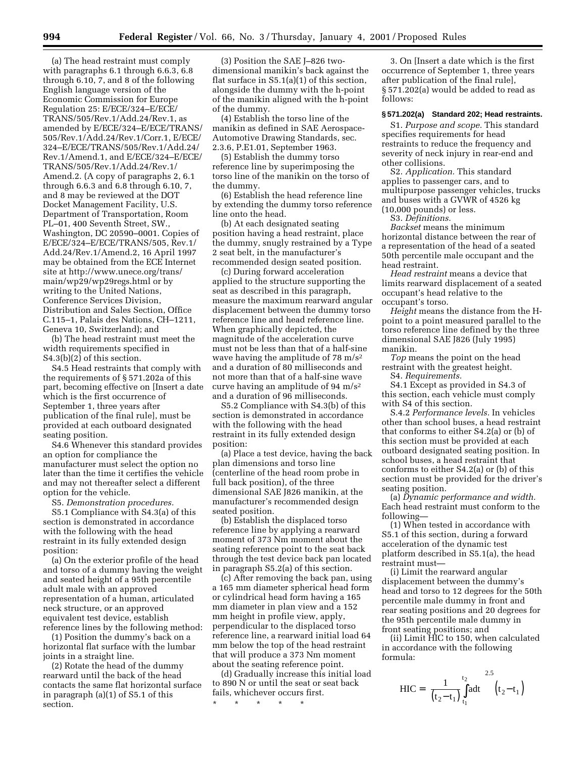(a) The head restraint must comply with paragraphs 6.1 through 6.6.3, 6.8 through 6.10, 7, and 8 of the following English language version of the Economic Commission for Europe Regulation 25: E/ECE/324–E/ECE/TRANS/505/Rev.1/Add.24/Rev.1, as amended by E/ECE/324–E/ECE/TRANS/505/Rev.1/Add.24/Rev.1/Corr.1, E/ECE/324–E/ECE/TRANS/505/Rev.1/Add.24/Rev.1/Amend.1, and E/ECE/324–E/ECE/TRANS/505/Rev.1/Add.24/Rev.1/Amend.2. (A copy of paragraphs 2, 6.1 through 6.6.3 and 6.8 through 6.10, 7, and 8 may be reviewed at the DOT Docket Management Facility, U.S. Department of Transportation, Room PL–01, 400 Seventh Street, SW., Washington, DC 20590–0001. Copies of E/ECE/324–E/ECE/TRANS/505, Rev.1/Add.24/Rev.1/Amend.2, 16 April 1997 may be obtained from the ECE Internet site at http://www.unece.org/trans/main/wp29/wp29regs.html or by writing to the United Nations, Conference Services Division, Distribution and Sales Section, Office C.115–1, Palais des Nations, CH–1211, Geneva 10, Switzerland); and

(b) The head restraint must meet the width requirements specified in S4.3(b)(2) of this section.

S4.5 Head restraints that comply with the requirements of § 571.202a of this part, becoming effective on [Insert a date which is the first occurrence of September 1, three years after publication of the final rule], must be provided at each outboard designated seating position.

S4.6 Whenever this standard provides an option for compliance the manufacturer must select the option no later than the time it certifies the vehicle and may not thereafter select a different option for the vehicle.

S5. *Demonstration procedures.*

S5.1 Compliance with S4.3(a) of this section is demonstrated in accordance with the following with the head restraint in its fully extended design position:

(a) On the exterior profile of the head and torso of a dummy having the weight and seated height of a 95th percentile adult male with an approved representation of a human, articulated neck structure, or an approved equivalent test device, establish reference lines by the following method:

(1) Position the dummy's back on a horizontal flat surface with the lumbar joints in a straight line.

(2) Rotate the head of the dummy rearward until the back of the head contacts the same flat horizontal surface in paragraph (a)(1) of S5.1 of this section.

(3) Position the SAE J–826 two-dimensional manikin's back against the flat surface in S5.1(a)(1) of this section, alongside the dummy with the h-point of the manikin aligned with the h-point of the dummy.

(4) Establish the torso line of the manikin as defined in SAE Aerospace-Automotive Drawing Standards, sec. 2.3.6, P.E1.01, September 1963.

(5) Establish the dummy torso reference line by superimposing the torso line of the manikin on the torso of the dummy.

(6) Establish the head reference line by extending the dummy torso reference line onto the head.

(b) At each designated seating position having a head restraint, place the dummy, snugly restrained by a Type 2 seat belt, in the manufacturer's recommended design seated position.

(c) During forward acceleration applied to the structure supporting the seat as described in this paragraph, measure the maximum rearward angular displacement between the dummy torso reference line and head reference line. When graphically depicted, the magnitude of the acceleration curve must not be less than that of a half-sine wave having the amplitude of 78 $m/s^2$ and a duration of 80 milliseconds and not more than that of a half-sine wave curve having an amplitude of 94 $m/s^2$ and a duration of 96 milliseconds.

S5.2 Compliance with S4.3(b) of this section is demonstrated in accordance with the following with the head restraint in its fully extended design position:

(a) Place a test device, having the back plan dimensions and torso line (centerline of the head room probe in full back position), of the three dimensional SAE J826 manikin, at the manufacturer's recommended design seated position.

(b) Establish the displaced torso reference line by applying a rearward moment of 373 Nm moment about the seating reference point to the seat back through the test device back pan located in paragraph S5.2(a) of this section.

(c) After removing the back pan, using a 165 mm diameter spherical head form or cylindrical head form having a 165 mm diameter in plan view and a 152 mm height in profile view, apply, perpendicular to the displaced torso reference line, a rearward initial load 64 mm below the top of the head restraint that will produce a 373 Nm moment about the seating reference point.

(d) Gradually increase this initial load to 890 N or until the seat or seat back fails, whichever occurs first.

\* \* \* \* \*

3. On [Insert a date which is the first occurrence of September 1, three years after publication of the final rule], § 571.202(a) would be added to read as follows:

**§ 571.202(a) Standard 202; Head restraints.**

S1. *Purpose and scope.* This standard specifies requirements for head restraints to reduce the frequency and severity of neck injury in rear-end and other collisions.

S2. *Application.* This standard applies to passenger cars, and to multipurpose passenger vehicles, trucks and buses with a GVWR of 4526 kg (10,000 pounds) or less.

S3. *Definitions.*

*Backset* means the minimum horizontal distance between the rear of a representation of the head of a seated 50th percentile male occupant and the head restraint.

*Head restraint* means a device that limits rearward displacement of a seated occupant's head relative to the occupant's torso.

*Height* means the distance from the H-point to a point measured parallel to the torso reference line defined by the three dimensional SAE J826 (July 1995) manikin.

*Top* means the point on the head restraint with the greatest height.

S4. *Requirements.*

S4.1 Except as provided in S4.3 of this section, each vehicle must comply with S4 of this section.

S.4.2 *Performance levels.* In vehicles other than school buses, a head restraint that conforms to either S4.2(a) or (b) of this section must be provided at each outboard designated seating position. In school buses, a head restraint that conforms to either S4.2(a) or (b) of this section must be provided for the driver's seating position.

(a) *Dynamic performance and width.* Each head restraint must conform to the following—

(1) When tested in accordance with S5.1 of this section, during a forward acceleration of the dynamic test platform described in S5.1(a), the head restraint must—

(i) Limit the rearward angular displacement between the dummy's head and torso to 12 degrees for the 50th percentile male dummy in front and rear seating positions and 20 degrees for the 95th percentile male dummy in front seating positions; and

(ii) Limit HIC to 150, when calculated in accordance with the following formula:

$$\text{HIC} = \left[\frac{1}{(t_2 - t_1)} \int_{t_1}^{t_2} a\,dt\right]^{2.5} (t_2 - t_1)$$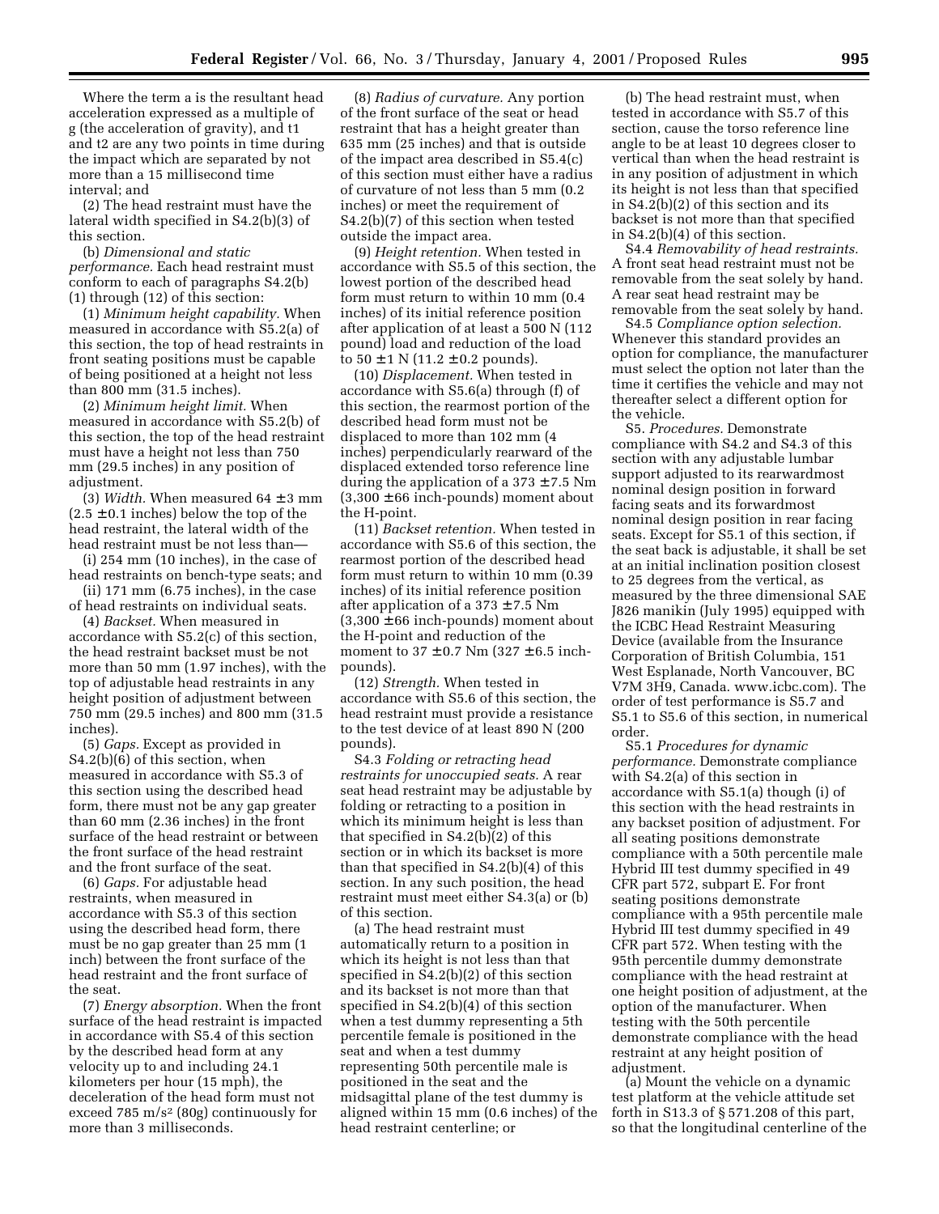Where the term a is the resultant head acceleration expressed as a multiple of g (the acceleration of gravity), and t1 and t2 are any two points in time during the impact which are separated by not more than a 15 millisecond time interval; and

(2) The head restraint must have the lateral width specified in S4.2(b)(3) of this section.

(b) *Dimensional and static performance.* Each head restraint must conform to each of paragraphs S4.2(b) (1) through (12) of this section:

(1) *Minimum height capability.* When measured in accordance with S5.2(a) of this section, the top of head restraints in front seating positions must be capable of being positioned at a height not less than 800 mm (31.5 inches).

(2) *Minimum height limit.* When measured in accordance with S5.2(b) of this section, the top of the head restraint must have a height not less than 750 mm (29.5 inches) in any position of adjustment.

(3) *Width.* When measured 64 ± 3 mm (2.5 ± 0.1 inches) below the top of the head restraint, the lateral width of the head restraint must be not less than—

(i) 254 mm (10 inches), in the case of head restraints on bench-type seats; and

(ii) 171 mm (6.75 inches), in the case of head restraints on individual seats.

(4) *Backset.* When measured in accordance with S5.2(c) of this section, the head restraint backset must be not more than 50 mm (1.97 inches), with the top of adjustable head restraints in any height position of adjustment between 750 mm (29.5 inches) and 800 mm (31.5 inches).

(5) *Gaps.* Except as provided in S4.2(b)(6) of this section, when measured in accordance with S5.3 of this section using the described head form, there must not be any gap greater than 60 mm (2.36 inches) in the front surface of the head restraint or between the front surface of the head restraint and the front surface of the seat.

(6) *Gaps.* For adjustable head restraints, when measured in accordance with S5.3 of this section using the described head form, there must be no gap greater than 25 mm (1 inch) between the front surface of the head restraint and the front surface of the seat.

(7) *Energy absorption.* When the front surface of the head restraint is impacted in accordance with S5.4 of this section by the described head form at any velocity up to and including 24.1 kilometers per hour (15 mph), the deceleration of the head form must not exceed 785 $m/s^2$ (80g) continuously for more than 3 milliseconds.

(8) *Radius of curvature.* Any portion of the front surface of the seat or head restraint that has a height greater than 635 mm (25 inches) and that is outside of the impact area described in S5.4(c) of this section must either have a radius of curvature of not less than 5 mm (0.2 inches) or meet the requirement of S4.2(b)(7) of this section when tested outside the impact area.

(9) *Height retention.* When tested in accordance with S5.5 of this section, the lowest portion of the described head form must return to within 10 mm (0.4 inches) of its initial reference position after application of at least a 500 N (112 pound) load and reduction of the load to 50 ± 1 N (11.2 ± 0.2 pounds).

(10) *Displacement.* When tested in accordance with S5.6(a) through (f) of this section, the rearmost portion of the described head form must not be displaced to more than 102 mm (4 inches) perpendicularly rearward of the displaced extended torso reference line during the application of a 373 ± 7.5 Nm (3,300 ± 66 inch-pounds) moment about the H-point.

(11) *Backset retention.* When tested in accordance with S5.6 of this section, the rearmost portion of the described head form must return to within 10 mm (0.39 inches) of its initial reference position after application of a 373 ± 7.5 Nm (3,300 ± 66 inch-pounds) moment about the H-point and reduction of the moment to 37 ± 0.7 Nm (327 ± 6.5 inch-pounds).

(12) *Strength.* When tested in accordance with S5.6 of this section, the head restraint must provide a resistance to the test device of at least 890 N (200 pounds).

S4.3 *Folding or retracting head restraints for unoccupied seats.* A rear seat head restraint may be adjustable by folding or retracting to a position in which its minimum height is less than that specified in S4.2(b)(2) of this section or in which its backset is more than that specified in S4.2(b)(4) of this section. In any such position, the head restraint must meet either S4.3(a) or (b) of this section.

(a) The head restraint must automatically return to a position in which its height is not less than that specified in S4.2(b)(2) of this section and its backset is not more than that specified in S4.2(b)(4) of this section when a test dummy representing a 5th percentile female is positioned in the seat and when a test dummy representing 50th percentile male is positioned in the seat and the midsagittal plane of the test dummy is aligned within 15 mm (0.6 inches) of the head restraint centerline; or

(b) The head restraint must, when tested in accordance with S5.7 of this section, cause the torso reference line angle to be at least 10 degrees closer to vertical than when the head restraint is in any position of adjustment in which its height is not less than that specified in S4.2(b)(2) of this section and its backset is not more than that specified in S4.2(b)(4) of this section.

S4.4 *Removability of head restraints.* A front seat head restraint must not be removable from the seat solely by hand. A rear seat head restraint may be removable from the seat solely by hand.

S4.5 *Compliance option selection.* Whenever this standard provides an option for compliance, the manufacturer must select the option not later than the time it certifies the vehicle and may not thereafter select a different option for the vehicle.

S5. *Procedures.* Demonstrate compliance with S4.2 and S4.3 of this section with any adjustable lumbar support adjusted to its rearwardmost nominal design position in forward facing seats and its forwardmost nominal design position in rear facing seats. Except for S5.1 of this section, if the seat back is adjustable, it shall be set at an initial inclination position closest to 25 degrees from the vertical, as measured by the three dimensional SAE J826 manikin (July 1995) equipped with the ICBC Head Restraint Measuring Device (available from the Insurance Corporation of British Columbia, 151 West Esplanade, North Vancouver, BC V7M 3H9, Canada. www.icbc.com). The order of test performance is S5.7 and S5.1 to S5.6 of this section, in numerical order.

S5.1 *Procedures for dynamic performance.* Demonstrate compliance with S4.2(a) of this section in accordance with S5.1(a) though (i) of this section with the head restraints in any backset position of adjustment. For all seating positions demonstrate compliance with a 50th percentile male Hybrid III test dummy specified in 49 CFR part 572, subpart E. For front seating positions demonstrate compliance with a 95th percentile male Hybrid III test dummy specified in 49 CFR part 572. When testing with the 95th percentile dummy demonstrate compliance with the head restraint at one height position of adjustment, at the option of the manufacturer. When testing with the 50th percentile demonstrate compliance with the head restraint at any height position of adjustment.

(a) Mount the vehicle on a dynamic test platform at the vehicle attitude set forth in S13.3 of § 571.208 of this part, so that the longitudinal centerline of the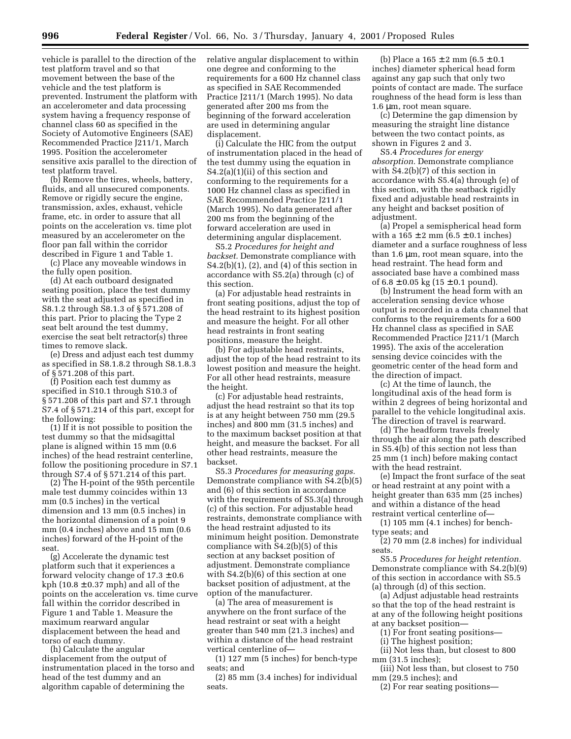vehicle is parallel to the direction of the test platform travel and so that movement between the base of the vehicle and the test platform is prevented. Instrument the platform with an accelerometer and data processing system having a frequency response of channel class 60 as specified in the Society of Automotive Engineers (SAE) Recommended Practice J211/1, March 1995. Position the accelerometer sensitive axis parallel to the direction of test platform travel.

(b) Remove the tires, wheels, battery, fluids, and all unsecured components. Remove or rigidly secure the engine, transmission, axles, exhaust, vehicle frame, etc. in order to assure that all points on the acceleration vs. time plot measured by an accelerometer on the floor pan fall within the corridor described in Figure 1 and Table 1.

(c) Place any moveable windows in the fully open position.

(d) At each outboard designated seating position, place the test dummy with the seat adjusted as specified in S8.1.2 through S8.1.3 of § 571.208 of this part. Prior to placing the Type 2 seat belt around the test dummy, exercise the seat belt retractor(s) three times to remove slack.

(e) Dress and adjust each test dummy as specified in S8.1.8.2 through S8.1.8.3 of § 571.208 of this part.

(f) Position each test dummy as specified in S10.1 through S10.3 of § 571.208 of this part and S7.1 through S7.4 of § 571.214 of this part, except for the following:

(1) If it is not possible to position the test dummy so that the midsagittal plane is aligned within 15 mm (0.6 inches) of the head restraint centerline, follow the positioning procedure in S7.1 through S7.4 of § 571.214 of this part.

(2) The H-point of the 95th percentile male test dummy coincides within 13 mm (0.5 inches) in the vertical dimension and 13 mm (0.5 inches) in the horizontal dimension of a point 9 mm (0.4 inches) above and 15 mm (0.6 inches) forward of the H-point of the seat.

(g) Accelerate the dynamic test platform such that it experiences a forward velocity change of 17.3 ± 0.6 kph (10.8 ± 0.37 mph) and all of the points on the acceleration vs. time curve fall within the corridor described in Figure 1 and Table 1. Measure the maximum rearward angular displacement between the head and torso of each dummy.

(h) Calculate the angular displacement from the output of instrumentation placed in the torso and head of the test dummy and an algorithm capable of determining the relative angular displacement to within one degree and conforming to the requirements for a 600 Hz channel class as specified in SAE Recommended Practice J211/1 (March 1995). No data generated after 200 ms from the beginning of the forward acceleration are used in determining angular displacement.

(i) Calculate the HIC from the output of instrumentation placed in the head of the test dummy using the equation in S4.2(a)(1)(ii) of this section and conforming to the requirements for a 1000 Hz channel class as specified in SAE Recommended Practice J211/1 (March 1995). No data generated after 200 ms from the beginning of the forward acceleration are used in determining angular displacement.

S5.2 *Procedures for height and backset.* Demonstrate compliance with S4.2(b)(1), (2), and (4) of this section in accordance with S5.2(a) through (c) of this section.

(a) For adjustable head restraints in front seating positions, adjust the top of the head restraint to its highest position and measure the height. For all other head restraints in front seating positions, measure the height.

(b) For adjustable head restraints, adjust the top of the head restraint to its lowest position and measure the height. For all other head restraints, measure the height.

(c) For adjustable head restraints, adjust the head restraint so that its top is at any height between 750 mm (29.5 inches) and 800 mm (31.5 inches) and to the maximum backset position at that height, and measure the backset. For all other head restraints, measure the backset.

S5.3 *Procedures for measuring gaps.* Demonstrate compliance with S4.2(b)(5) and (6) of this section in accordance with the requirements of S5.3(a) through (c) of this section. For adjustable head restraints, demonstrate compliance with the head restraint adjusted to its minimum height position. Demonstrate compliance with S4.2(b)(5) of this section at any backset position of adjustment. Demonstrate compliance with S4.2(b)(6) of this section at one backset position of adjustment, at the option of the manufacturer.

(a) The area of measurement is anywhere on the front surface of the head restraint or seat with a height greater than 540 mm (21.3 inches) and within a distance of the head restraint vertical centerline of—

(1) 127 mm (5 inches) for bench-type seats; and

(2) 85 mm (3.4 inches) for individual seats.

(b) Place a 165 ± 2 mm (6.5 ± 0.1 inches) diameter spherical head form against any gap such that only two points of contact are made. The surface roughness of the head form is less than 1.6 µm, root mean square.

(c) Determine the gap dimension by measuring the straight line distance between the two contact points, as shown in Figures 2 and 3.

S5.4 *Procedures for energy absorption.* Demonstrate compliance with S4.2(b)(7) of this section in accordance with S5.4(a) through (e) of this section, with the seatback rigidly fixed and adjustable head restraints in any height and backset position of adjustment.

(a) Propel a semispherical head form with a 165 ± 2 mm (6.5 ± 0.1 inches) diameter and a surface roughness of less than 1.6 µm, root mean square, into the head restraint. The head form and associated base have a combined mass of 6.8 ± 0.05 kg (15 ± 0.1 pound).

(b) Instrument the head form with an acceleration sensing device whose output is recorded in a data channel that conforms to the requirements for a 600 Hz channel class as specified in SAE Recommended Practice J211/1 (March 1995). The axis of the acceleration sensing device coincides with the geometric center of the head form and the direction of impact.

(c) At the time of launch, the longitudinal axis of the head form is within 2 degrees of being horizontal and parallel to the vehicle longitudinal axis. The direction of travel is rearward.

(d) The headform travels freely through the air along the path described in S5.4(b) of this section not less than 25 mm (1 inch) before making contact with the head restraint.

(e) Impact the front surface of the seat or head restraint at any point with a height greater than 635 mm (25 inches) and within a distance of the head restraint vertical centerline of—

(1) 105 mm (4.1 inches) for bench-type seats; and

(2) 70 mm (2.8 inches) for individual seats.

S5.5 *Procedures for height retention.* Demonstrate compliance with S4.2(b)(9) of this section in accordance with S5.5 (a) through (d) of this section.

(a) Adjust adjustable head restraints so that the top of the head restraint is at any of the following height positions at any backset position—

(1) For front seating positions—

(i) The highest position;

(ii) Not less than, but closest to 800 mm (31.5 inches);

(iii) Not less than, but closest to 750 mm (29.5 inches); and

(2) For rear seating positions—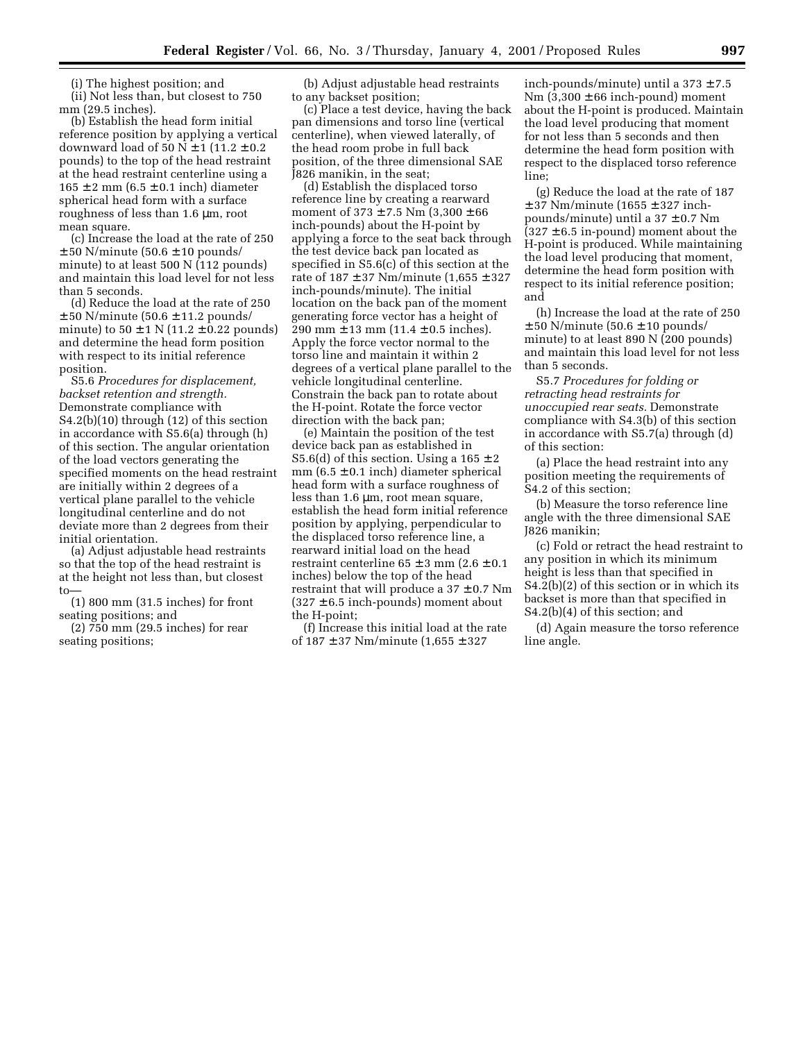(i) The highest position; and

(ii) Not less than, but closest to 750 mm (29.5 inches).

(b) Establish the head form initial reference position by applying a vertical downward load of 50 N ±1 (11.2 ±0.2 pounds) to the top of the head restraint at the head restraint centerline using a 165 ±2 mm (6.5 ±0.1 inch) diameter spherical head form with a surface roughness of less than 1.6 μm, root mean square.

(c) Increase the load at the rate of 250 ±50 N/minute (50.6 ±10 pounds/minute) to at least 500 N (112 pounds) and maintain this load level for not less than 5 seconds.

(d) Reduce the load at the rate of 250 ±50 N/minute (50.6 ±11.2 pounds/minute) to 50 ±1 N (11.2 ±0.22 pounds) and determine the head form position with respect to its initial reference position.

S5.6 *Procedures for displacement, backset retention and strength.* Demonstrate compliance with S4.2(b)(10) through (12) of this section in accordance with S5.6(a) through (h) of this section. The angular orientation of the load vectors generating the specified moments on the head restraint are initially within 2 degrees of a vertical plane parallel to the vehicle longitudinal centerline and do not deviate more than 2 degrees from their initial orientation.

(a) Adjust adjustable head restraints so that the top of the head restraint is at the height not less than, but closest to—

(1) 800 mm (31.5 inches) for front seating positions; and

(2) 750 mm (29.5 inches) for rear seating positions;

(b) Adjust adjustable head restraints to any backset position;

(c) Place a test device, having the back pan dimensions and torso line (vertical centerline), when viewed laterally, of the head room probe in full back position, of the three dimensional SAE J826 manikin, in the seat;

(d) Establish the displaced torso reference line by creating a rearward moment of 373 ±7.5 Nm (3,300 ±66 inch-pounds) about the H-point by applying a force to the seat back through the test device back pan located as specified in S5.6(c) of this section at the rate of 187 ±37 Nm/minute (1,655 ±327 inch-pounds/minute). The initial location on the back pan of the moment generating force vector has a height of 290 mm ±13 mm (11.4 ±0.5 inches). Apply the force vector normal to the torso line and maintain it within 2 degrees of a vertical plane parallel to the vehicle longitudinal centerline. Constrain the back pan to rotate about the H-point. Rotate the force vector direction with the back pan;

(e) Maintain the position of the test device back pan as established in S5.6(d) of this section. Using a 165 ±2 mm (6.5 ±0.1 inch) diameter spherical head form with a surface roughness of less than 1.6 μm, root mean square, establish the head form initial reference position by applying, perpendicular to the displaced torso reference line, a rearward initial load on the head restraint centerline 65 ±3 mm (2.6 ±0.1 inches) below the top of the head restraint that will produce a 37 ±0.7 Nm (327 ±6.5 inch-pounds) moment about the H-point;

(f) Increase this initial load at the rate of 187 ±37 Nm/minute (1,655 ±327 inch-pounds/minute) until a 373 ±7.5 Nm (3,300 ±66 inch-pound) moment about the H-point is produced. Maintain the load level producing that moment for not less than 5 seconds and then determine the head form position with respect to the displaced torso reference line;

(g) Reduce the load at the rate of 187 ±37 Nm/minute (1655 ±327 inch-pounds/minute) until a 37 ±0.7 Nm (327 ±6.5 in-pound) moment about the H-point is produced. While maintaining the load level producing that moment, determine the head form position with respect to its initial reference position; and

(h) Increase the load at the rate of 250 ±50 N/minute (50.6 ±10 pounds/minute) to at least 890 N (200 pounds) and maintain this load level for not less than 5 seconds.

S5.7 *Procedures for folding or retracting head restraints for unoccupied rear seats.* Demonstrate compliance with S4.3(b) of this section in accordance with S5.7(a) through (d) of this section:

(a) Place the head restraint into any position meeting the requirements of S4.2 of this section;

(b) Measure the torso reference line angle with the three dimensional SAE J826 manikin;

(c) Fold or retract the head restraint to any position in which its minimum height is less than that specified in S4.2(b)(2) of this section or in which its backset is more than that specified in S4.2(b)(4) of this section; and

(d) Again measure the torso reference line angle.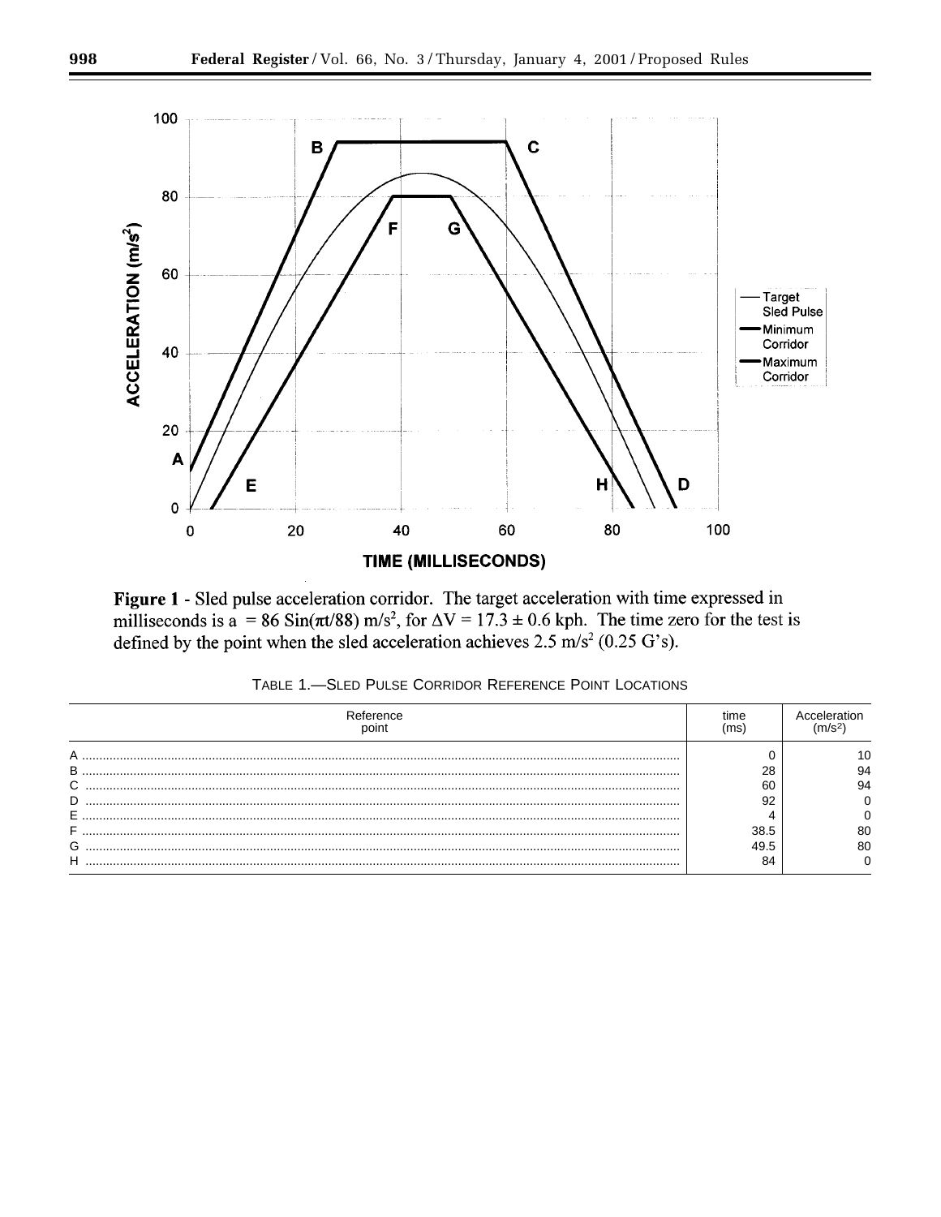Figure 1 - Sled pulse acceleration corridor. The target acceleration with time expressed in milliseconds is $a = 86 \sin(\pi t/88)$ m/s$^2$, for $\Delta V = 17.3 \pm 0.6$ kph. The time zero for the test is defined by the point when the sled acceleration achieves 2.5 m/s$^2$ (0.25 G's).

TABLE 1.—SLED PULSE CORRIDOR REFERENCE POINT LOCATIONS

| Reference point | time (ms) | Acceleration (m/s$^2$) |
|---|---|---|
| A | 0 | 10 |
| B | 28 | 94 |
| C | 60 | 94 |
| D | 92 | 0 |
| E | 4 | 0 |
| F | 38.5 | 80 |
| G | 49.5 | 80 |
| H | 84 | 0 |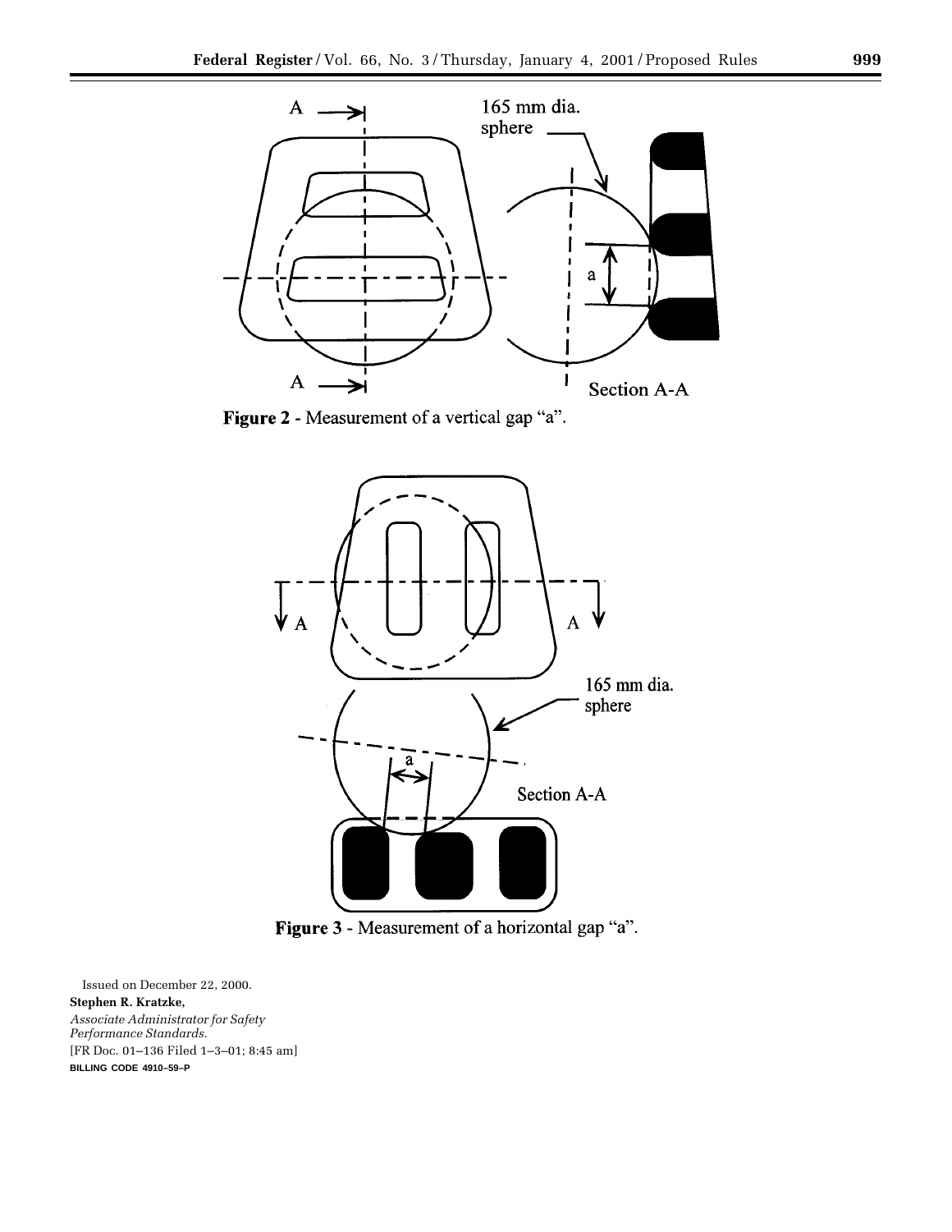A

165 mm dia.
sphere

a

A

Section A-A

**Figure 2** - Measurement of a vertical gap "a".

A

A

165 mm dia.
sphere

a

Section A-A

**Figure 3** - Measurement of a horizontal gap "a".

Issued on December 22, 2000.

**Stephen R. Kratzke,**

*Associate Administrator for Safety Performance Standards.*

[FR Doc. 01–136 Filed 1–3–01; 8:45 am]

**BILLING CODE 4910–59–P**